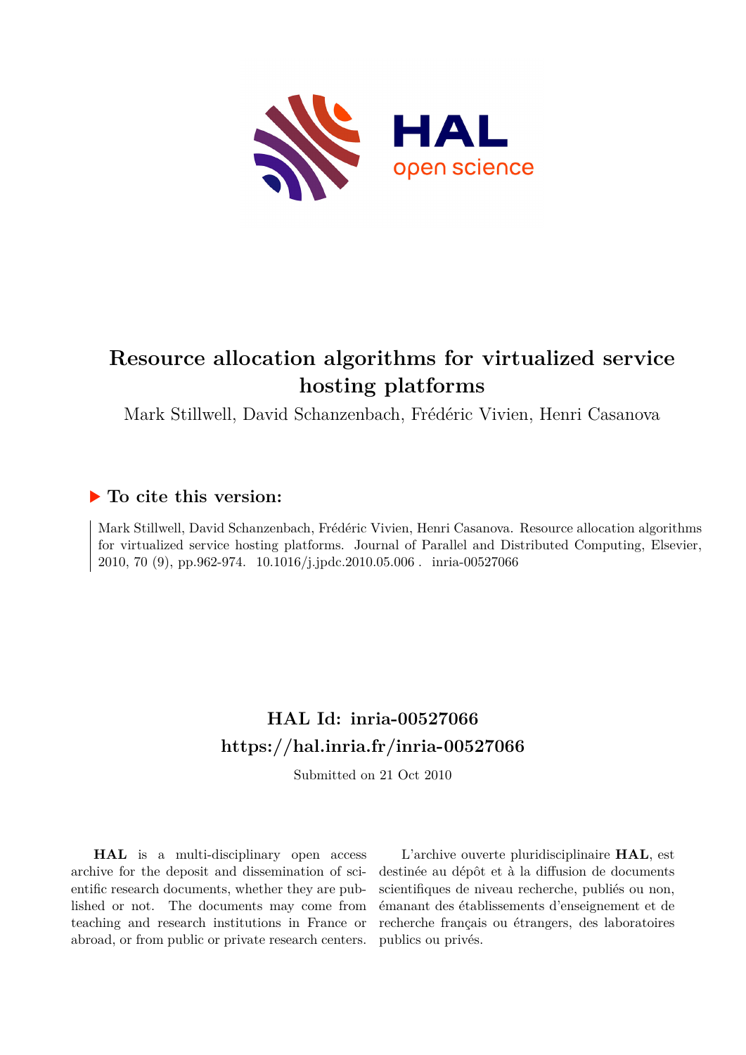# Resource allocation algorithms for virtualized service hosting platforms

Mark Stillwell, David Schanzenbach, Frédéric Vivien, Henri Casanova

## To cite this version:

Mark Stillwell, David Schanzenbach, Frédéric Vivien, Henri Casanova. Resource allocation algorithms for virtualized service hosting platforms. Journal of Parallel and Distributed Computing, Elsevier, 2010, 70 (9), pp.962-974. 10.1016/j.jpdc.2010.05.006 . inria-00527066

## HAL Id: inria-00527066
## https://hal.inria.fr/inria-00527066

Submitted on 21 Oct 2010

**HAL** is a multi-disciplinary open access archive for the deposit and dissemination of scientific research documents, whether they are published or not. The documents may come from teaching and research institutions in France or abroad, or from public or private research centers.

L'archive ouverte pluridisciplinaire **HAL**, est destinée au dépôt et à la diffusion de documents scientifiques de niveau recherche, publiés ou non, émanant des établissements d'enseignement et de recherche français ou étrangers, des laboratoires publics ou privés.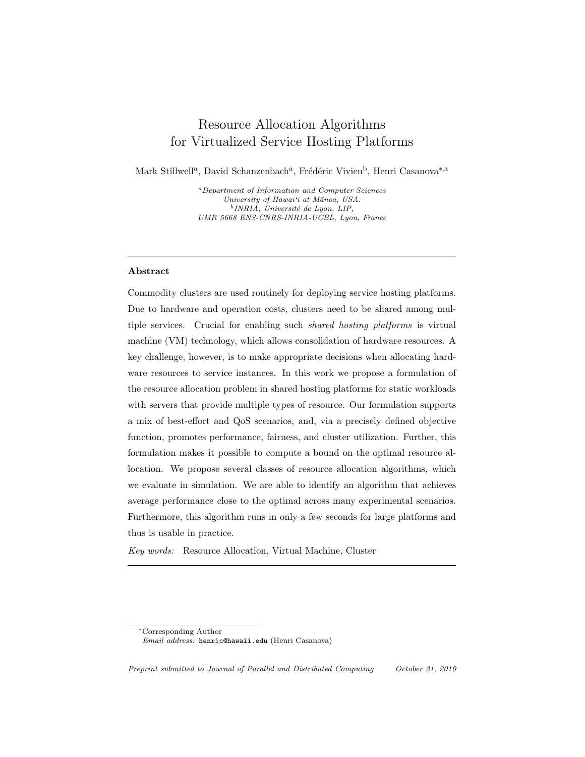# Resource Allocation Algorithms for Virtualized Service Hosting Platforms

Mark Stillwell[a], David Schanzenbach[a], Frédéric Vivien[b], Henri Casanova[*,a]

[a] *Department of Information and Computer Sciences University of Hawai'i at Mānoa, USA.*
[b] *INRIA, Université de Lyon, LIP, UMR 5668 ENS-CNRS-INRIA-UCBL, Lyon, France*

---

**Abstract**

Commodity clusters are used routinely for deploying service hosting platforms. Due to hardware and operation costs, clusters need to be shared among multiple services. Crucial for enabling such *shared hosting platforms* is virtual machine (VM) technology, which allows consolidation of hardware resources. A key challenge, however, is to make appropriate decisions when allocating hardware resources to service instances. In this work we propose a formulation of the resource allocation problem in shared hosting platforms for static workloads with servers that provide multiple types of resource. Our formulation supports a mix of best-effort and QoS scenarios, and, via a precisely defined objective function, promotes performance, fairness, and cluster utilization. Further, this formulation makes it possible to compute a bound on the optimal resource allocation. We propose several classes of resource allocation algorithms, which we evaluate in simulation. We are able to identify an algorithm that achieves average performance close to the optimal across many experimental scenarios. Furthermore, this algorithm runs in only a few seconds for large platforms and thus is usable in practice.

*Key words:* Resource Allocation, Virtual Machine, Cluster

---

[*] Corresponding Author
*Email address:* henric@hawaii.edu (Henri Casanova)

*Preprint submitted to Journal of Parallel and Distributed Computing October 21, 2010*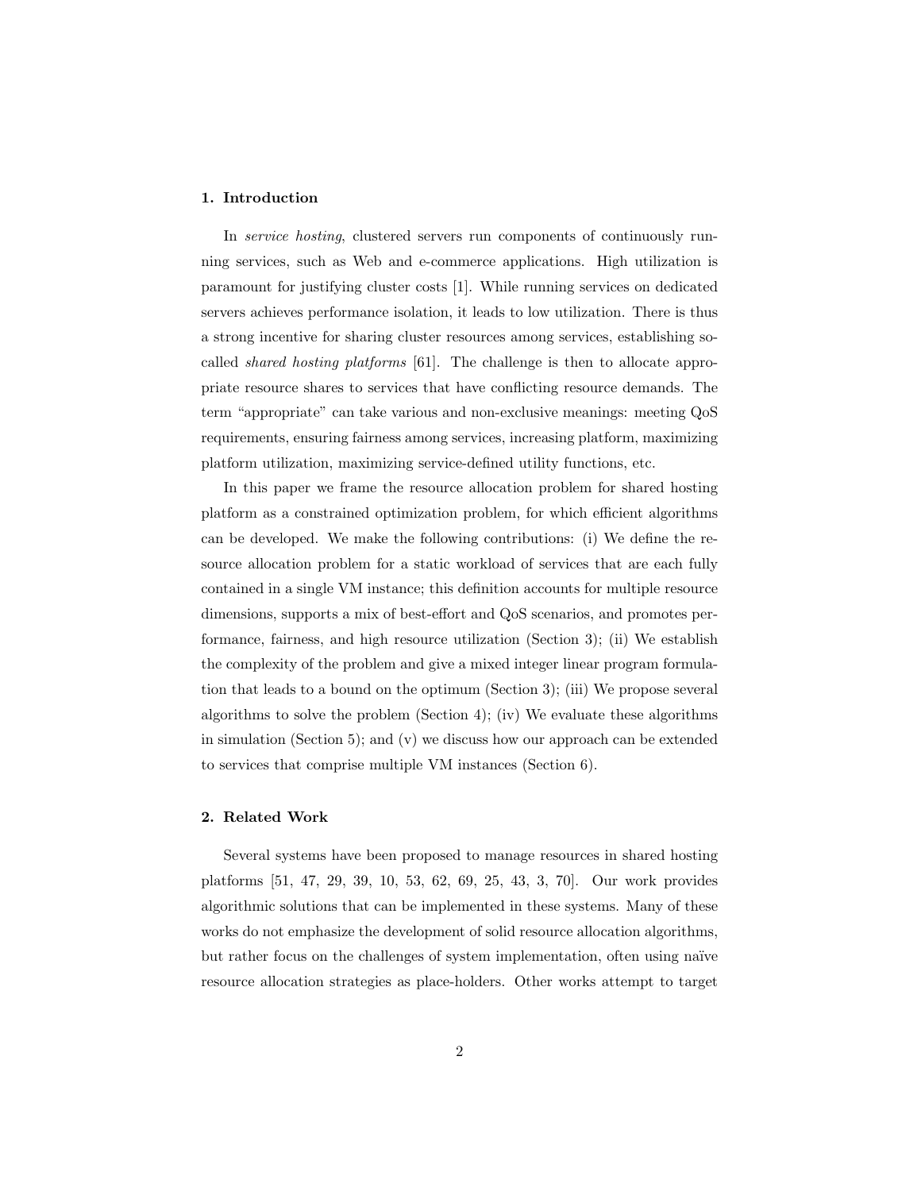## 1. Introduction

In *service hosting*, clustered servers run components of continuously running services, such as Web and e-commerce applications. High utilization is paramount for justifying cluster costs [1]. While running services on dedicated servers achieves performance isolation, it leads to low utilization. There is thus a strong incentive for sharing cluster resources among services, establishing so-called *shared hosting platforms* [61]. The challenge is then to allocate appropriate resource shares to services that have conflicting resource demands. The term "appropriate" can take various and non-exclusive meanings: meeting QoS requirements, ensuring fairness among services, increasing platform, maximizing platform utilization, maximizing service-defined utility functions, etc.

In this paper we frame the resource allocation problem for shared hosting platform as a constrained optimization problem, for which efficient algorithms can be developed. We make the following contributions: (i) We define the resource allocation problem for a static workload of services that are each fully contained in a single VM instance; this definition accounts for multiple resource dimensions, supports a mix of best-effort and QoS scenarios, and promotes performance, fairness, and high resource utilization (Section 3); (ii) We establish the complexity of the problem and give a mixed integer linear program formulation that leads to a bound on the optimum (Section 3); (iii) We propose several algorithms to solve the problem (Section 4); (iv) We evaluate these algorithms in simulation (Section 5); and (v) we discuss how our approach can be extended to services that comprise multiple VM instances (Section 6).

## 2. Related Work

Several systems have been proposed to manage resources in shared hosting platforms [51, 47, 29, 39, 10, 53, 62, 69, 25, 43, 3, 70]. Our work provides algorithmic solutions that can be implemented in these systems. Many of these works do not emphasize the development of solid resource allocation algorithms, but rather focus on the challenges of system implementation, often using naïve resource allocation strategies as place-holders. Other works attempt to target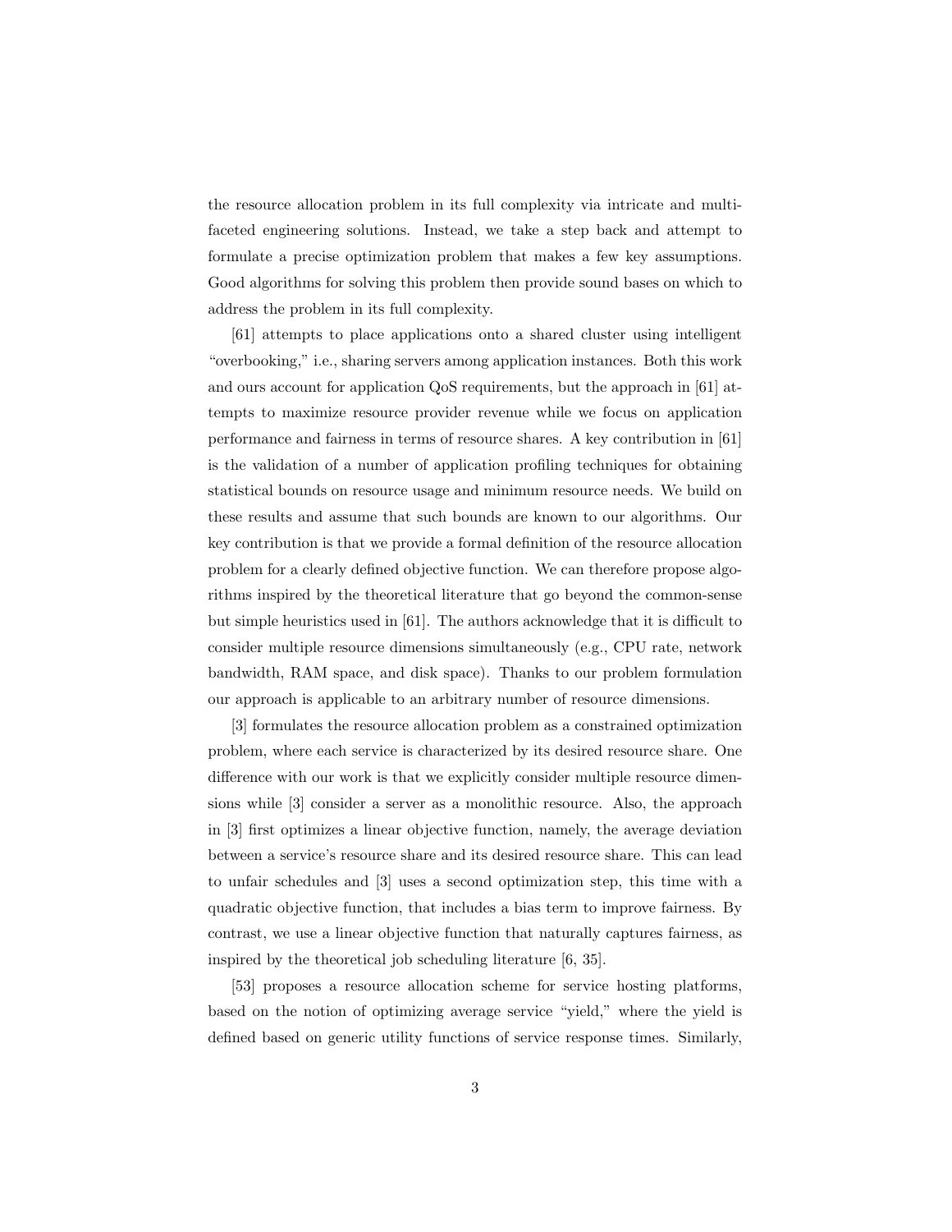the resource allocation problem in its full complexity via intricate and multi-faceted engineering solutions. Instead, we take a step back and attempt to formulate a precise optimization problem that makes a few key assumptions. Good algorithms for solving this problem then provide sound bases on which to address the problem in its full complexity.

[61] attempts to place applications onto a shared cluster using intelligent "overbooking," i.e., sharing servers among application instances. Both this work and ours account for application QoS requirements, but the approach in [61] attempts to maximize resource provider revenue while we focus on application performance and fairness in terms of resource shares. A key contribution in [61] is the validation of a number of application profiling techniques for obtaining statistical bounds on resource usage and minimum resource needs. We build on these results and assume that such bounds are known to our algorithms. Our key contribution is that we provide a formal definition of the resource allocation problem for a clearly defined objective function. We can therefore propose algorithms inspired by the theoretical literature that go beyond the common-sense but simple heuristics used in [61]. The authors acknowledge that it is difficult to consider multiple resource dimensions simultaneously (e.g., CPU rate, network bandwidth, RAM space, and disk space). Thanks to our problem formulation our approach is applicable to an arbitrary number of resource dimensions.

[3] formulates the resource allocation problem as a constrained optimization problem, where each service is characterized by its desired resource share. One difference with our work is that we explicitly consider multiple resource dimensions while [3] consider a server as a monolithic resource. Also, the approach in [3] first optimizes a linear objective function, namely, the average deviation between a service's resource share and its desired resource share. This can lead to unfair schedules and [3] uses a second optimization step, this time with a quadratic objective function, that includes a bias term to improve fairness. By contrast, we use a linear objective function that naturally captures fairness, as inspired by the theoretical job scheduling literature [6, 35].

[53] proposes a resource allocation scheme for service hosting platforms, based on the notion of optimizing average service "yield," where the yield is defined based on generic utility functions of service response times. Similarly,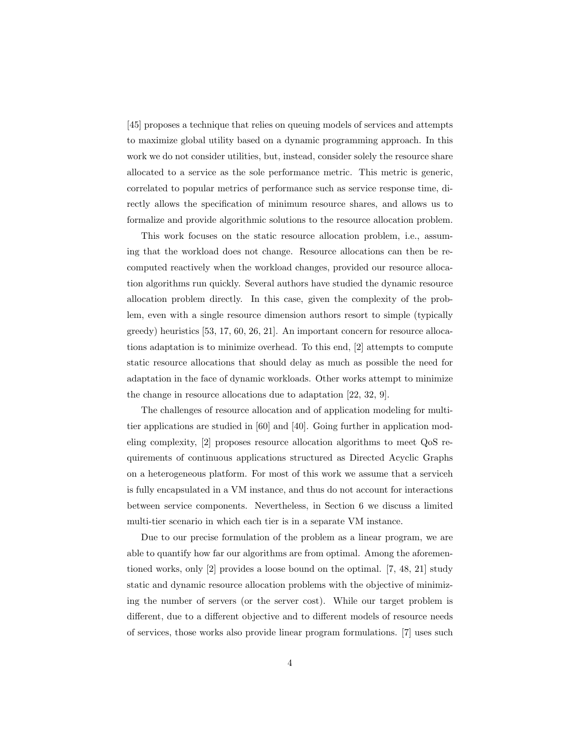[45] proposes a technique that relies on queuing models of services and attempts to maximize global utility based on a dynamic programming approach. In this work we do not consider utilities, but, instead, consider solely the resource share allocated to a service as the sole performance metric. This metric is generic, correlated to popular metrics of performance such as service response time, directly allows the specification of minimum resource shares, and allows us to formalize and provide algorithmic solutions to the resource allocation problem.

This work focuses on the static resource allocation problem, i.e., assuming that the workload does not change. Resource allocations can then be recomputed reactively when the workload changes, provided our resource allocation algorithms run quickly. Several authors have studied the dynamic resource allocation problem directly. In this case, given the complexity of the problem, even with a single resource dimension authors resort to simple (typically greedy) heuristics [53, 17, 60, 26, 21]. An important concern for resource allocations adaptation is to minimize overhead. To this end, [2] attempts to compute static resource allocations that should delay as much as possible the need for adaptation in the face of dynamic workloads. Other works attempt to minimize the change in resource allocations due to adaptation [22, 32, 9].

The challenges of resource allocation and of application modeling for multi-tier applications are studied in [60] and [40]. Going further in application modeling complexity, [2] proposes resource allocation algorithms to meet QoS requirements of continuous applications structured as Directed Acyclic Graphs on a heterogeneous platform. For most of this work we assume that a serviceh is fully encapsulated in a VM instance, and thus do not account for interactions between service components. Nevertheless, in Section 6 we discuss a limited multi-tier scenario in which each tier is in a separate VM instance.

Due to our precise formulation of the problem as a linear program, we are able to quantify how far our algorithms are from optimal. Among the aforementioned works, only [2] provides a loose bound on the optimal. [7, 48, 21] study static and dynamic resource allocation problems with the objective of minimizing the number of servers (or the server cost). While our target problem is different, due to a different objective and to different models of resource needs of services, those works also provide linear program formulations. [7] uses such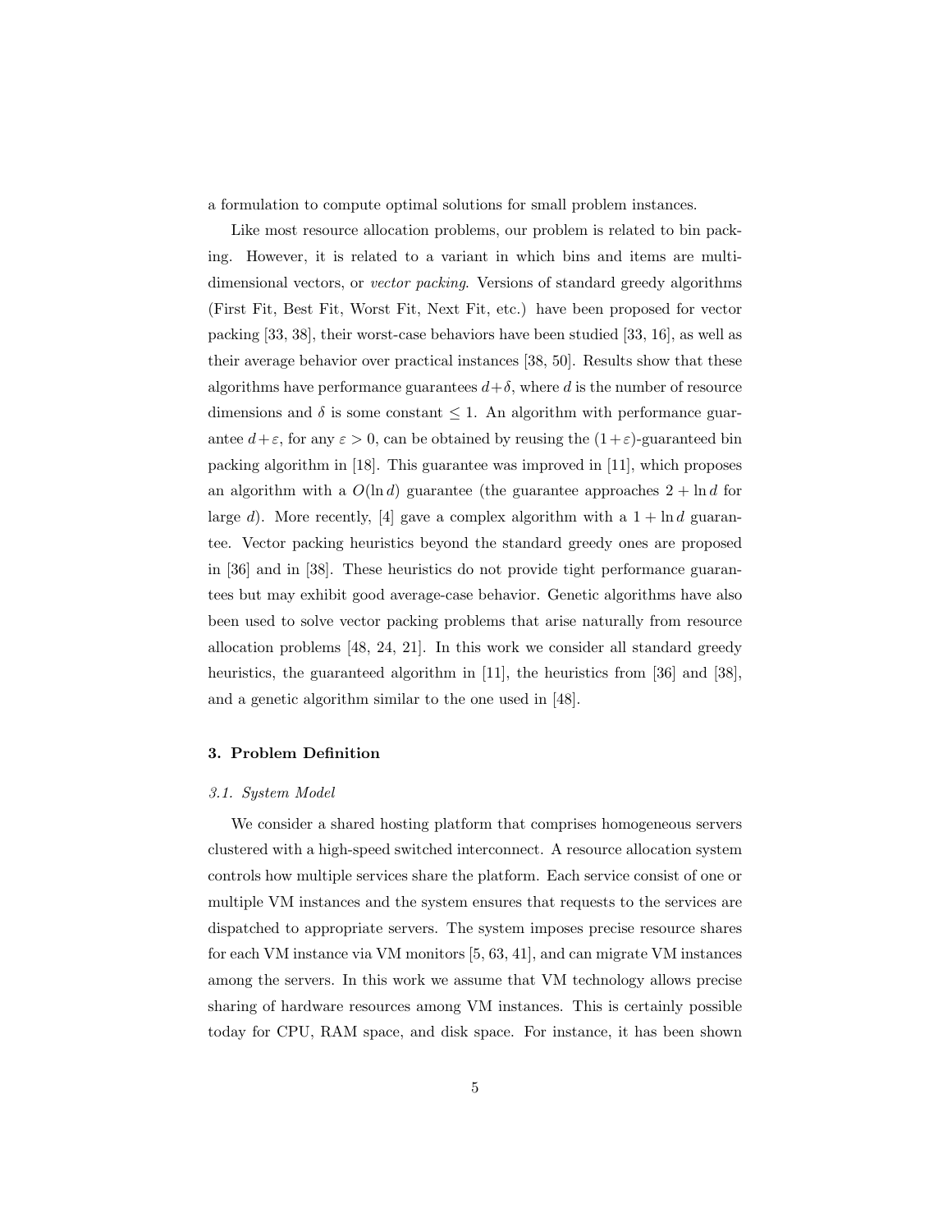a formulation to compute optimal solutions for small problem instances.

Like most resource allocation problems, our problem is related to bin packing. However, it is related to a variant in which bins and items are multi-dimensional vectors, or *vector packing*. Versions of standard greedy algorithms (First Fit, Best Fit, Worst Fit, Next Fit, etc.) have been proposed for vector packing [33, 38], their worst-case behaviors have been studied [33, 16], as well as their average behavior over practical instances [38, 50]. Results show that these algorithms have performance guarantees $d+\delta$, where $d$ is the number of resource dimensions and $\delta$ is some constant $\leq 1$. An algorithm with performance guarantee $d+\varepsilon$, for any $\varepsilon > 0$, can be obtained by reusing the $(1+\varepsilon)$-guaranteed bin packing algorithm in [18]. This guarantee was improved in [11], which proposes an algorithm with a $O(\ln d)$ guarantee (the guarantee approaches $2 + \ln d$ for large $d$). More recently, [4] gave a complex algorithm with a $1 + \ln d$ guarantee. Vector packing heuristics beyond the standard greedy ones are proposed in [36] and in [38]. These heuristics do not provide tight performance guarantees but may exhibit good average-case behavior. Genetic algorithms have also been used to solve vector packing problems that arise naturally from resource allocation problems [48, 24, 21]. In this work we consider all standard greedy heuristics, the guaranteed algorithm in [11], the heuristics from [36] and [38], and a genetic algorithm similar to the one used in [48].

## 3. Problem Definition

### 3.1. System Model

We consider a shared hosting platform that comprises homogeneous servers clustered with a high-speed switched interconnect. A resource allocation system controls how multiple services share the platform. Each service consist of one or multiple VM instances and the system ensures that requests to the services are dispatched to appropriate servers. The system imposes precise resource shares for each VM instance via VM monitors [5, 63, 41], and can migrate VM instances among the servers. In this work we assume that VM technology allows precise sharing of hardware resources among VM instances. This is certainly possible today for CPU, RAM space, and disk space. For instance, it has been shown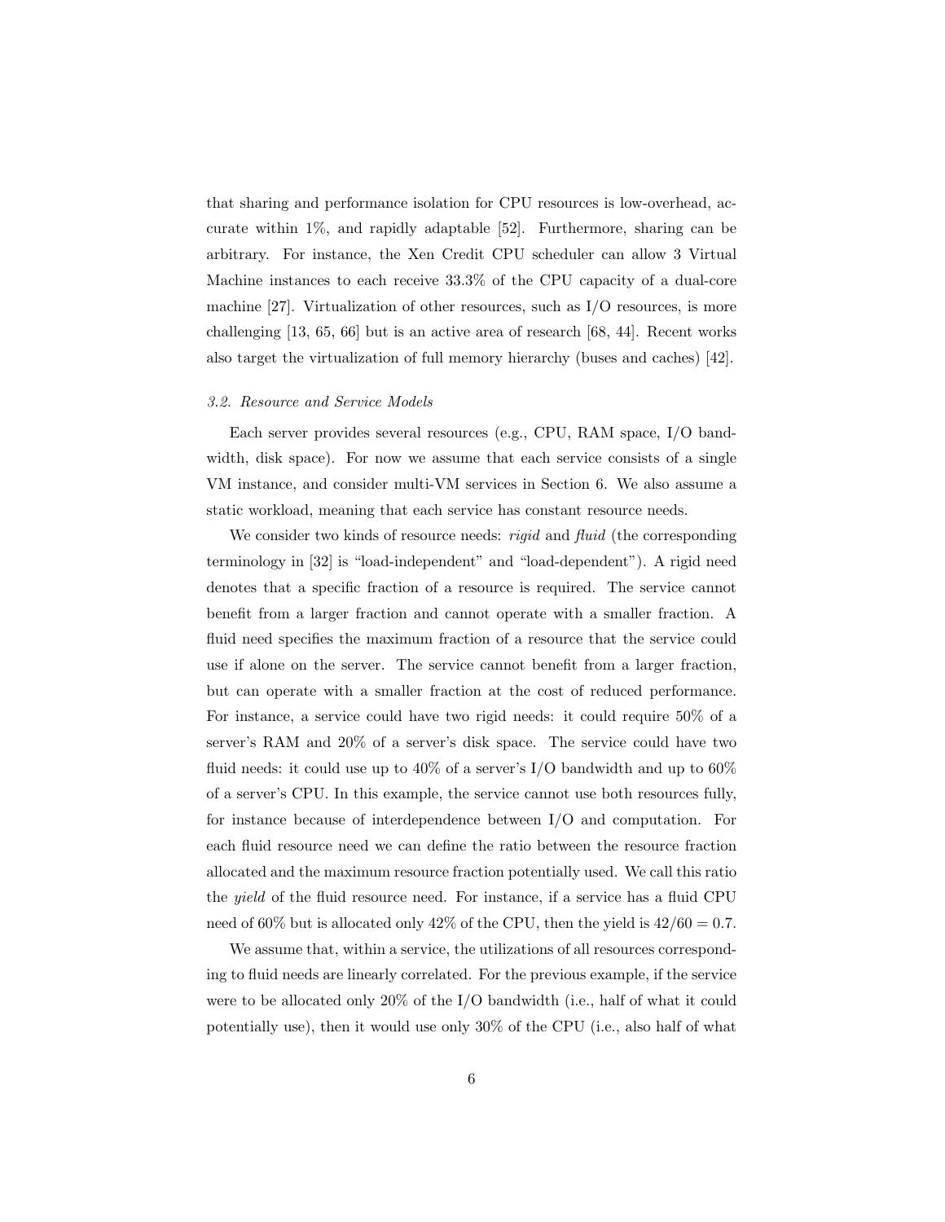that sharing and performance isolation for CPU resources is low-overhead, accurate within 1%, and rapidly adaptable [52]. Furthermore, sharing can be arbitrary. For instance, the Xen Credit CPU scheduler can allow 3 Virtual Machine instances to each receive 33.3% of the CPU capacity of a dual-core machine [27]. Virtualization of other resources, such as I/O resources, is more challenging [13, 65, 66] but is an active area of research [68, 44]. Recent works also target the virtualization of full memory hierarchy (buses and caches) [42].

### *3.2. Resource and Service Models*

Each server provides several resources (e.g., CPU, RAM space, I/O bandwidth, disk space). For now we assume that each service consists of a single VM instance, and consider multi-VM services in Section 6. We also assume a static workload, meaning that each service has constant resource needs.

We consider two kinds of resource needs: *rigid* and *fluid* (the corresponding terminology in [32] is "load-independent" and "load-dependent"). A rigid need denotes that a specific fraction of a resource is required. The service cannot benefit from a larger fraction and cannot operate with a smaller fraction. A fluid need specifies the maximum fraction of a resource that the service could use if alone on the server. The service cannot benefit from a larger fraction, but can operate with a smaller fraction at the cost of reduced performance. For instance, a service could have two rigid needs: it could require 50% of a server's RAM and 20% of a server's disk space. The service could have two fluid needs: it could use up to 40% of a server's I/O bandwidth and up to 60% of a server's CPU. In this example, the service cannot use both resources fully, for instance because of interdependence between I/O and computation. For each fluid resource need we can define the ratio between the resource fraction allocated and the maximum resource fraction potentially used. We call this ratio the *yield* of the fluid resource need. For instance, if a service has a fluid CPU need of 60% but is allocated only 42% of the CPU, then the yield is $42/60 = 0.7$.

We assume that, within a service, the utilizations of all resources corresponding to fluid needs are linearly correlated. For the previous example, if the service were to be allocated only 20% of the I/O bandwidth (i.e., half of what it could potentially use), then it would use only 30% of the CPU (i.e., also half of what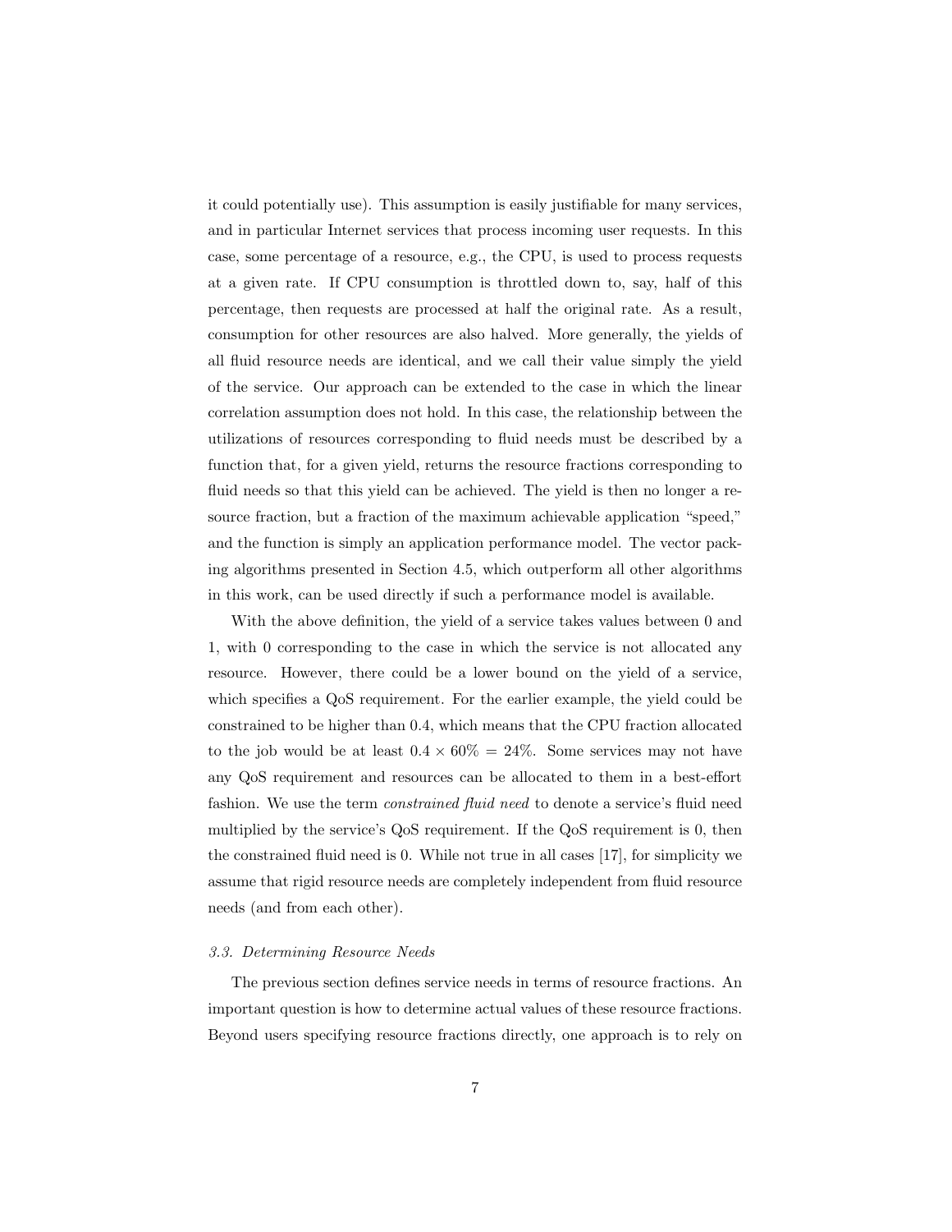it could potentially use). This assumption is easily justifiable for many services, and in particular Internet services that process incoming user requests. In this case, some percentage of a resource, e.g., the CPU, is used to process requests at a given rate. If CPU consumption is throttled down to, say, half of this percentage, then requests are processed at half the original rate. As a result, consumption for other resources are also halved. More generally, the yields of all fluid resource needs are identical, and we call their value simply the yield of the service. Our approach can be extended to the case in which the linear correlation assumption does not hold. In this case, the relationship between the utilizations of resources corresponding to fluid needs must be described by a function that, for a given yield, returns the resource fractions corresponding to fluid needs so that this yield can be achieved. The yield is then no longer a resource fraction, but a fraction of the maximum achievable application "speed," and the function is simply an application performance model. The vector packing algorithms presented in Section 4.5, which outperform all other algorithms in this work, can be used directly if such a performance model is available.

With the above definition, the yield of a service takes values between 0 and 1, with 0 corresponding to the case in which the service is not allocated any resource. However, there could be a lower bound on the yield of a service, which specifies a QoS requirement. For the earlier example, the yield could be constrained to be higher than 0.4, which means that the CPU fraction allocated to the job would be at least $0.4 \times 60\% = 24\%$. Some services may not have any QoS requirement and resources can be allocated to them in a best-effort fashion. We use the term *constrained fluid need* to denote a service's fluid need multiplied by the service's QoS requirement. If the QoS requirement is 0, then the constrained fluid need is 0. While not true in all cases [17], for simplicity we assume that rigid resource needs are completely independent from fluid resource needs (and from each other).

### *3.3. Determining Resource Needs*

The previous section defines service needs in terms of resource fractions. An important question is how to determine actual values of these resource fractions. Beyond users specifying resource fractions directly, one approach is to rely on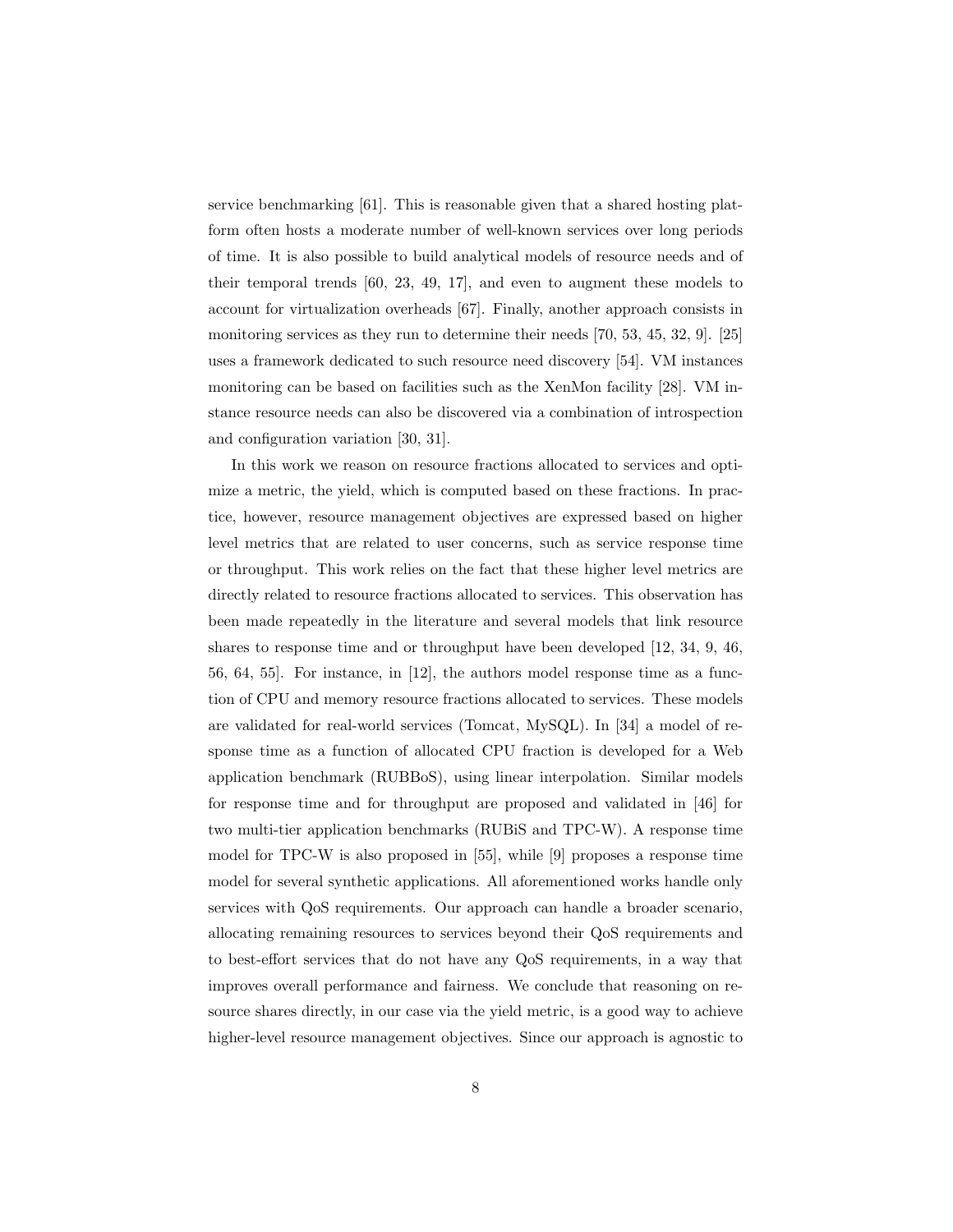service benchmarking [61]. This is reasonable given that a shared hosting platform often hosts a moderate number of well-known services over long periods of time. It is also possible to build analytical models of resource needs and of their temporal trends [60, 23, 49, 17], and even to augment these models to account for virtualization overheads [67]. Finally, another approach consists in monitoring services as they run to determine their needs [70, 53, 45, 32, 9]. [25] uses a framework dedicated to such resource need discovery [54]. VM instances monitoring can be based on facilities such as the XenMon facility [28]. VM instance resource needs can also be discovered via a combination of introspection and configuration variation [30, 31].

In this work we reason on resource fractions allocated to services and optimize a metric, the yield, which is computed based on these fractions. In practice, however, resource management objectives are expressed based on higher level metrics that are related to user concerns, such as service response time or throughput. This work relies on the fact that these higher level metrics are directly related to resource fractions allocated to services. This observation has been made repeatedly in the literature and several models that link resource shares to response time and or throughput have been developed [12, 34, 9, 46, 56, 64, 55]. For instance, in [12], the authors model response time as a function of CPU and memory resource fractions allocated to services. These models are validated for real-world services (Tomcat, MySQL). In [34] a model of response time as a function of allocated CPU fraction is developed for a Web application benchmark (RUBBoS), using linear interpolation. Similar models for response time and for throughput are proposed and validated in [46] for two multi-tier application benchmarks (RUBiS and TPC-W). A response time model for TPC-W is also proposed in [55], while [9] proposes a response time model for several synthetic applications. All aforementioned works handle only services with QoS requirements. Our approach can handle a broader scenario, allocating remaining resources to services beyond their QoS requirements and to best-effort services that do not have any QoS requirements, in a way that improves overall performance and fairness. We conclude that reasoning on resource shares directly, in our case via the yield metric, is a good way to achieve higher-level resource management objectives. Since our approach is agnostic to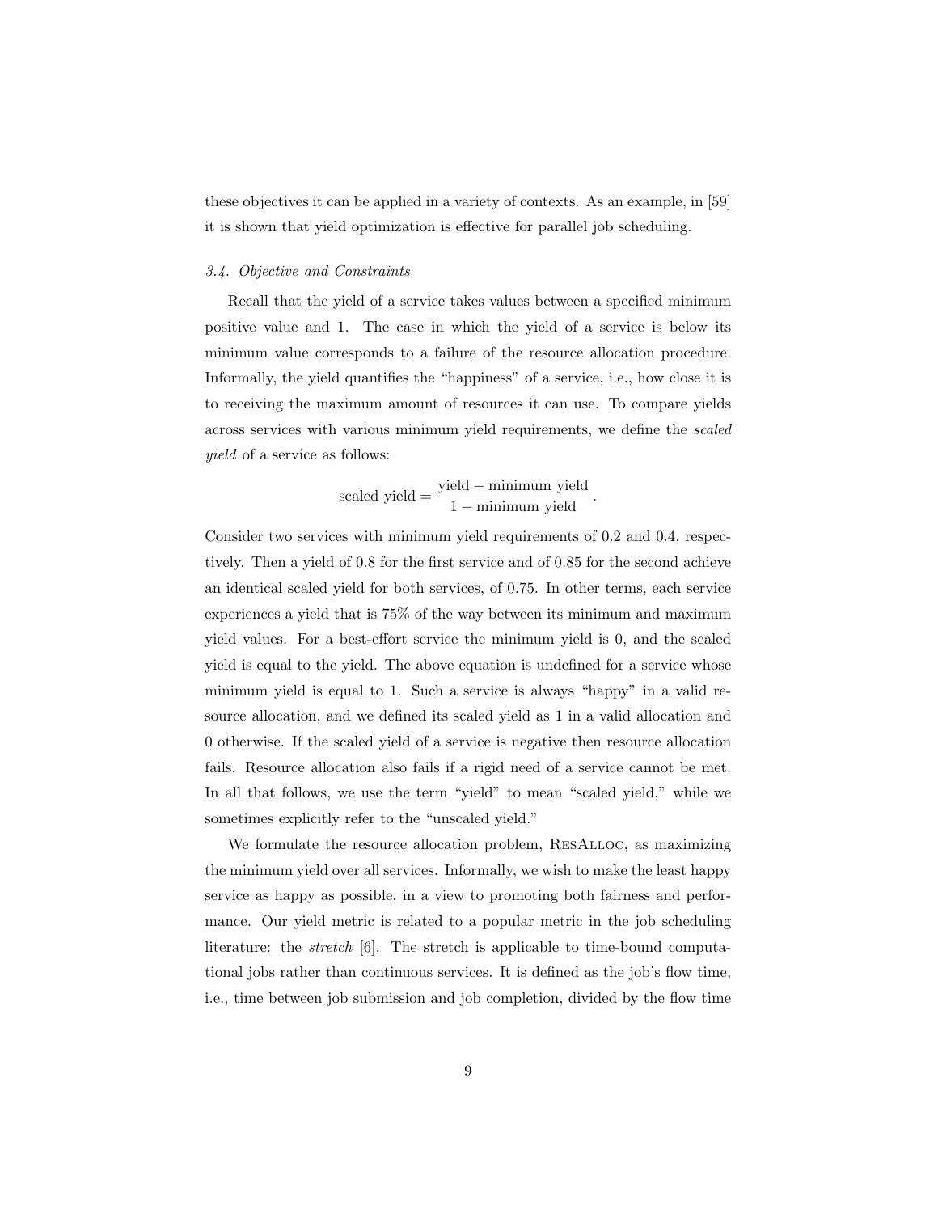these objectives it can be applied in a variety of contexts. As an example, in [59] it is shown that yield optimization is effective for parallel job scheduling.

### *3.4. Objective and Constraints*

Recall that the yield of a service takes values between a specified minimum positive value and 1. The case in which the yield of a service is below its minimum value corresponds to a failure of the resource allocation procedure. Informally, the yield quantifies the "happiness" of a service, i.e., how close it is to receiving the maximum amount of resources it can use. To compare yields across services with various minimum yield requirements, we define the *scaled yield* of a service as follows:

$$\text{scaled yield} = \frac{\text{yield} - \text{minimum yield}}{1 - \text{minimum yield}} .$$

Consider two services with minimum yield requirements of 0.2 and 0.4, respectively. Then a yield of 0.8 for the first service and of 0.85 for the second achieve an identical scaled yield for both services, of 0.75. In other terms, each service experiences a yield that is 75% of the way between its minimum and maximum yield values. For a best-effort service the minimum yield is 0, and the scaled yield is equal to the yield. The above equation is undefined for a service whose minimum yield is equal to 1. Such a service is always "happy" in a valid resource allocation, and we defined its scaled yield as 1 in a valid allocation and 0 otherwise. If the scaled yield of a service is negative then resource allocation fails. Resource allocation also fails if a rigid need of a service cannot be met. In all that follows, we use the term "yield" to mean "scaled yield," while we sometimes explicitly refer to the "unscaled yield."

We formulate the resource allocation problem, ResAlloc, as maximizing the minimum yield over all services. Informally, we wish to make the least happy service as happy as possible, in a view to promoting both fairness and performance. Our yield metric is related to a popular metric in the job scheduling literature: the *stretch* [6]. The stretch is applicable to time-bound computational jobs rather than continuous services. It is defined as the job's flow time, i.e., time between job submission and job completion, divided by the flow time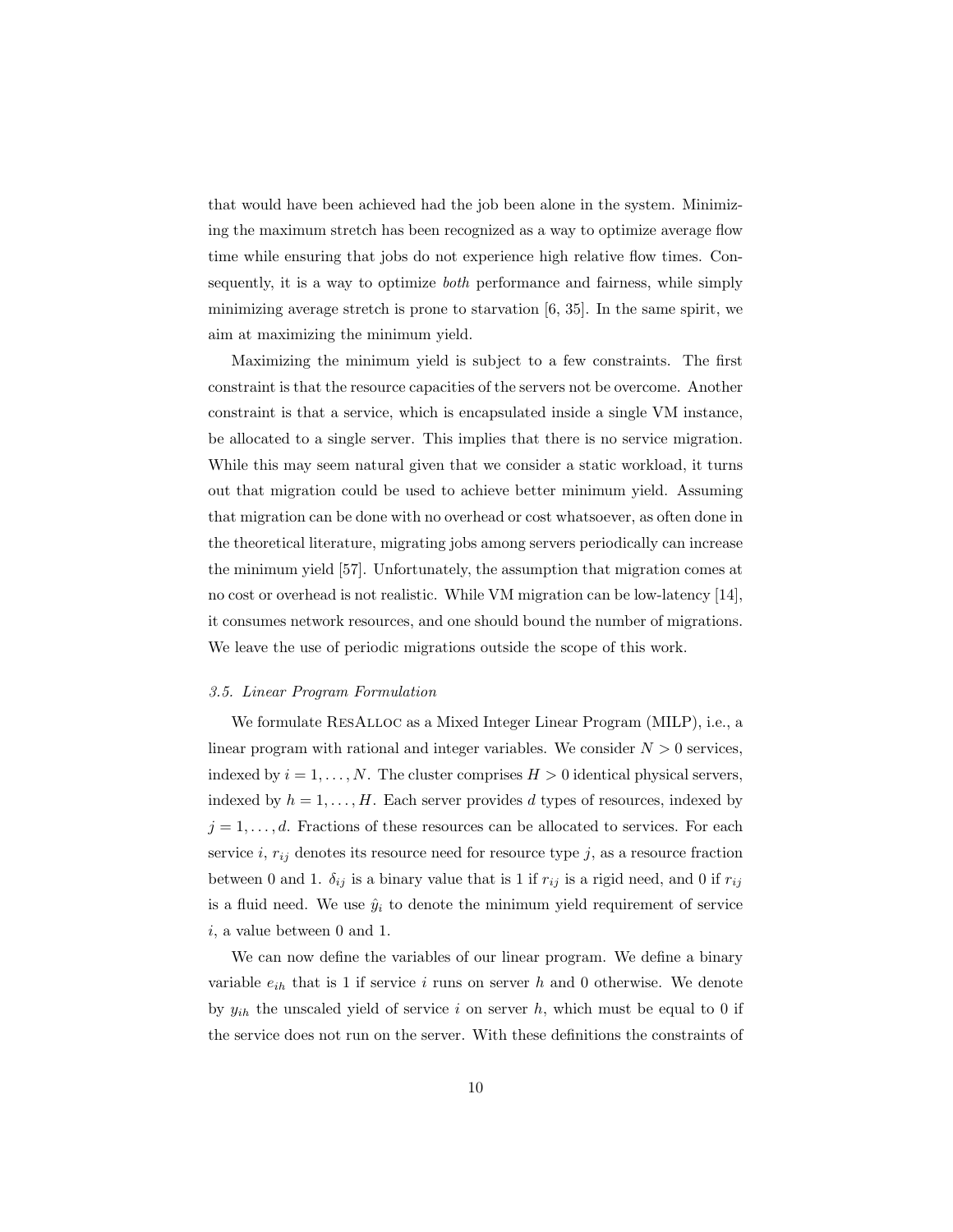that would have been achieved had the job been alone in the system. Minimizing the maximum stretch has been recognized as a way to optimize average flow time while ensuring that jobs do not experience high relative flow times. Consequently, it is a way to optimize *both* performance and fairness, while simply minimizing average stretch is prone to starvation [6, 35]. In the same spirit, we aim at maximizing the minimum yield.

Maximizing the minimum yield is subject to a few constraints. The first constraint is that the resource capacities of the servers not be overcome. Another constraint is that a service, which is encapsulated inside a single VM instance, be allocated to a single server. This implies that there is no service migration. While this may seem natural given that we consider a static workload, it turns out that migration could be used to achieve better minimum yield. Assuming that migration can be done with no overhead or cost whatsoever, as often done in the theoretical literature, migrating jobs among servers periodically can increase the minimum yield [57]. Unfortunately, the assumption that migration comes at no cost or overhead is not realistic. While VM migration can be low-latency [14], it consumes network resources, and one should bound the number of migrations. We leave the use of periodic migrations outside the scope of this work.

### *3.5. Linear Program Formulation*

We formulate ResAlloc as a Mixed Integer Linear Program (MILP), i.e., a linear program with rational and integer variables. We consider $N > 0$ services, indexed by $i = 1, \ldots, N$. The cluster comprises $H > 0$ identical physical servers, indexed by $h = 1, \ldots, H$. Each server provides $d$ types of resources, indexed by $j = 1, \ldots, d$. Fractions of these resources can be allocated to services. For each service $i$, $r_{ij}$ denotes its resource need for resource type $j$, as a resource fraction between 0 and 1. $\delta_{ij}$ is a binary value that is 1 if $r_{ij}$ is a rigid need, and 0 if $r_{ij}$ is a fluid need. We use $\hat{y}_i$ to denote the minimum yield requirement of service $i$, a value between 0 and 1.

We can now define the variables of our linear program. We define a binary variable $e_{ih}$ that is 1 if service $i$ runs on server $h$ and 0 otherwise. We denote by $y_{ih}$ the unscaled yield of service $i$ on server $h$, which must be equal to 0 if the service does not run on the server. With these definitions the constraints of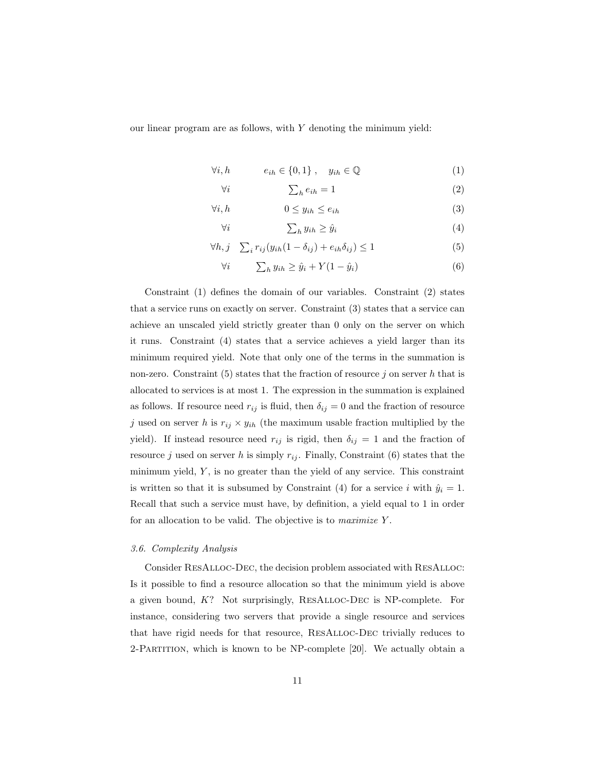our linear program are as follows, with $Y$ denoting the minimum yield:

$$\forall i, h \qquad e_{ih} \in \{0,1\}\,, \quad y_{ih} \in \mathbb{Q} \tag{1}$$

$$\forall i \qquad \sum_h e_{ih} = 1 \tag{2}$$

$$\forall i, h \qquad 0 \leq y_{ih} \leq e_{ih} \tag{3}$$

$$\forall i \qquad \sum_h y_{ih} \geq \hat{y}_i \tag{4}$$

$$\forall h, j \quad \sum_i r_{ij}(y_{ih}(1-\delta_{ij}) + e_{ih}\delta_{ij}) \leq 1 \tag{5}$$

$$\forall i \qquad \sum_h y_{ih} \geq \hat{y}_i + Y(1-\hat{y}_i) \tag{6}$$

Constraint (1) defines the domain of our variables. Constraint (2) states that a service runs on exactly on server. Constraint (3) states that a service can achieve an unscaled yield strictly greater than 0 only on the server on which it runs. Constraint (4) states that a service achieves a yield larger than its minimum required yield. Note that only one of the terms in the summation is non-zero. Constraint (5) states that the fraction of resource $j$ on server $h$ that is allocated to services is at most 1. The expression in the summation is explained as follows. If resource need $r_{ij}$ is fluid, then $\delta_{ij} = 0$ and the fraction of resource $j$ used on server $h$ is $r_{ij} \times y_{ih}$ (the maximum usable fraction multiplied by the yield). If instead resource need $r_{ij}$ is rigid, then $\delta_{ij} = 1$ and the fraction of resource $j$ used on server $h$ is simply $r_{ij}$. Finally, Constraint (6) states that the minimum yield, $Y$, is no greater than the yield of any service. This constraint is written so that it is subsumed by Constraint (4) for a service $i$ with $\hat{y}_i = 1$. Recall that such a service must have, by definition, a yield equal to 1 in order for an allocation to be valid. The objective is to *maximize* $Y$.

### *3.6. Complexity Analysis*

Consider ResAlloc-Dec, the decision problem associated with ResAlloc: Is it possible to find a resource allocation so that the minimum yield is above a given bound, $K$? Not surprisingly, ResAlloc-Dec is NP-complete. For instance, considering two servers that provide a single resource and services that have rigid needs for that resource, ResAlloc-Dec trivially reduces to 2-Partition, which is known to be NP-complete [20]. We actually obtain a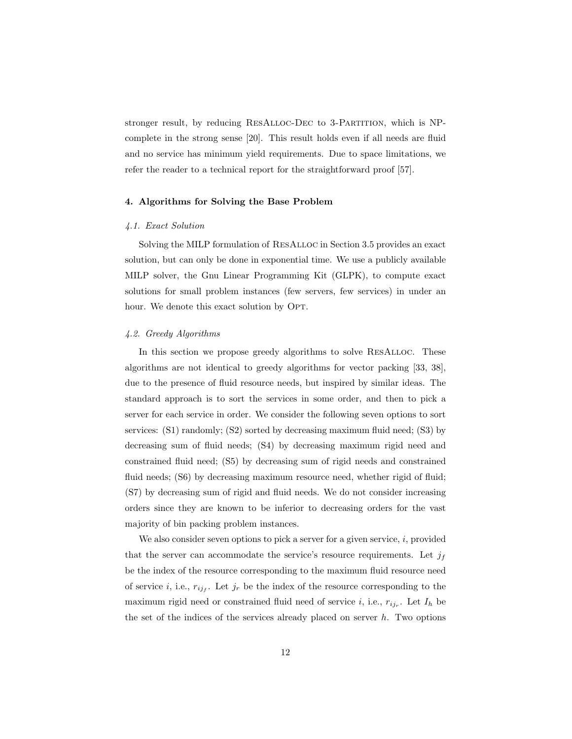stronger result, by reducing ResAlloc-Dec to 3-Partition, which is NP-complete in the strong sense [20]. This result holds even if all needs are fluid and no service has minimum yield requirements. Due to space limitations, we refer the reader to a technical report for the straightforward proof [57].

## 4. Algorithms for Solving the Base Problem

### *4.1. Exact Solution*

Solving the MILP formulation of ResAlloc in Section 3.5 provides an exact solution, but can only be done in exponential time. We use a publicly available MILP solver, the Gnu Linear Programming Kit (GLPK), to compute exact solutions for small problem instances (few servers, few services) in under an hour. We denote this exact solution by Opt.

### *4.2. Greedy Algorithms*

In this section we propose greedy algorithms to solve ResAlloc. These algorithms are not identical to greedy algorithms for vector packing [33, 38], due to the presence of fluid resource needs, but inspired by similar ideas. The standard approach is to sort the services in some order, and then to pick a server for each service in order. We consider the following seven options to sort services: (S1) randomly; (S2) sorted by decreasing maximum fluid need; (S3) by decreasing sum of fluid needs; (S4) by decreasing maximum rigid need and constrained fluid need; (S5) by decreasing sum of rigid needs and constrained fluid needs; (S6) by decreasing maximum resource need, whether rigid of fluid; (S7) by decreasing sum of rigid and fluid needs. We do not consider increasing orders since they are known to be inferior to decreasing orders for the vast majority of bin packing problem instances.

We also consider seven options to pick a server for a given service, $i$, provided that the server can accommodate the service's resource requirements. Let $j_f$ be the index of the resource corresponding to the maximum fluid resource need of service $i$, i.e., $r_{ij_f}$. Let $j_r$ be the index of the resource corresponding to the maximum rigid need or constrained fluid need of service $i$, i.e., $r_{ij_r}$. Let $I_h$ be the set of the indices of the services already placed on server $h$. Two options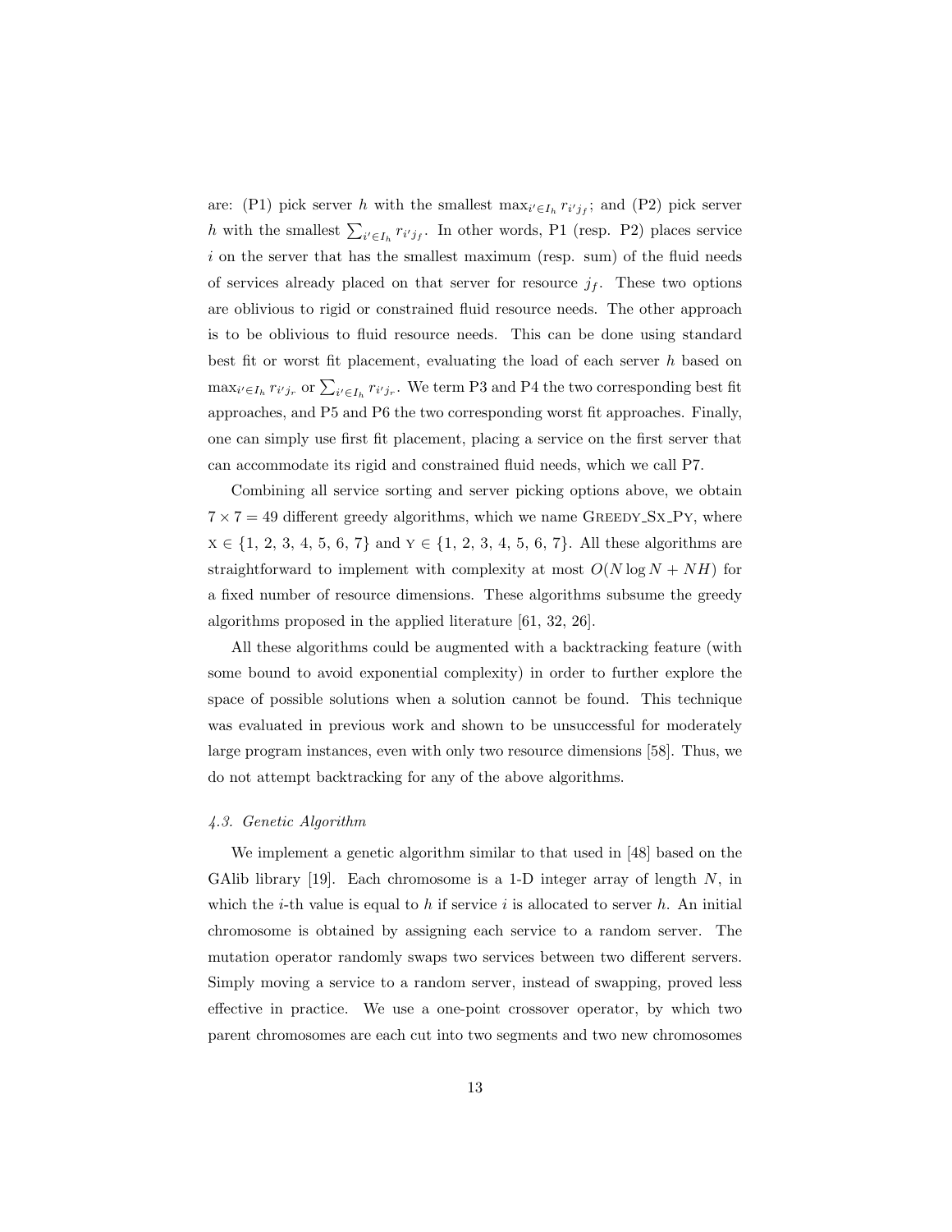are: (P1) pick server $h$ with the smallest $\max_{i' \in I_h} r_{i'j_f}$; and (P2) pick server $h$ with the smallest $\sum_{i' \in I_h} r_{i'j_f}$. In other words, P1 (resp. P2) places service $i$ on the server that has the smallest maximum (resp. sum) of the fluid needs of services already placed on that server for resource $j_f$. These two options are oblivious to rigid or constrained fluid resource needs. The other approach is to be oblivious to fluid resource needs. This can be done using standard best fit or worst fit placement, evaluating the load of each server $h$ based on $\max_{i' \in I_h} r_{i'j_r}$ or $\sum_{i' \in I_h} r_{i'j_r}$. We term P3 and P4 the two corresponding best fit approaches, and P5 and P6 the two corresponding worst fit approaches. Finally, one can simply use first fit placement, placing a service on the first server that can accommodate its rigid and constrained fluid needs, which we call P7.

Combining all service sorting and server picking options above, we obtain $7 \times 7 = 49$ different greedy algorithms, which we name GREEDY_SX_PY, where X $\in \{1, 2, 3, 4, 5, 6, 7\}$ and Y $\in \{1, 2, 3, 4, 5, 6, 7\}$. All these algorithms are straightforward to implement with complexity at most $O(N \log N + NH)$ for a fixed number of resource dimensions. These algorithms subsume the greedy algorithms proposed in the applied literature [61, 32, 26].

All these algorithms could be augmented with a backtracking feature (with some bound to avoid exponential complexity) in order to further explore the space of possible solutions when a solution cannot be found. This technique was evaluated in previous work and shown to be unsuccessful for moderately large program instances, even with only two resource dimensions [58]. Thus, we do not attempt backtracking for any of the above algorithms.

### *4.3. Genetic Algorithm*

We implement a genetic algorithm similar to that used in [48] based on the GAlib library [19]. Each chromosome is a 1-D integer array of length $N$, in which the $i$-th value is equal to $h$ if service $i$ is allocated to server $h$. An initial chromosome is obtained by assigning each service to a random server. The mutation operator randomly swaps two services between two different servers. Simply moving a service to a random server, instead of swapping, proved less effective in practice. We use a one-point crossover operator, by which two parent chromosomes are each cut into two segments and two new chromosomes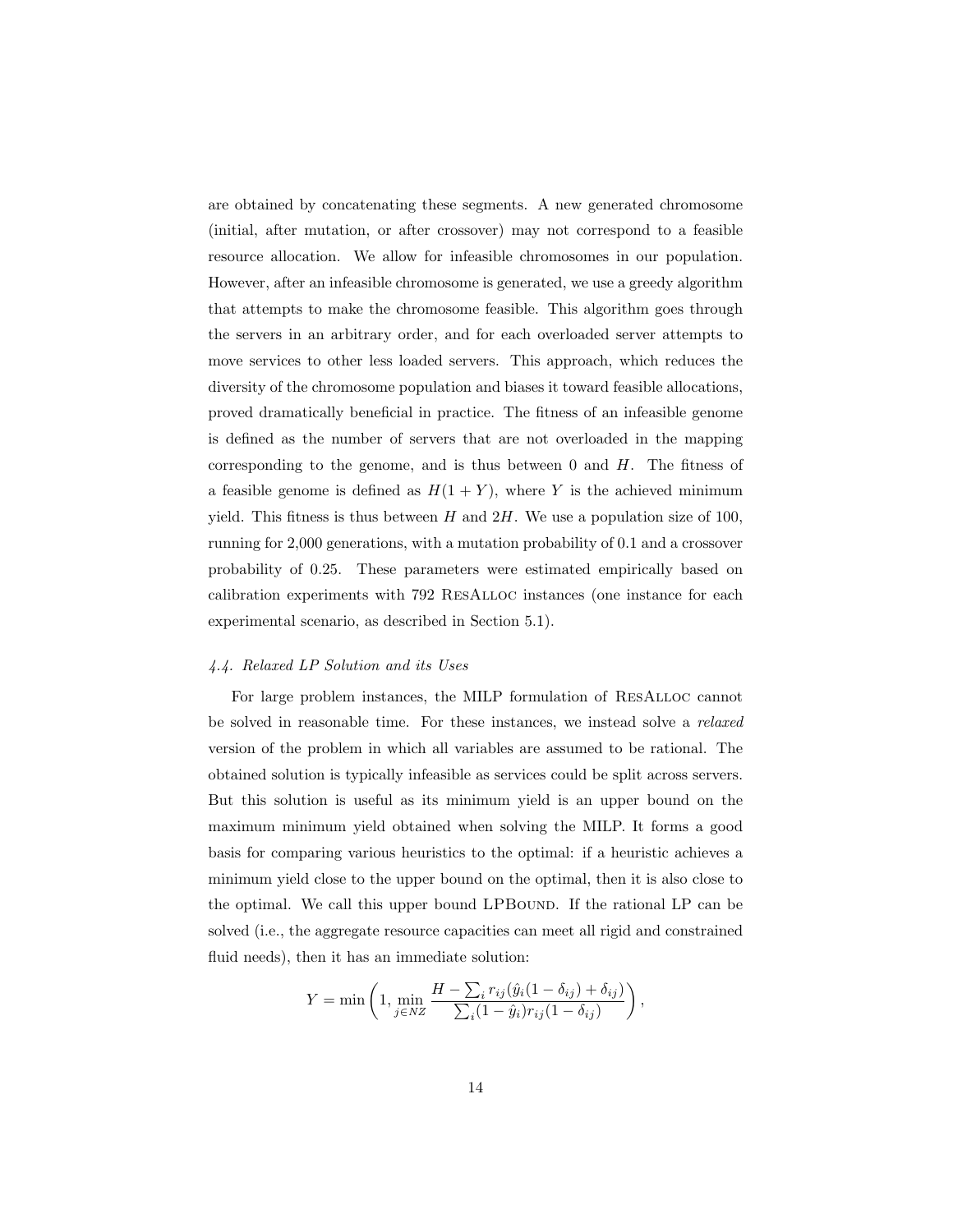are obtained by concatenating these segments. A new generated chromosome (initial, after mutation, or after crossover) may not correspond to a feasible resource allocation. We allow for infeasible chromosomes in our population. However, after an infeasible chromosome is generated, we use a greedy algorithm that attempts to make the chromosome feasible. This algorithm goes through the servers in an arbitrary order, and for each overloaded server attempts to move services to other less loaded servers. This approach, which reduces the diversity of the chromosome population and biases it toward feasible allocations, proved dramatically beneficial in practice. The fitness of an infeasible genome is defined as the number of servers that are not overloaded in the mapping corresponding to the genome, and is thus between 0 and $H$. The fitness of a feasible genome is defined as $H(1 + Y)$, where $Y$ is the achieved minimum yield. This fitness is thus between $H$ and $2H$. We use a population size of 100, running for 2,000 generations, with a mutation probability of 0.1 and a crossover probability of 0.25. These parameters were estimated empirically based on calibration experiments with 792 ResAlloc instances (one instance for each experimental scenario, as described in Section 5.1).

### *4.4. Relaxed LP Solution and its Uses*

For large problem instances, the MILP formulation of ResAlloc cannot be solved in reasonable time. For these instances, we instead solve a *relaxed* version of the problem in which all variables are assumed to be rational. The obtained solution is typically infeasible as services could be split across servers. But this solution is useful as its minimum yield is an upper bound on the maximum minimum yield obtained when solving the MILP. It forms a good basis for comparing various heuristics to the optimal: if a heuristic achieves a minimum yield close to the upper bound on the optimal, then it is also close to the optimal. We call this upper bound LPBound. If the rational LP can be solved (i.e., the aggregate resource capacities can meet all rigid and constrained fluid needs), then it has an immediate solution:

$$Y = \min\left(1, \min_{j \in NZ} \frac{H - \sum_i r_{ij}(\hat{y}_i(1 - \delta_{ij}) + \delta_{ij})}{\sum_i (1 - \hat{y}_i) r_{ij}(1 - \delta_{ij})}\right),$$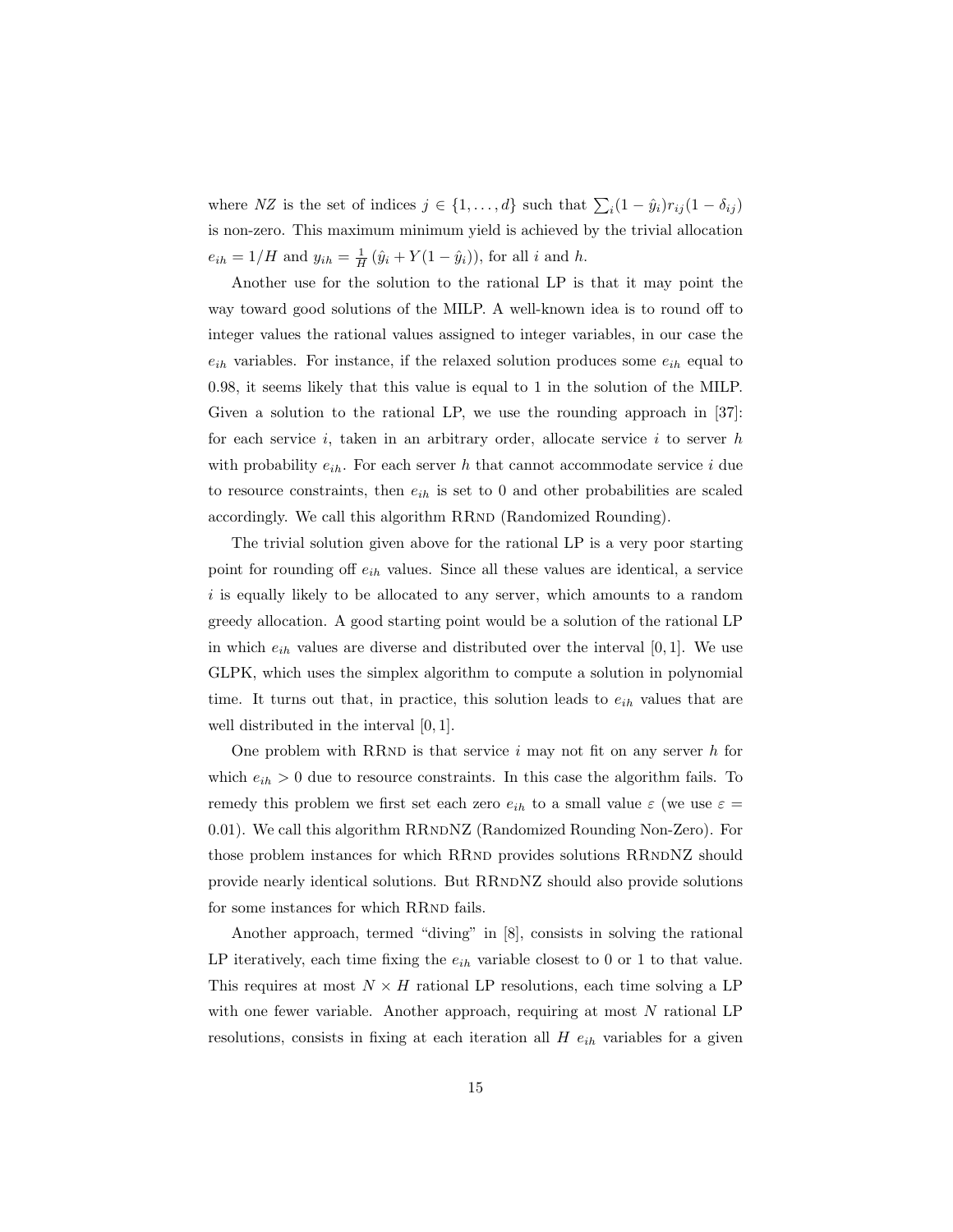where $NZ$ is the set of indices $j \in \{1, \ldots, d\}$ such that $\sum_i (1 - \hat{y}_i) r_{ij} (1 - \delta_{ij})$ is non-zero. This maximum minimum yield is achieved by the trivial allocation $e_{ih} = 1/H$ and $y_{ih} = \frac{1}{H}\left(\hat{y}_i + Y(1 - \hat{y}_i)\right)$, for all $i$ and $h$.

Another use for the solution to the rational LP is that it may point the way toward good solutions of the MILP. A well-known idea is to round off to integer values the rational values assigned to integer variables, in our case the $e_{ih}$ variables. For instance, if the relaxed solution produces some $e_{ih}$ equal to 0.98, it seems likely that this value is equal to 1 in the solution of the MILP. Given a solution to the rational LP, we use the rounding approach in [37]: for each service $i$, taken in an arbitrary order, allocate service $i$ to server $h$ with probability $e_{ih}$. For each server $h$ that cannot accommodate service $i$ due to resource constraints, then $e_{ih}$ is set to 0 and other probabilities are scaled accordingly. We call this algorithm RRND (Randomized Rounding).

The trivial solution given above for the rational LP is a very poor starting point for rounding off $e_{ih}$ values. Since all these values are identical, a service $i$ is equally likely to be allocated to any server, which amounts to a random greedy allocation. A good starting point would be a solution of the rational LP in which $e_{ih}$ values are diverse and distributed over the interval $[0, 1]$. We use GLPK, which uses the simplex algorithm to compute a solution in polynomial time. It turns out that, in practice, this solution leads to $e_{ih}$ values that are well distributed in the interval $[0, 1]$.

One problem with RRND is that service $i$ may not fit on any server $h$ for which $e_{ih} > 0$ due to resource constraints. In this case the algorithm fails. To remedy this problem we first set each zero $e_{ih}$ to a small value $\varepsilon$ (we use $\varepsilon = 0.01$). We call this algorithm RRNDNZ (Randomized Rounding Non-Zero). For those problem instances for which RRND provides solutions RRNDNZ should provide nearly identical solutions. But RRNDNZ should also provide solutions for some instances for which RRND fails.

Another approach, termed "diving" in [8], consists in solving the rational LP iteratively, each time fixing the $e_{ih}$ variable closest to 0 or 1 to that value. This requires at most $N \times H$ rational LP resolutions, each time solving a LP with one fewer variable. Another approach, requiring at most $N$ rational LP resolutions, consists in fixing at each iteration all $H$ $e_{ih}$ variables for a given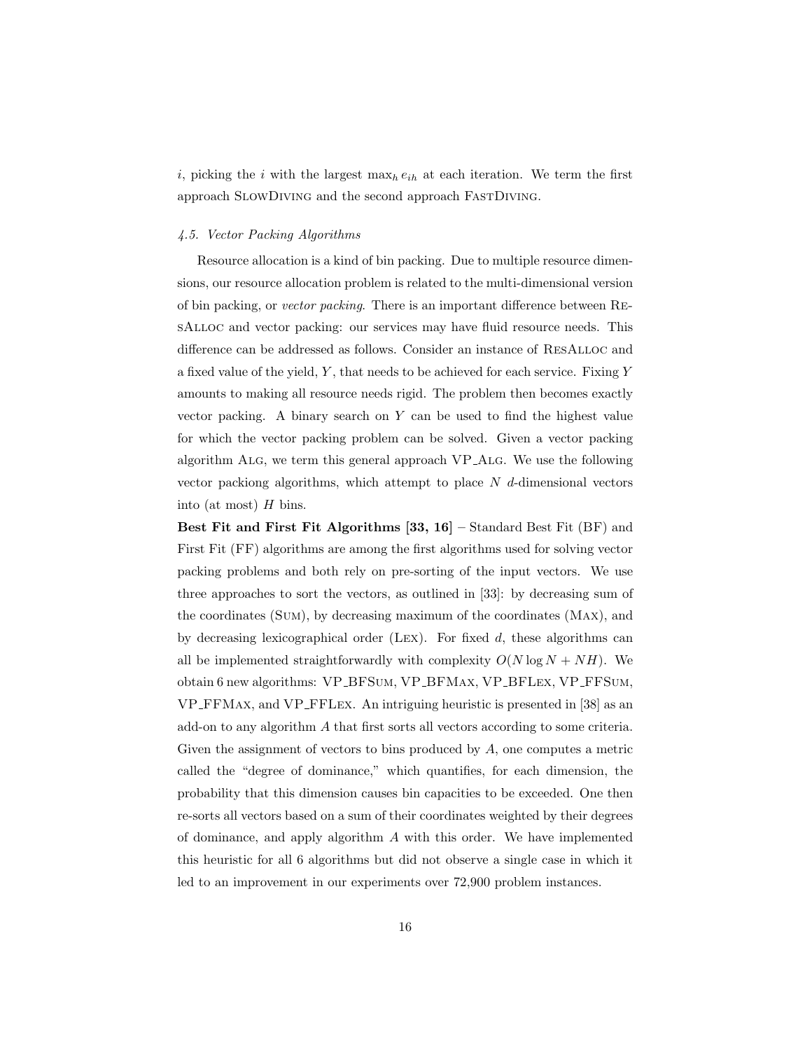$i$, picking the $i$ with the largest $\max_h e_{ih}$ at each iteration. We term the first approach SlowDiving and the second approach FastDiving.

### *4.5. Vector Packing Algorithms*

Resource allocation is a kind of bin packing. Due to multiple resource dimensions, our resource allocation problem is related to the multi-dimensional version of bin packing, or *vector packing*. There is an important difference between ResAlloc and vector packing: our services may have fluid resource needs. This difference can be addressed as follows. Consider an instance of ResAlloc and a fixed value of the yield, $Y$, that needs to be achieved for each service. Fixing $Y$ amounts to making all resource needs rigid. The problem then becomes exactly vector packing. A binary search on $Y$ can be used to find the highest value for which the vector packing problem can be solved. Given a vector packing algorithm Alg, we term this general approach VP_Alg. We use the following vector packiong algorithms, which attempt to place $N$ $d$-dimensional vectors into (at most) $H$ bins.

**Best Fit and First Fit Algorithms [33, 16]** – Standard Best Fit (BF) and First Fit (FF) algorithms are among the first algorithms used for solving vector packing problems and both rely on pre-sorting of the input vectors. We use three approaches to sort the vectors, as outlined in [33]: by decreasing sum of the coordinates (Sum), by decreasing maximum of the coordinates (Max), and by decreasing lexicographical order (Lex). For fixed $d$, these algorithms can all be implemented straightforwardly with complexity $O(N \log N + NH)$. We obtain 6 new algorithms: VP_BFSum, VP_BFMax, VP_BFLex, VP_FFSum, VP_FFMax, and VP_FFLex. An intriguing heuristic is presented in [38] as an add-on to any algorithm $A$ that first sorts all vectors according to some criteria. Given the assignment of vectors to bins produced by $A$, one computes a metric called the "degree of dominance," which quantifies, for each dimension, the probability that this dimension causes bin capacities to be exceeded. One then re-sorts all vectors based on a sum of their coordinates weighted by their degrees of dominance, and apply algorithm $A$ with this order. We have implemented this heuristic for all 6 algorithms but did not observe a single case in which it led to an improvement in our experiments over 72,900 problem instances.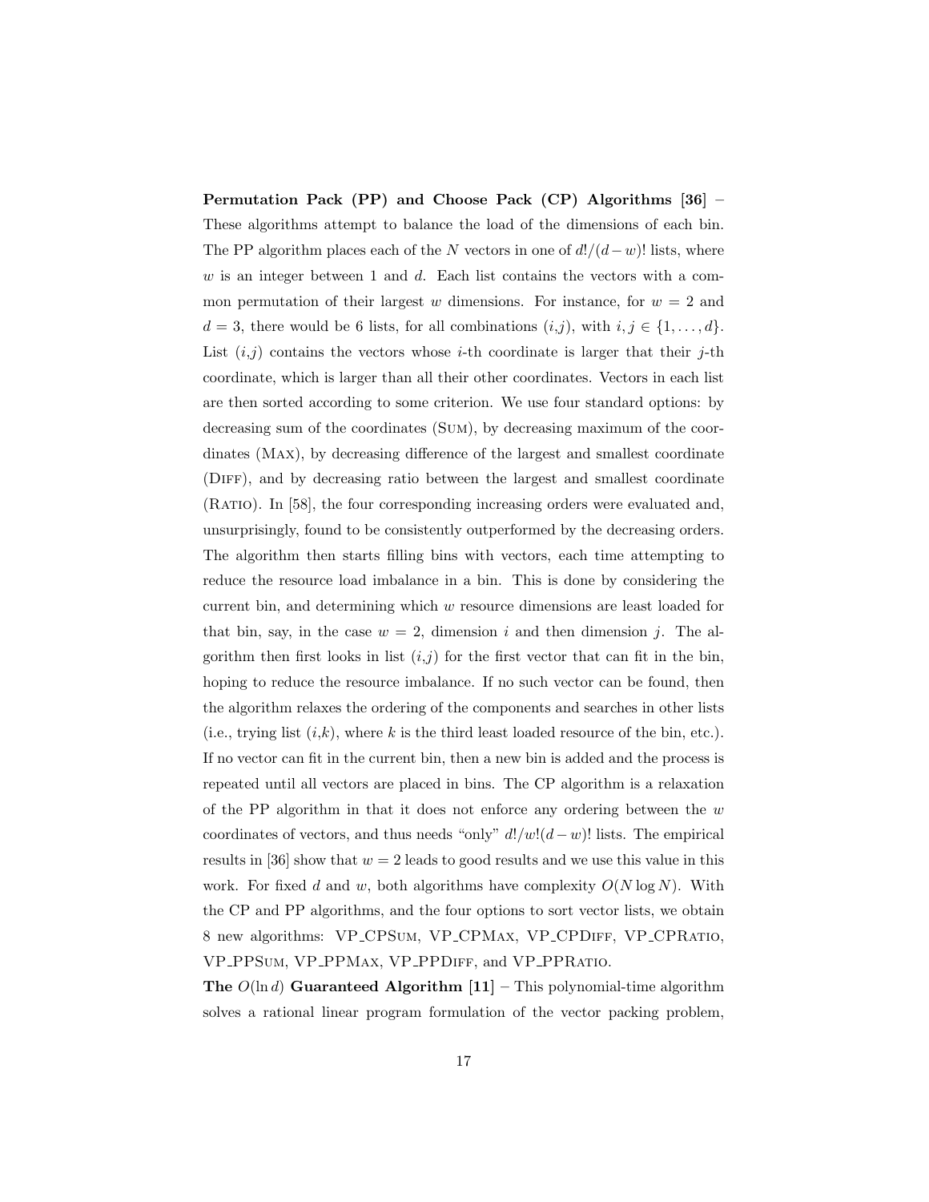**Permutation Pack (PP) and Choose Pack (CP) Algorithms [36]** – These algorithms attempt to balance the load of the dimensions of each bin. The PP algorithm places each of the $N$ vectors in one of $d!/(d-w)!$ lists, where $w$ is an integer between 1 and $d$. Each list contains the vectors with a common permutation of their largest $w$ dimensions. For instance, for $w = 2$ and $d = 3$, there would be 6 lists, for all combinations $(i,j)$, with $i, j \in \{1, \ldots, d\}$. List $(i,j)$ contains the vectors whose $i$-th coordinate is larger that their $j$-th coordinate, which is larger than all their other coordinates. Vectors in each list are then sorted according to some criterion. We use four standard options: by decreasing sum of the coordinates (Sum), by decreasing maximum of the coordinates (Max), by decreasing difference of the largest and smallest coordinate (Diff), and by decreasing ratio between the largest and smallest coordinate (Ratio). In [58], the four corresponding increasing orders were evaluated and, unsurprisingly, found to be consistently outperformed by the decreasing orders. The algorithm then starts filling bins with vectors, each time attempting to reduce the resource load imbalance in a bin. This is done by considering the current bin, and determining which $w$ resource dimensions are least loaded for that bin, say, in the case $w = 2$, dimension $i$ and then dimension $j$. The algorithm then first looks in list $(i,j)$ for the first vector that can fit in the bin, hoping to reduce the resource imbalance. If no such vector can be found, then the algorithm relaxes the ordering of the components and searches in other lists (i.e., trying list $(i,k)$, where $k$ is the third least loaded resource of the bin, etc.). If no vector can fit in the current bin, then a new bin is added and the process is repeated until all vectors are placed in bins. The CP algorithm is a relaxation of the PP algorithm in that it does not enforce any ordering between the $w$ coordinates of vectors, and thus needs "only" $d!/w!(d-w)!$ lists. The empirical results in [36] show that $w = 2$ leads to good results and we use this value in this work. For fixed $d$ and $w$, both algorithms have complexity $O(N \log N)$. With the CP and PP algorithms, and the four options to sort vector lists, we obtain 8 new algorithms: VP_CPSum, VP_CPMax, VP_CPDiff, VP_CPRatio, VP_PPSum, VP_PPMax, VP_PPDiff, and VP_PPRatio.

**The $O(\ln d)$ Guaranteed Algorithm [11]** – This polynomial-time algorithm solves a rational linear program formulation of the vector packing problem,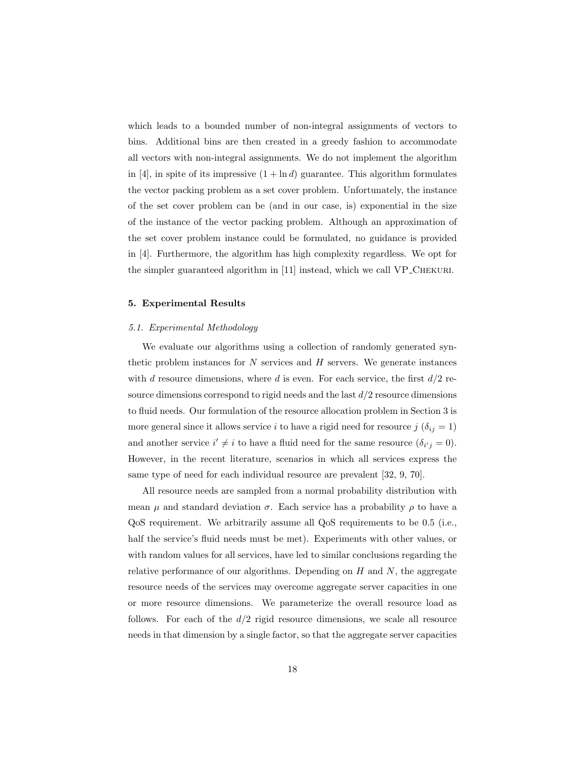which leads to a bounded number of non-integral assignments of vectors to bins. Additional bins are then created in a greedy fashion to accommodate all vectors with non-integral assignments. We do not implement the algorithm in [4], in spite of its impressive $(1 + \ln d)$ guarantee. This algorithm formulates the vector packing problem as a set cover problem. Unfortunately, the instance of the set cover problem can be (and in our case, is) exponential in the size of the instance of the vector packing problem. Although an approximation of the set cover problem instance could be formulated, no guidance is provided in [4]. Furthermore, the algorithm has high complexity regardless. We opt for the simpler guaranteed algorithm in [11] instead, which we call VP_Chekuri.

## 5. Experimental Results

### *5.1. Experimental Methodology*

We evaluate our algorithms using a collection of randomly generated synthetic problem instances for $N$ services and $H$ servers. We generate instances with $d$ resource dimensions, where $d$ is even. For each service, the first $d/2$ resource dimensions correspond to rigid needs and the last $d/2$ resource dimensions to fluid needs. Our formulation of the resource allocation problem in Section 3 is more general since it allows service $i$ to have a rigid need for resource $j$ ($\delta_{ij} = 1$) and another service $i' \neq i$ to have a fluid need for the same resource ($\delta_{i'j} = 0$). However, in the recent literature, scenarios in which all services express the same type of need for each individual resource are prevalent [32, 9, 70].

All resource needs are sampled from a normal probability distribution with mean $\mu$ and standard deviation $\sigma$. Each service has a probability $\rho$ to have a QoS requirement. We arbitrarily assume all QoS requirements to be 0.5 (i.e., half the service's fluid needs must be met). Experiments with other values, or with random values for all services, have led to similar conclusions regarding the relative performance of our algorithms. Depending on $H$ and $N$, the aggregate resource needs of the services may overcome aggregate server capacities in one or more resource dimensions. We parameterize the overall resource load as follows. For each of the $d/2$ rigid resource dimensions, we scale all resource needs in that dimension by a single factor, so that the aggregate server capacities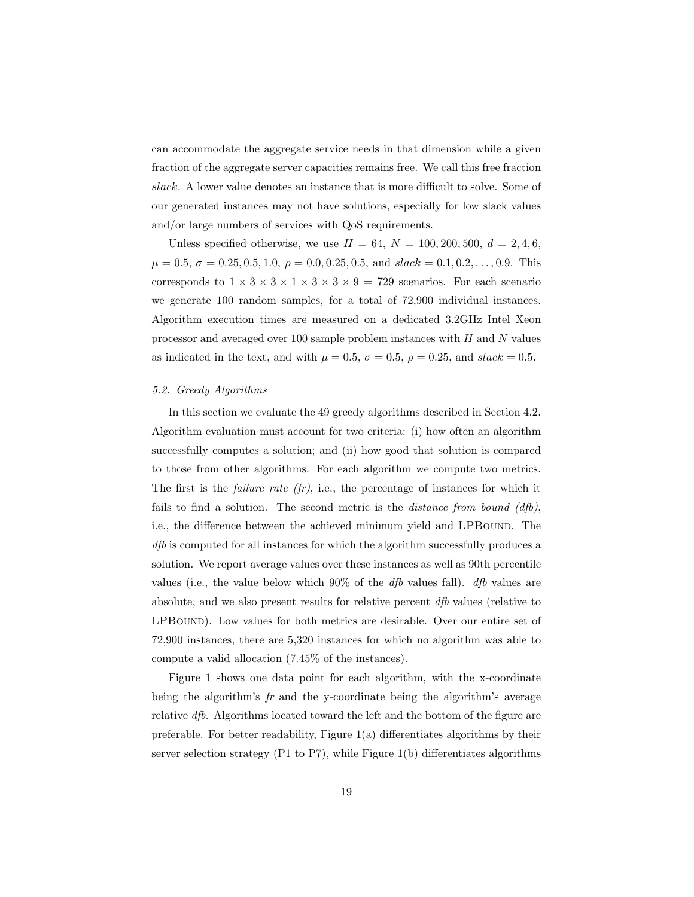can accommodate the aggregate service needs in that dimension while a given fraction of the aggregate server capacities remains free. We call this free fraction *slack*. A lower value denotes an instance that is more difficult to solve. Some of our generated instances may not have solutions, especially for low slack values and/or large numbers of services with QoS requirements.

Unless specified otherwise, we use $H = 64$, $N = 100, 200, 500$, $d = 2, 4, 6$, $\mu = 0.5$, $\sigma = 0.25, 0.5, 1.0$, $\rho = 0.0, 0.25, 0.5$, and $slack = 0.1, 0.2, \ldots, 0.9$. This corresponds to $1 \times 3 \times 3 \times 1 \times 3 \times 3 \times 9 = 729$ scenarios. For each scenario we generate 100 random samples, for a total of 72,900 individual instances. Algorithm execution times are measured on a dedicated 3.2GHz Intel Xeon processor and averaged over 100 sample problem instances with $H$ and $N$ values as indicated in the text, and with $\mu = 0.5$, $\sigma = 0.5$, $\rho = 0.25$, and $slack = 0.5$.

### 5.2. Greedy Algorithms

In this section we evaluate the 49 greedy algorithms described in Section 4.2. Algorithm evaluation must account for two criteria: (i) how often an algorithm successfully computes a solution; and (ii) how good that solution is compared to those from other algorithms. For each algorithm we compute two metrics. The first is the *failure rate (fr)*, i.e., the percentage of instances for which it fails to find a solution. The second metric is the *distance from bound (dfb)*, i.e., the difference between the achieved minimum yield and LPBound. The *dfb* is computed for all instances for which the algorithm successfully produces a solution. We report average values over these instances as well as 90th percentile values (i.e., the value below which 90% of the *dfb* values fall). *dfb* values are absolute, and we also present results for relative percent *dfb* values (relative to LPBound). Low values for both metrics are desirable. Over our entire set of 72,900 instances, there are 5,320 instances for which no algorithm was able to compute a valid allocation (7.45% of the instances).

Figure 1 shows one data point for each algorithm, with the x-coordinate being the algorithm's *fr* and the y-coordinate being the algorithm's average relative *dfb*. Algorithms located toward the left and the bottom of the figure are preferable. For better readability, Figure 1(a) differentiates algorithms by their server selection strategy (P1 to P7), while Figure 1(b) differentiates algorithms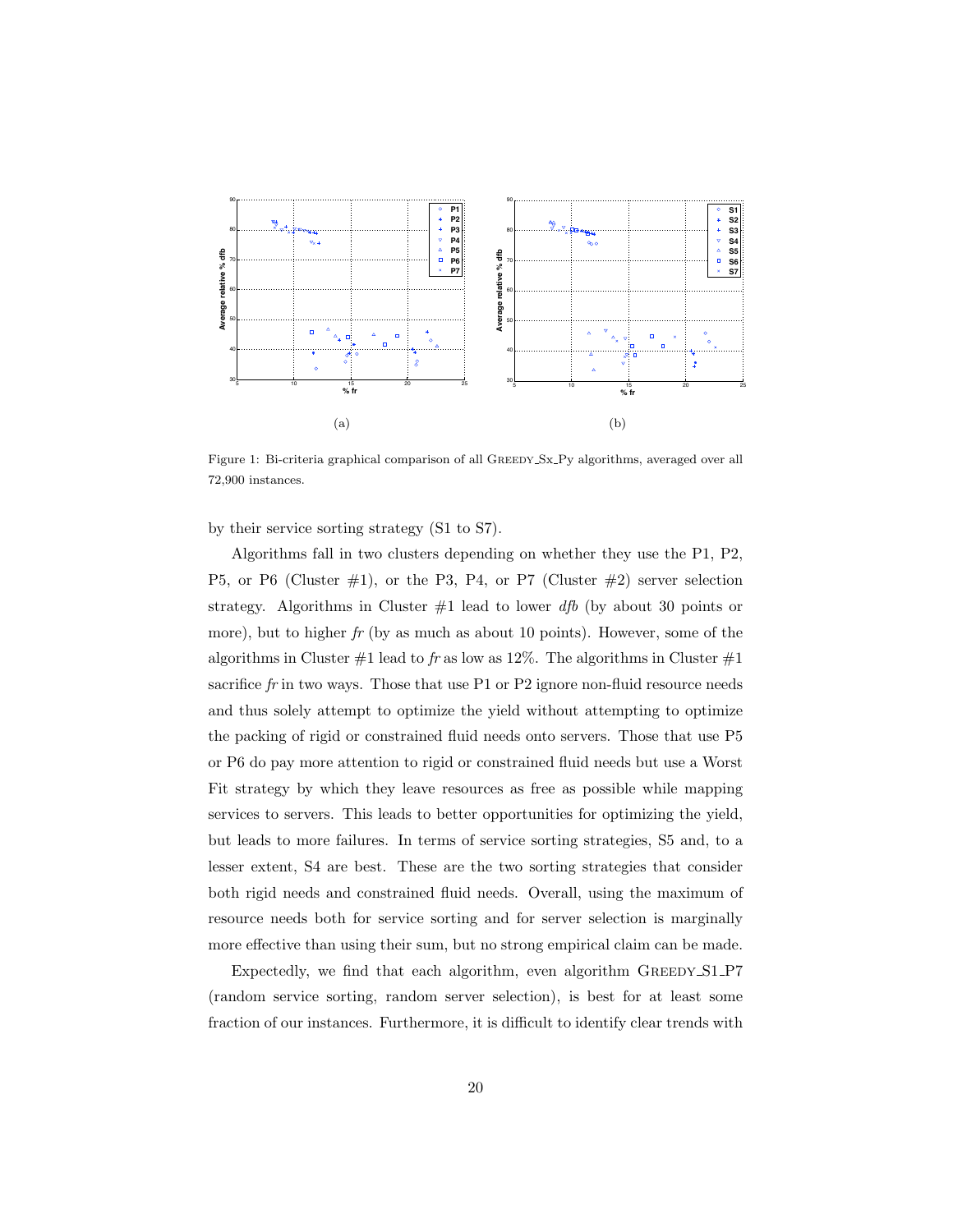(a)

(b)

Figure 1: Bi-criteria graphical comparison of all GREEDY_Sx_Py algorithms, averaged over all 72,900 instances.

by their service sorting strategy (S1 to S7).

Algorithms fall in two clusters depending on whether they use the P1, P2, P5, or P6 (Cluster #1), or the P3, P4, or P7 (Cluster #2) server selection strategy. Algorithms in Cluster #1 lead to lower *dfb* (by about 30 points or more), but to higher *fr* (by as much as about 10 points). However, some of the algorithms in Cluster #1 lead to *fr* as low as 12%. The algorithms in Cluster #1 sacrifice *fr* in two ways. Those that use P1 or P2 ignore non-fluid resource needs and thus solely attempt to optimize the yield without attempting to optimize the packing of rigid or constrained fluid needs onto servers. Those that use P5 or P6 do pay more attention to rigid or constrained fluid needs but use a Worst Fit strategy by which they leave resources as free as possible while mapping services to servers. This leads to better opportunities for optimizing the yield, but leads to more failures. In terms of service sorting strategies, S5 and, to a lesser extent, S4 are best. These are the two sorting strategies that consider both rigid needs and constrained fluid needs. Overall, using the maximum of resource needs both for service sorting and for server selection is marginally more effective than using their sum, but no strong empirical claim can be made.

Expectedly, we find that each algorithm, even algorithm GREEDY_S1_P7 (random service sorting, random server selection), is best for at least some fraction of our instances. Furthermore, it is difficult to identify clear trends with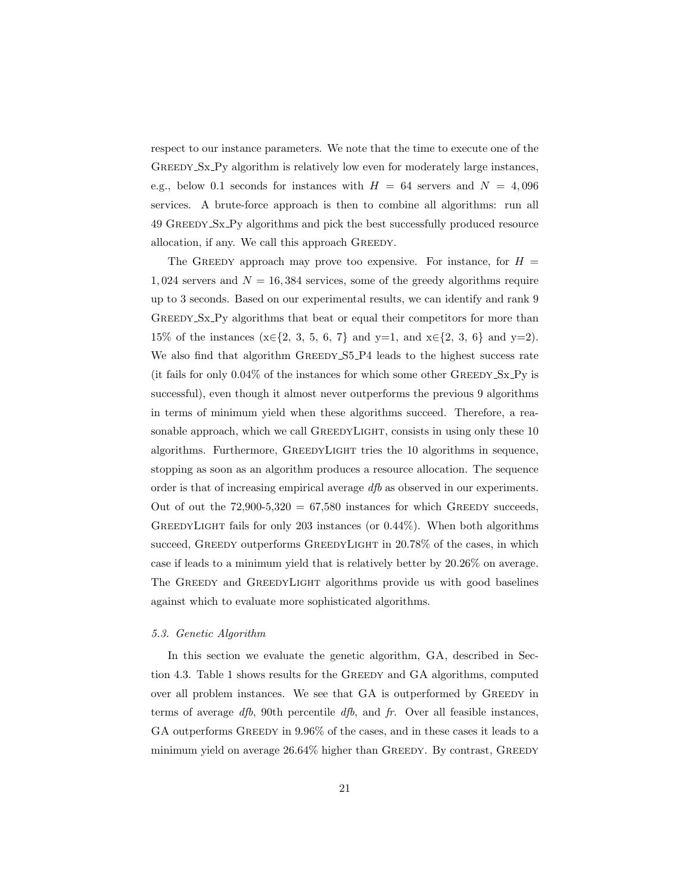respect to our instance parameters. We note that the time to execute one of the GREEDY_Sx_Py algorithm is relatively low even for moderately large instances, e.g., below 0.1 seconds for instances with $H = 64$ servers and $N = 4,096$ services. A brute-force approach is then to combine all algorithms: run all 49 GREEDY_Sx_Py algorithms and pick the best successfully produced resource allocation, if any. We call this approach GREEDY.

The GREEDY approach may prove too expensive. For instance, for $H = 1,024$ servers and $N = 16,384$ services, some of the greedy algorithms require up to 3 seconds. Based on our experimental results, we can identify and rank 9 GREEDY_Sx_Py algorithms that beat or equal their competitors for more than 15% of the instances (x∈{2, 3, 5, 6, 7} and y=1, and x∈{2, 3, 6} and y=2). We also find that algorithm GREEDY_S5_P4 leads to the highest success rate (it fails for only 0.04% of the instances for which some other GREEDY_Sx_Py is successful), even though it almost never outperforms the previous 9 algorithms in terms of minimum yield when these algorithms succeed. Therefore, a reasonable approach, which we call GREEDYLIGHT, consists in using only these 10 algorithms. Furthermore, GREEDYLIGHT tries the 10 algorithms in sequence, stopping as soon as an algorithm produces a resource allocation. The sequence order is that of increasing empirical average *dfb* as observed in our experiments. Out of out the 72,900-5,320 = 67,580 instances for which GREEDY succeeds, GREEDYLIGHT fails for only 203 instances (or 0.44%). When both algorithms succeed, GREEDY outperforms GREEDYLIGHT in 20.78% of the cases, in which case if leads to a minimum yield that is relatively better by 20.26% on average. The GREEDY and GREEDYLIGHT algorithms provide us with good baselines against which to evaluate more sophisticated algorithms.

### *5.3. Genetic Algorithm*

In this section we evaluate the genetic algorithm, GA, described in Section 4.3. Table 1 shows results for the GREEDY and GA algorithms, computed over all problem instances. We see that GA is outperformed by GREEDY in terms of average *dfb*, 90th percentile *dfb*, and *fr*. Over all feasible instances, GA outperforms GREEDY in 9.96% of the cases, and in these cases it leads to a minimum yield on average 26.64% higher than GREEDY. By contrast, GREEDY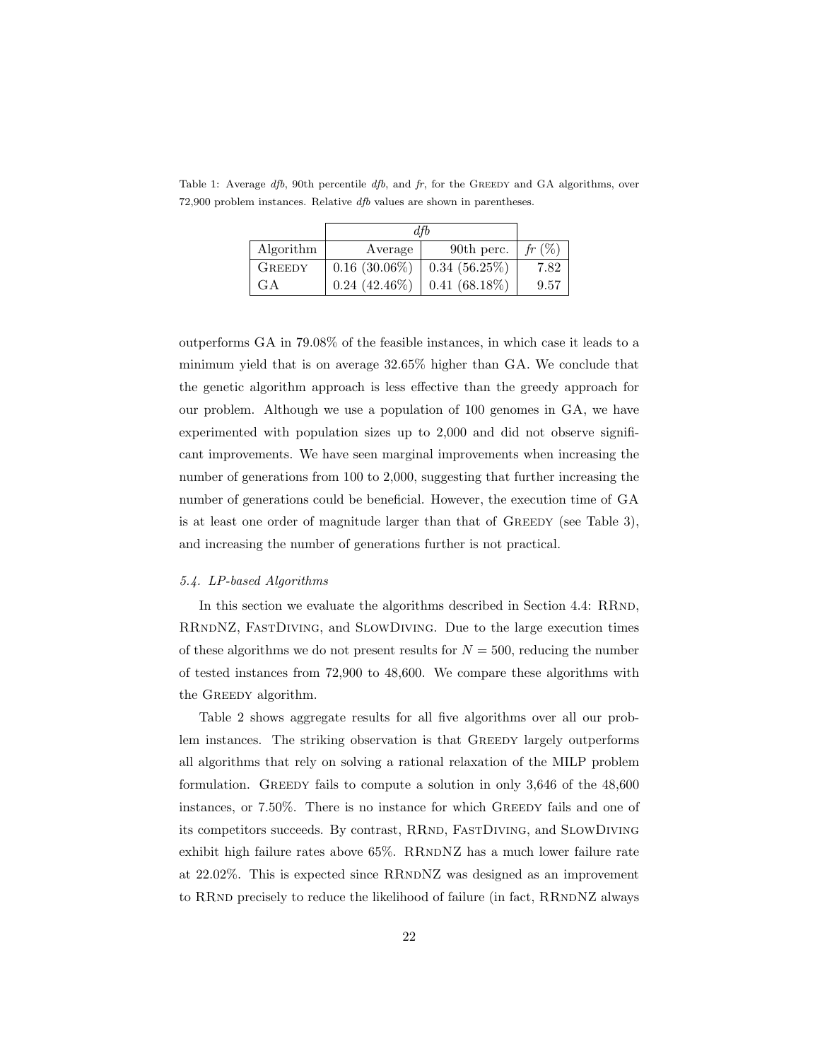Table 1: Average *dfb*, 90th percentile *dfb*, and *fr*, for the Greedy and GA algorithms, over 72,900 problem instances. Relative *dfb* values are shown in parentheses.

| | *dfb* | | |
|---|---|---|---|
| Algorithm | Average | 90th perc. | *fr* (%) |
| Greedy | 0.16 (30.06%) | 0.34 (56.25%) | 7.82 |
| GA | 0.24 (42.46%) | 0.41 (68.18%) | 9.57 |

outperforms GA in 79.08% of the feasible instances, in which case it leads to a minimum yield that is on average 32.65% higher than GA. We conclude that the genetic algorithm approach is less effective than the greedy approach for our problem. Although we use a population of 100 genomes in GA, we have experimented with population sizes up to 2,000 and did not observe significant improvements. We have seen marginal improvements when increasing the number of generations from 100 to 2,000, suggesting that further increasing the number of generations could be beneficial. However, the execution time of GA is at least one order of magnitude larger than that of Greedy (see Table 3), and increasing the number of generations further is not practical.

### 5.4. LP-based Algorithms

In this section we evaluate the algorithms described in Section 4.4: RRnd, RRndNZ, FastDiving, and SlowDiving. Due to the large execution times of these algorithms we do not present results for $N = 500$, reducing the number of tested instances from 72,900 to 48,600. We compare these algorithms with the Greedy algorithm.

Table 2 shows aggregate results for all five algorithms over all our problem instances. The striking observation is that Greedy largely outperforms all algorithms that rely on solving a rational relaxation of the MILP problem formulation. Greedy fails to compute a solution in only 3,646 of the 48,600 instances, or 7.50%. There is no instance for which Greedy fails and one of its competitors succeeds. By contrast, RRnd, FastDiving, and SlowDiving exhibit high failure rates above 65%. RRndNZ has a much lower failure rate at 22.02%. This is expected since RRndNZ was designed as an improvement to RRnd precisely to reduce the likelihood of failure (in fact, RRndNZ always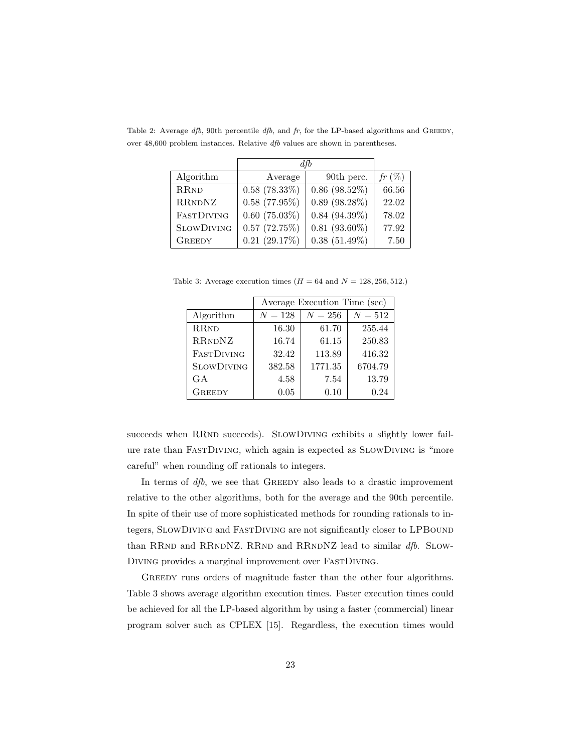Table 2: Average *dfb*, 90th percentile *dfb*, and *fr*, for the LP-based algorithms and GREEDY, over 48,600 problem instances. Relative *dfb* values are shown in parentheses.

| | *dfb* | | |
|---|---|---|---|
| Algorithm | Average | 90th perc. | *fr* (%) |
| RRND | 0.58 (78.33%) | 0.86 (98.52%) | 66.56 |
| RRNDNZ | 0.58 (77.95%) | 0.89 (98.28%) | 22.02 |
| FASTDIVING | 0.60 (75.03%) | 0.84 (94.39%) | 78.02 |
| SLOWDIVING | 0.57 (72.75%) | 0.81 (93.60%) | 77.92 |
| GREEDY | 0.21 (29.17%) | 0.38 (51.49%) | 7.50 |

Table 3: Average execution times ($H = 64$ and $N = 128, 256, 512$.)

| | Average Execution Time (sec) | | |
|---|---|---|---|
| Algorithm | $N = 128$ | $N = 256$ | $N = 512$ |
| RRND | 16.30 | 61.70 | 255.44 |
| RRNDNZ | 16.74 | 61.15 | 250.83 |
| FASTDIVING | 32.42 | 113.89 | 416.32 |
| SLOWDIVING | 382.58 | 1771.35 | 6704.79 |
| GA | 4.58 | 7.54 | 13.79 |
| GREEDY | 0.05 | 0.10 | 0.24 |

succeeds when RRND succeeds). SLOWDIVING exhibits a slightly lower failure rate than FASTDIVING, which again is expected as SLOWDIVING is "more careful" when rounding off rationals to integers.

In terms of *dfb*, we see that GREEDY also leads to a drastic improvement relative to the other algorithms, both for the average and the 90th percentile. In spite of their use of more sophisticated methods for rounding rationals to integers, SLOWDIVING and FASTDIVING are not significantly closer to LPBOUND than RRND and RRNDNZ. RRND and RRNDNZ lead to similar *dfb*. SLOWDIVING provides a marginal improvement over FASTDIVING.

GREEDY runs orders of magnitude faster than the other four algorithms. Table 3 shows average algorithm execution times. Faster execution times could be achieved for all the LP-based algorithm by using a faster (commercial) linear program solver such as CPLEX [15]. Regardless, the execution times would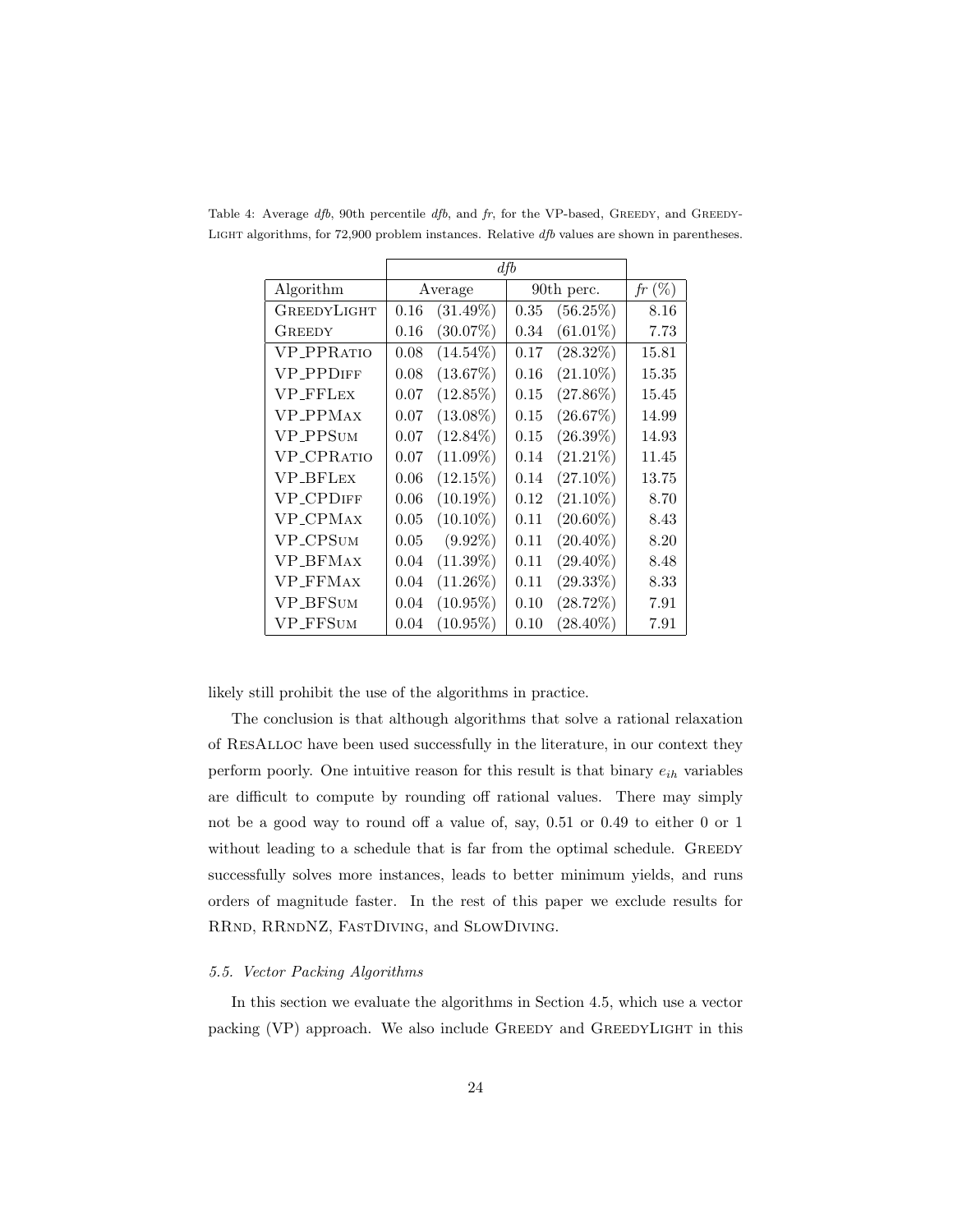Table 4: Average *dfb*, 90th percentile *dfb*, and *fr*, for the VP-based, GREEDY, and GREEDYLIGHT algorithms, for 72,900 problem instances. Relative *dfb* values are shown in parentheses.

| | *dfb* | | | | |
|---|---|---|---|---|---|
| Algorithm | Average | | 90th perc. | | *fr* (%) |
| GREEDYLIGHT | 0.16 | (31.49%) | 0.35 | (56.25%) | 8.16 |
| GREEDY | 0.16 | (30.07%) | 0.34 | (61.01%) | 7.73 |
| VP_PPRATIO | 0.08 | (14.54%) | 0.17 | (28.32%) | 15.81 |
| VP_PPDIFF | 0.08 | (13.67%) | 0.16 | (21.10%) | 15.35 |
| VP_FFLEX | 0.07 | (12.85%) | 0.15 | (27.86%) | 15.45 |
| VP_PPMAX | 0.07 | (13.08%) | 0.15 | (26.67%) | 14.99 |
| VP_PPSUM | 0.07 | (12.84%) | 0.15 | (26.39%) | 14.93 |
| VP_CPRATIO | 0.07 | (11.09%) | 0.14 | (21.21%) | 11.45 |
| VP_BFLEX | 0.06 | (12.15%) | 0.14 | (27.10%) | 13.75 |
| VP_CPDIFF | 0.06 | (10.19%) | 0.12 | (21.10%) | 8.70 |
| VP_CPMAX | 0.05 | (10.10%) | 0.11 | (20.60%) | 8.43 |
| VP_CPSUM | 0.05 | (9.92%) | 0.11 | (20.40%) | 8.20 |
| VP_BFMAX | 0.04 | (11.39%) | 0.11 | (29.40%) | 8.48 |
| VP_FFMAX | 0.04 | (11.26%) | 0.11 | (29.33%) | 8.33 |
| VP_BFSUM | 0.04 | (10.95%) | 0.10 | (28.72%) | 7.91 |
| VP_FFSUM | 0.04 | (10.95%) | 0.10 | (28.40%) | 7.91 |

likely still prohibit the use of the algorithms in practice.

The conclusion is that although algorithms that solve a rational relaxation of RESALLOC have been used successfully in the literature, in our context they perform poorly. One intuitive reason for this result is that binary $e_{ih}$ variables are difficult to compute by rounding off rational values. There may simply not be a good way to round off a value of, say, 0.51 or 0.49 to either 0 or 1 without leading to a schedule that is far from the optimal schedule. GREEDY successfully solves more instances, leads to better minimum yields, and runs orders of magnitude faster. In the rest of this paper we exclude results for RRND, RRNDNZ, FASTDIVING, and SLOWDIVING.

### 5.5. Vector Packing Algorithms

In this section we evaluate the algorithms in Section 4.5, which use a vector packing (VP) approach. We also include GREEDY and GREEDYLIGHT in this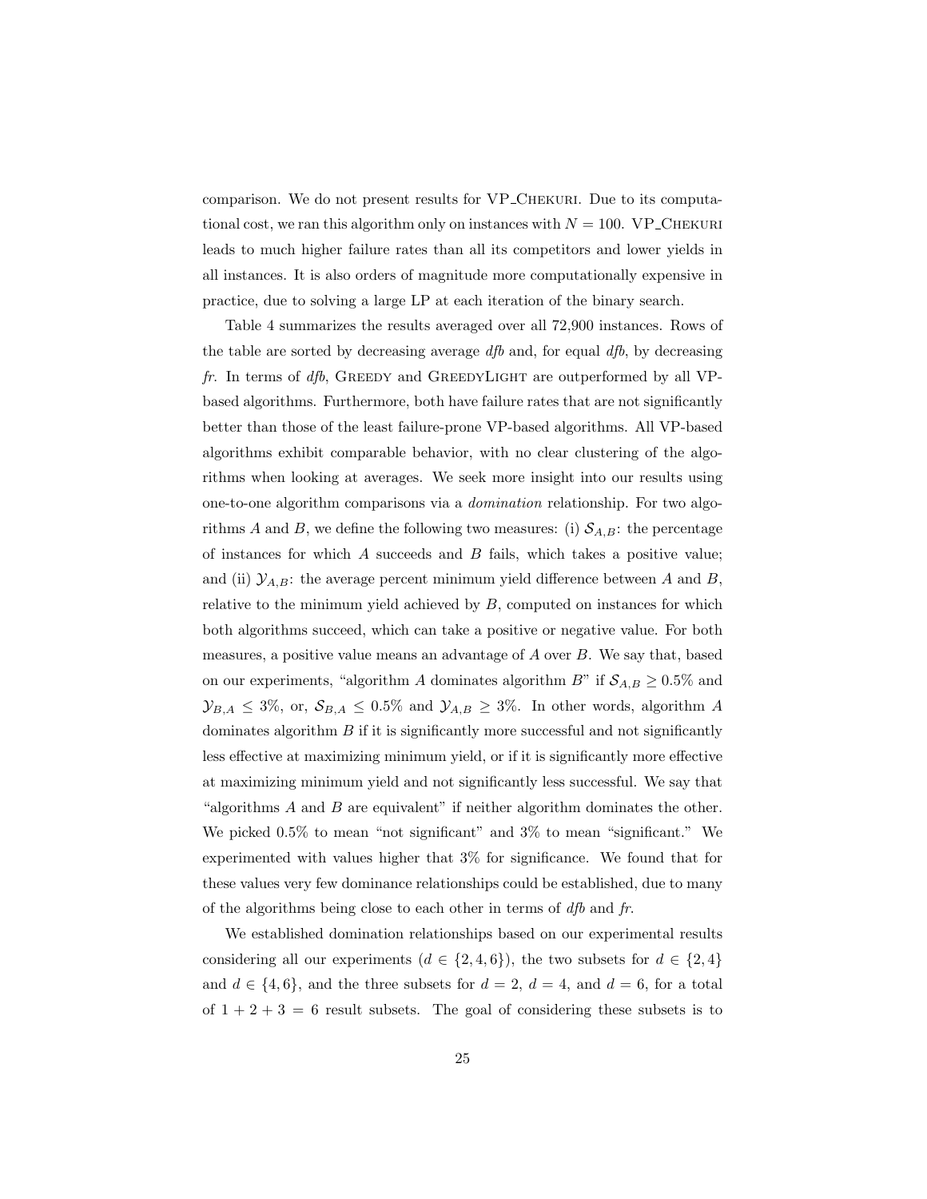comparison. We do not present results for VP_Chekuri. Due to its computational cost, we ran this algorithm only on instances with $N = 100$. VP_Chekuri leads to much higher failure rates than all its competitors and lower yields in all instances. It is also orders of magnitude more computationally expensive in practice, due to solving a large LP at each iteration of the binary search.

Table 4 summarizes the results averaged over all 72,900 instances. Rows of the table are sorted by decreasing average *dfb* and, for equal *dfb*, by decreasing *fr*. In terms of *dfb*, Greedy and GreedyLight are outperformed by all VP-based algorithms. Furthermore, both have failure rates that are not significantly better than those of the least failure-prone VP-based algorithms. All VP-based algorithms exhibit comparable behavior, with no clear clustering of the algorithms when looking at averages. We seek more insight into our results using one-to-one algorithm comparisons via a *domination* relationship. For two algorithms $A$ and $B$, we define the following two measures: (i) $\mathcal{S}_{A,B}$: the percentage of instances for which $A$ succeeds and $B$ fails, which takes a positive value; and (ii) $\mathcal{Y}_{A,B}$: the average percent minimum yield difference between $A$ and $B$, relative to the minimum yield achieved by $B$, computed on instances for which both algorithms succeed, which can take a positive or negative value. For both measures, a positive value means an advantage of $A$ over $B$. We say that, based on our experiments, "algorithm $A$ dominates algorithm $B$" if $\mathcal{S}_{A,B} \geq 0.5\%$ and $\mathcal{Y}_{B,A} \leq 3\%$, or, $\mathcal{S}_{B,A} \leq 0.5\%$ and $\mathcal{Y}_{A,B} \geq 3\%$. In other words, algorithm $A$ dominates algorithm $B$ if it is significantly more successful and not significantly less effective at maximizing minimum yield, or if it is significantly more effective at maximizing minimum yield and not significantly less successful. We say that "algorithms $A$ and $B$ are equivalent" if neither algorithm dominates the other. We picked 0.5% to mean "not significant" and 3% to mean "significant." We experimented with values higher that 3% for significance. We found that for these values very few dominance relationships could be established, due to many of the algorithms being close to each other in terms of *dfb* and *fr*.

We established domination relationships based on our experimental results considering all our experiments ($d \in \{2, 4, 6\}$), the two subsets for $d \in \{2, 4\}$ and $d \in \{4, 6\}$, and the three subsets for $d = 2$, $d = 4$, and $d = 6$, for a total of $1 + 2 + 3 = 6$ result subsets. The goal of considering these subsets is to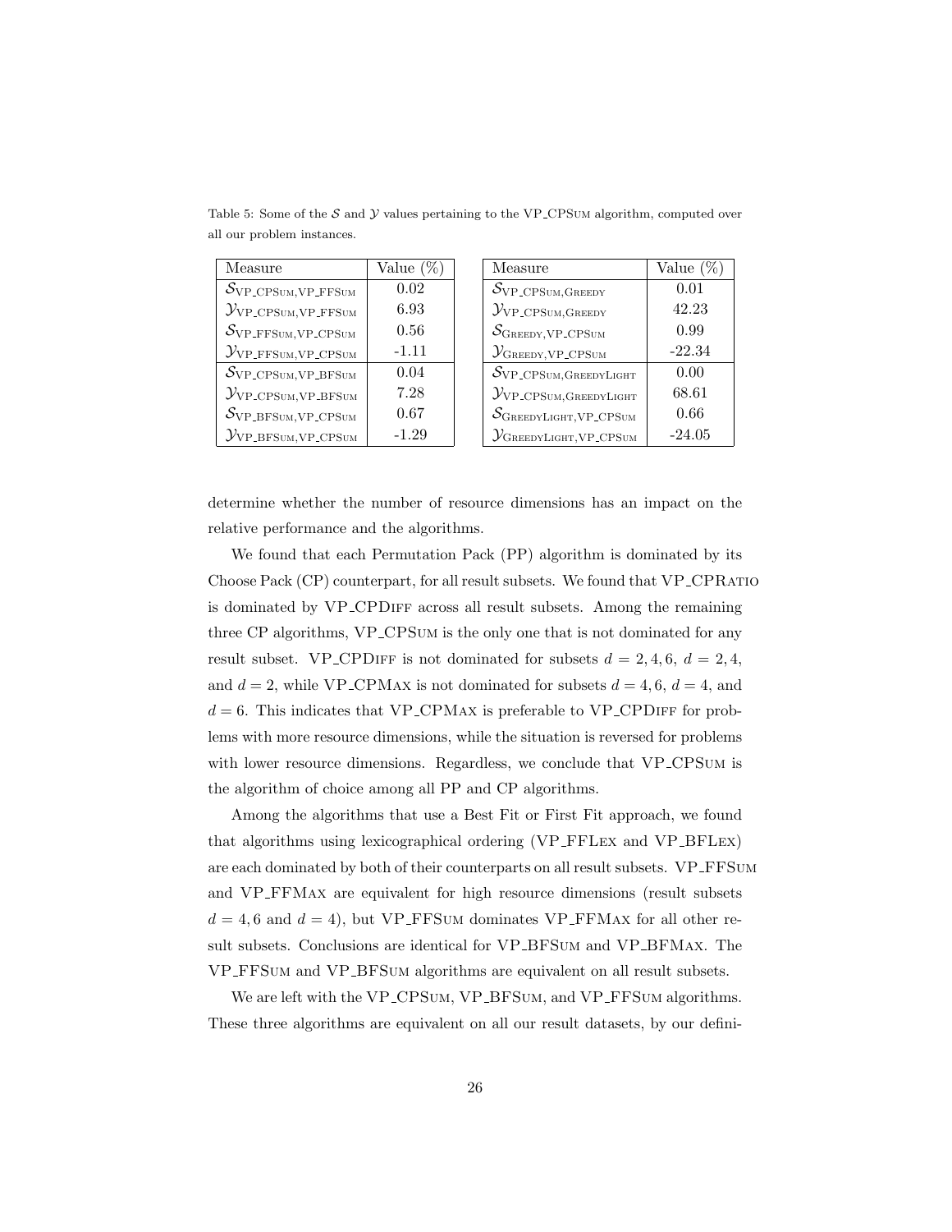Table 5: Some of the $\mathcal{S}$ and $\mathcal{Y}$ values pertaining to the VP_CPSum algorithm, computed over all our problem instances.

| Measure | Value (%) |
| --- | --- |
| $\mathcal{S}_{\text{VP\_CPSum,VP\_FFSum}}$ | 0.02 |
| $\mathcal{Y}_{\text{VP\_CPSum,VP\_FFSum}}$ | 6.93 |
| $\mathcal{S}_{\text{VP\_FFSum,VP\_CPSum}}$ | 0.56 |
| $\mathcal{Y}_{\text{VP\_FFSum,VP\_CPSum}}$ | -1.11 |
| $\mathcal{S}_{\text{VP\_CPSum,VP\_BFSum}}$ | 0.04 |
| $\mathcal{Y}_{\text{VP\_CPSum,VP\_BFSum}}$ | 7.28 |
| $\mathcal{S}_{\text{VP\_BFSum,VP\_CPSum}}$ | 0.67 |
| $\mathcal{Y}_{\text{VP\_BFSum,VP\_CPSum}}$ | -1.29 |

| Measure | Value (%) |
| --- | --- |
| $\mathcal{S}_{\text{VP\_CPSum,Greedy}}$ | 0.01 |
| $\mathcal{Y}_{\text{VP\_CPSum,Greedy}}$ | 42.23 |
| $\mathcal{S}_{\text{Greedy,VP\_CPSum}}$ | 0.99 |
| $\mathcal{Y}_{\text{Greedy,VP\_CPSum}}$ | -22.34 |
| $\mathcal{S}_{\text{VP\_CPSum,GreedyLight}}$ | 0.00 |
| $\mathcal{Y}_{\text{VP\_CPSum,GreedyLight}}$ | 68.61 |
| $\mathcal{S}_{\text{GreedyLight,VP\_CPSum}}$ | 0.66 |
| $\mathcal{Y}_{\text{GreedyLight,VP\_CPSum}}$ | -24.05 |

determine whether the number of resource dimensions has an impact on the relative performance and the algorithms.

We found that each Permutation Pack (PP) algorithm is dominated by its Choose Pack (CP) counterpart, for all result subsets. We found that VP_CPRatio is dominated by VP_CPDiff across all result subsets. Among the remaining three CP algorithms, VP_CPSum is the only one that is not dominated for any result subset. VP_CPDiff is not dominated for subsets $d = 2, 4, 6$, $d = 2, 4$, and $d = 2$, while VP_CPMax is not dominated for subsets $d = 4, 6$, $d = 4$, and $d = 6$. This indicates that VP_CPMax is preferable to VP_CPDiff for problems with more resource dimensions, while the situation is reversed for problems with lower resource dimensions. Regardless, we conclude that VP_CPSum is the algorithm of choice among all PP and CP algorithms.

Among the algorithms that use a Best Fit or First Fit approach, we found that algorithms using lexicographical ordering (VP_FFLex and VP_BFLex) are each dominated by both of their counterparts on all result subsets. VP_FFSum and VP_FFMax are equivalent for high resource dimensions (result subsets $d = 4, 6$ and $d = 4$), but VP_FFSum dominates VP_FFMax for all other result subsets. Conclusions are identical for VP_BFSum and VP_BFMax. The VP_FFSum and VP_BFSum algorithms are equivalent on all result subsets.

We are left with the VP_CPSum, VP_BFSum, and VP_FFSum algorithms. These three algorithms are equivalent on all our result datasets, by our defini-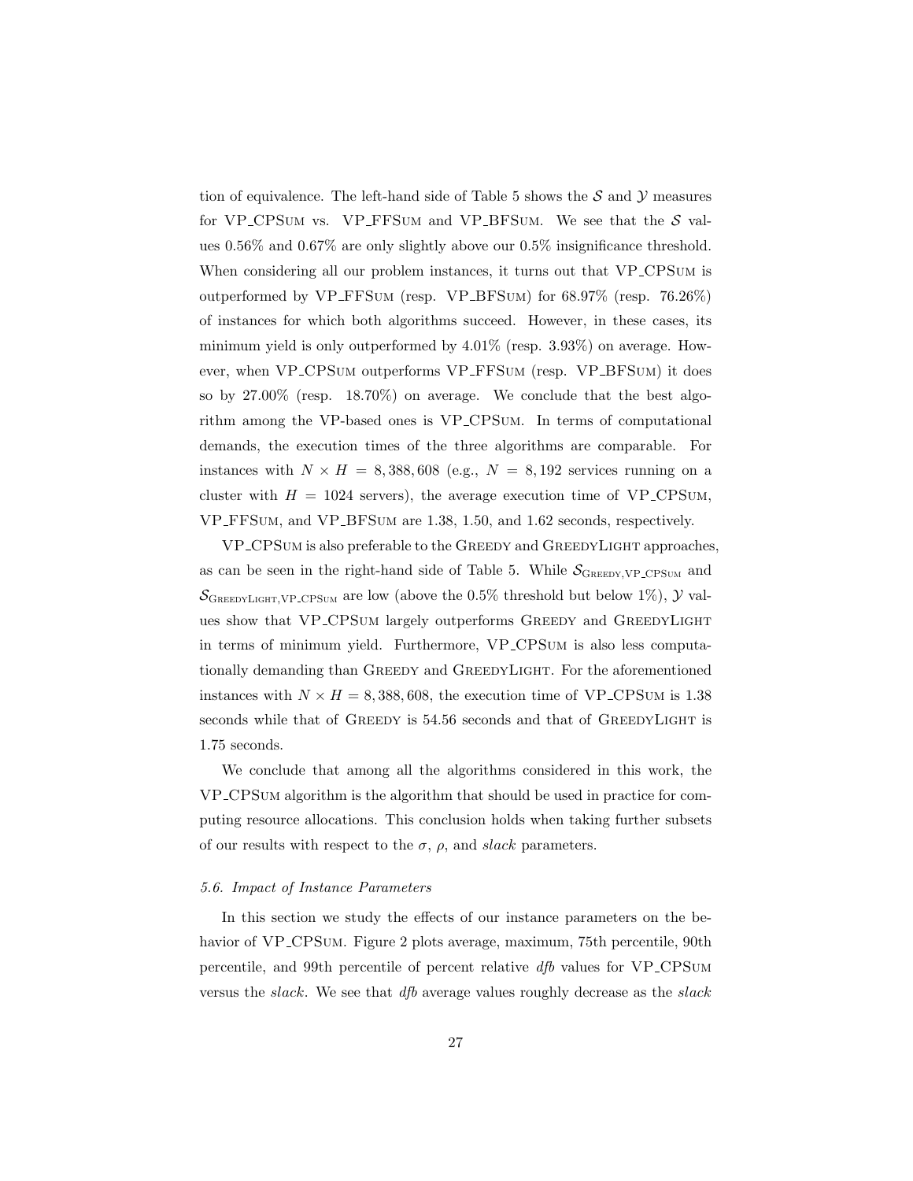tion of equivalence. The left-hand side of Table 5 shows the $\mathcal{S}$ and $\mathcal{Y}$ measures for VP_CPSum vs. VP_FFSum and VP_BFSum. We see that the $\mathcal{S}$ values 0.56% and 0.67% are only slightly above our 0.5% insignificance threshold. When considering all our problem instances, it turns out that VP_CPSum is outperformed by VP_FFSum (resp. VP_BFSum) for 68.97% (resp. 76.26%) of instances for which both algorithms succeed. However, in these cases, its minimum yield is only outperformed by 4.01% (resp. 3.93%) on average. However, when VP_CPSum outperforms VP_FFSum (resp. VP_BFSum) it does so by 27.00% (resp. 18.70%) on average. We conclude that the best algorithm among the VP-based ones is VP_CPSum. In terms of computational demands, the execution times of the three algorithms are comparable. For instances with $N \times H = 8,388,608$ (e.g., $N = 8,192$ services running on a cluster with $H = 1024$ servers), the average execution time of VP_CPSum, VP_FFSum, and VP_BFSum are 1.38, 1.50, and 1.62 seconds, respectively.

VP_CPSum is also preferable to the Greedy and GreedyLight approaches, as can be seen in the right-hand side of Table 5. While $\mathcal{S}_{\text{Greedy,VP\_CPSum}}$ and $\mathcal{S}_{\text{GreedyLight,VP\_CPSum}}$ are low (above the 0.5% threshold but below 1%), $\mathcal{Y}$ values show that VP_CPSum largely outperforms Greedy and GreedyLight in terms of minimum yield. Furthermore, VP_CPSum is also less computationally demanding than Greedy and GreedyLight. For the aforementioned instances with $N \times H = 8,388,608$, the execution time of VP_CPSum is 1.38 seconds while that of Greedy is 54.56 seconds and that of GreedyLight is 1.75 seconds.

We conclude that among all the algorithms considered in this work, the VP_CPSum algorithm is the algorithm that should be used in practice for computing resource allocations. This conclusion holds when taking further subsets of our results with respect to the $\sigma$, $\rho$, and *slack* parameters.

### *5.6. Impact of Instance Parameters*

In this section we study the effects of our instance parameters on the behavior of VP_CPSum. Figure 2 plots average, maximum, 75th percentile, 90th percentile, and 99th percentile of percent relative *dfb* values for VP_CPSum versus the *slack*. We see that *dfb* average values roughly decrease as the *slack*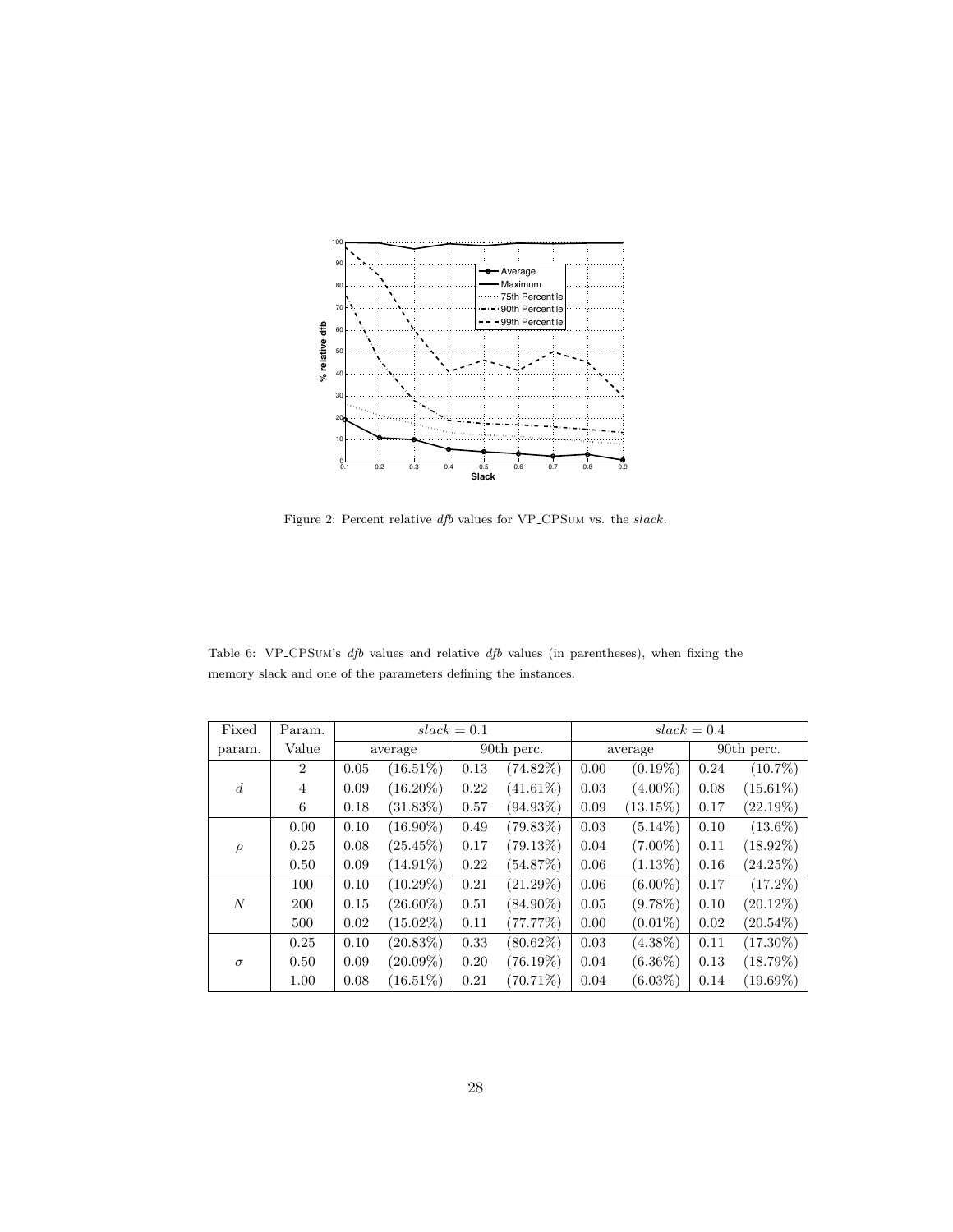Figure 2: Percent relative *dfb* values for VP_CPSum vs. the *slack*.

Table 6: VP_CPSum's *dfb* values and relative *dfb* values (in parentheses), when fixing the memory slack and one of the parameters defining the instances.

| Fixed param. | Param. Value | $slack = 0.1$ | | | | $slack = 0.4$ | | | |
|---|---|---|---|---|---|---|---|---|---|
| | | average | | 90th perc. | | average | | 90th perc. | |
| $d$ | 2 | 0.05 | (16.51%) | 0.13 | (74.82%) | 0.00 | (0.19%) | 0.24 | (10.7%) |
| | 4 | 0.09 | (16.20%) | 0.22 | (41.61%) | 0.03 | (4.00%) | 0.08 | (15.61%) |
| | 6 | 0.18 | (31.83%) | 0.57 | (94.93%) | 0.09 | (13.15%) | 0.17 | (22.19%) |
| $\rho$ | 0.00 | 0.10 | (16.90%) | 0.49 | (79.83%) | 0.03 | (5.14%) | 0.10 | (13.6%) |
| | 0.25 | 0.08 | (25.45%) | 0.17 | (79.13%) | 0.04 | (7.00%) | 0.11 | (18.92%) |
| | 0.50 | 0.09 | (14.91%) | 0.22 | (54.87%) | 0.06 | (1.13%) | 0.16 | (24.25%) |
| $N$ | 100 | 0.10 | (10.29%) | 0.21 | (21.29%) | 0.06 | (6.00%) | 0.17 | (17.2%) |
| | 200 | 0.15 | (26.60%) | 0.51 | (84.90%) | 0.05 | (9.78%) | 0.10 | (20.12%) |
| | 500 | 0.02 | (15.02%) | 0.11 | (77.77%) | 0.00 | (0.01%) | 0.02 | (20.54%) |
| $\sigma$ | 0.25 | 0.10 | (20.83%) | 0.33 | (80.62%) | 0.03 | (4.38%) | 0.11 | (17.30%) |
| | 0.50 | 0.09 | (20.09%) | 0.20 | (76.19%) | 0.04 | (6.36%) | 0.13 | (18.79%) |
| | 1.00 | 0.08 | (16.51%) | 0.21 | (70.71%) | 0.04 | (6.03%) | 0.14 | (19.69%) |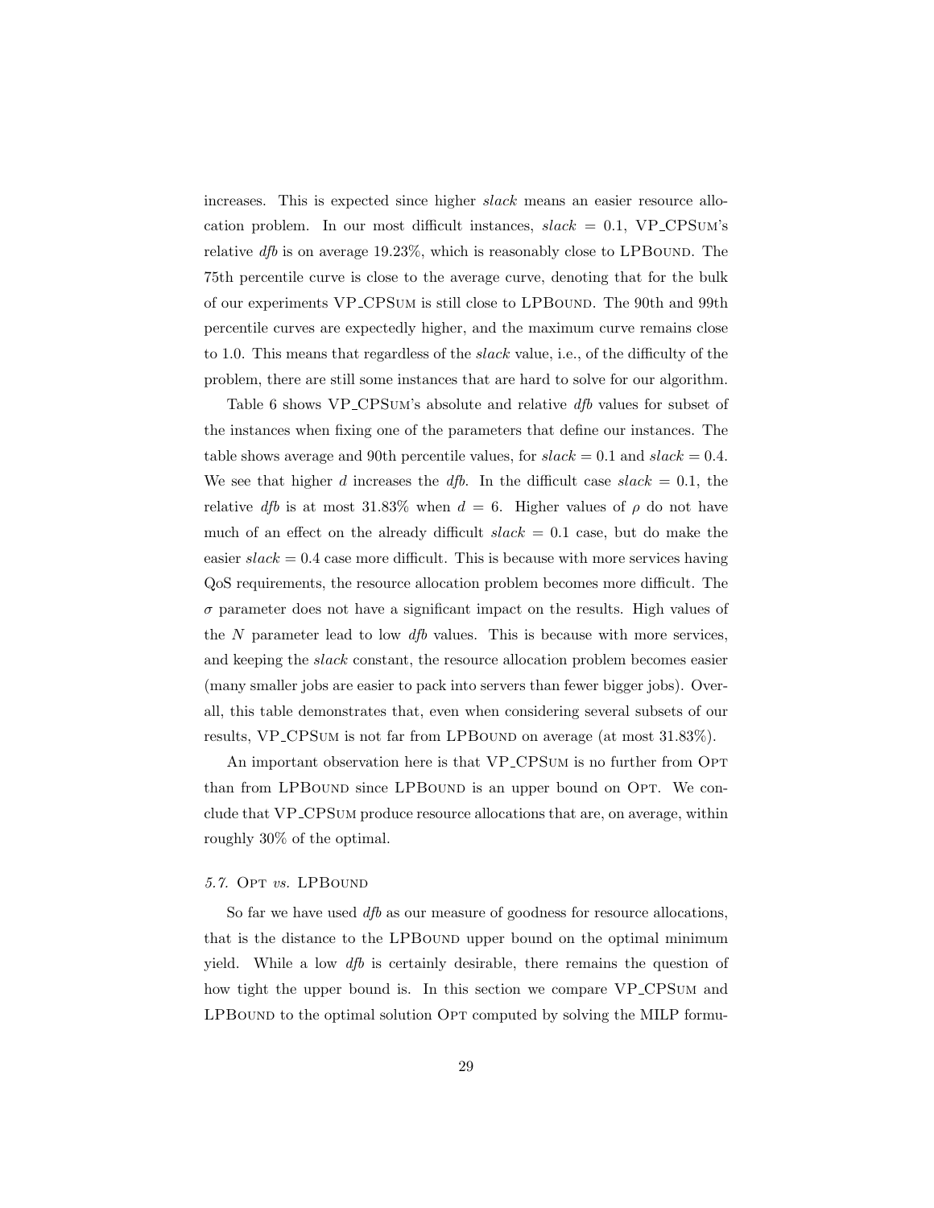increases. This is expected since higher *slack* means an easier resource allocation problem. In our most difficult instances, $slack = 0.1$, VP_CPSum's relative *dfb* is on average 19.23%, which is reasonably close to LPBound. The 75th percentile curve is close to the average curve, denoting that for the bulk of our experiments VP_CPSum is still close to LPBound. The 90th and 99th percentile curves are expectedly higher, and the maximum curve remains close to 1.0. This means that regardless of the *slack* value, i.e., of the difficulty of the problem, there are still some instances that are hard to solve for our algorithm.

Table 6 shows VP_CPSum's absolute and relative *dfb* values for subset of the instances when fixing one of the parameters that define our instances. The table shows average and 90th percentile values, for $slack = 0.1$ and $slack = 0.4$. We see that higher $d$ increases the *dfb*. In the difficult case $slack = 0.1$, the relative *dfb* is at most 31.83% when $d = 6$. Higher values of $\rho$ do not have much of an effect on the already difficult $slack = 0.1$ case, but do make the easier $slack = 0.4$ case more difficult. This is because with more services having QoS requirements, the resource allocation problem becomes more difficult. The $\sigma$ parameter does not have a significant impact on the results. High values of the $N$ parameter lead to low *dfb* values. This is because with more services, and keeping the *slack* constant, the resource allocation problem becomes easier (many smaller jobs are easier to pack into servers than fewer bigger jobs). Overall, this table demonstrates that, even when considering several subsets of our results, VP_CPSum is not far from LPBound on average (at most 31.83%).

An important observation here is that VP_CPSum is no further from Opt than from LPBound since LPBound is an upper bound on Opt. We conclude that VP_CPSum produce resource allocations that are, on average, within roughly 30% of the optimal.

### 5.7. Opt *vs.* LPBound

So far we have used *dfb* as our measure of goodness for resource allocations, that is the distance to the LPBound upper bound on the optimal minimum yield. While a low *dfb* is certainly desirable, there remains the question of how tight the upper bound is. In this section we compare VP_CPSum and LPBound to the optimal solution Opt computed by solving the MILP formu-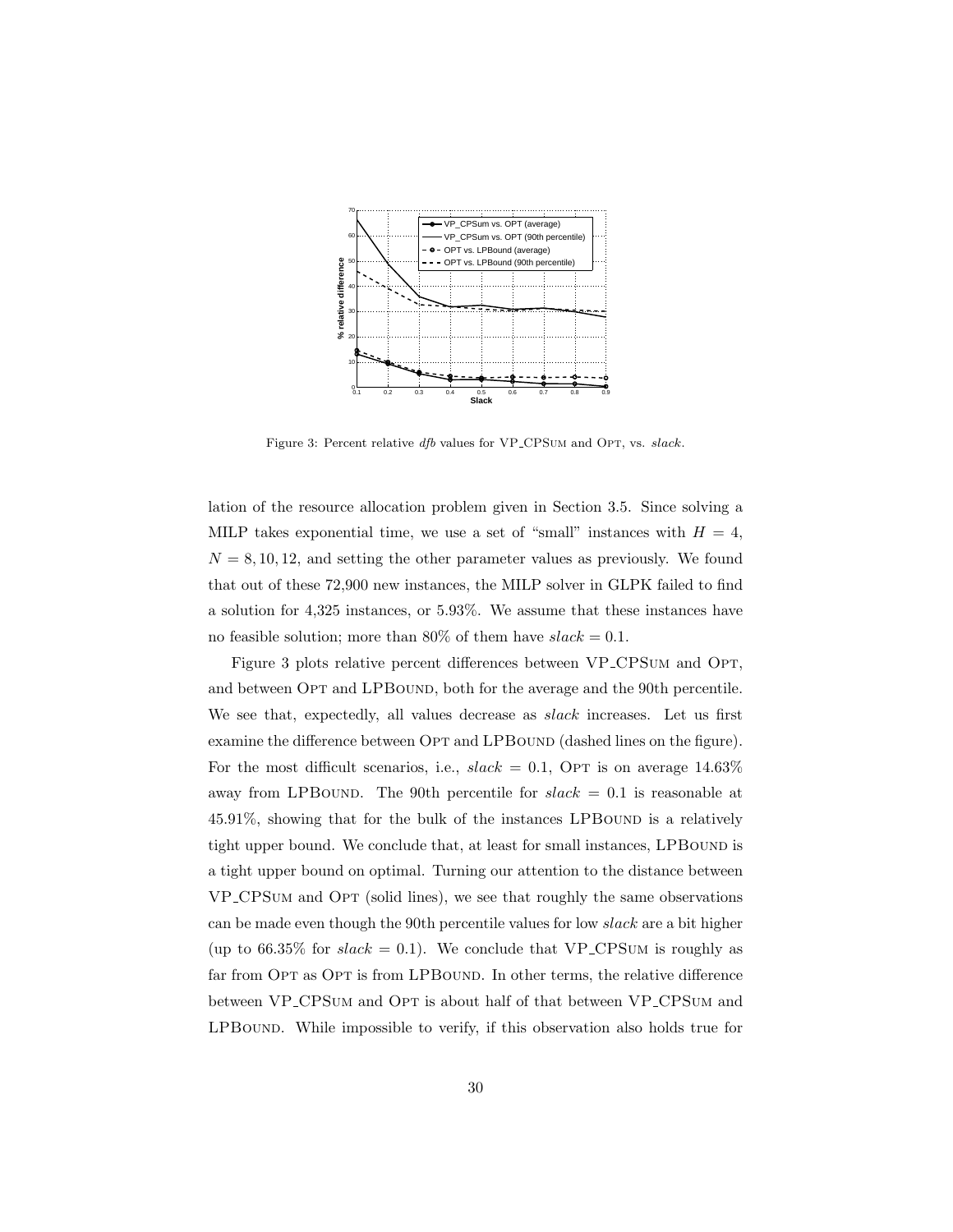Figure 3: Percent relative *dfb* values for VP_CPSUM and OPT, vs. *slack*.

lation of the resource allocation problem given in Section 3.5. Since solving a MILP takes exponential time, we use a set of "small" instances with $H = 4$, $N = 8, 10, 12$, and setting the other parameter values as previously. We found that out of these 72,900 new instances, the MILP solver in GLPK failed to find a solution for 4,325 instances, or 5.93%. We assume that these instances have no feasible solution; more than 80% of them have $slack = 0.1$.

Figure 3 plots relative percent differences between VP_CPSUM and OPT, and between OPT and LPBOUND, both for the average and the 90th percentile. We see that, expectedly, all values decrease as *slack* increases. Let us first examine the difference between OPT and LPBOUND (dashed lines on the figure). For the most difficult scenarios, i.e., $slack = 0.1$, OPT is on average 14.63% away from LPBOUND. The 90th percentile for $slack = 0.1$ is reasonable at 45.91%, showing that for the bulk of the instances LPBOUND is a relatively tight upper bound. We conclude that, at least for small instances, LPBOUND is a tight upper bound on optimal. Turning our attention to the distance between VP_CPSUM and OPT (solid lines), we see that roughly the same observations can be made even though the 90th percentile values for low *slack* are a bit higher (up to 66.35% for $slack = 0.1$). We conclude that VP_CPSUM is roughly as far from OPT as OPT is from LPBOUND. In other terms, the relative difference between VP_CPSUM and OPT is about half of that between VP_CPSUM and LPBOUND. While impossible to verify, if this observation also holds true for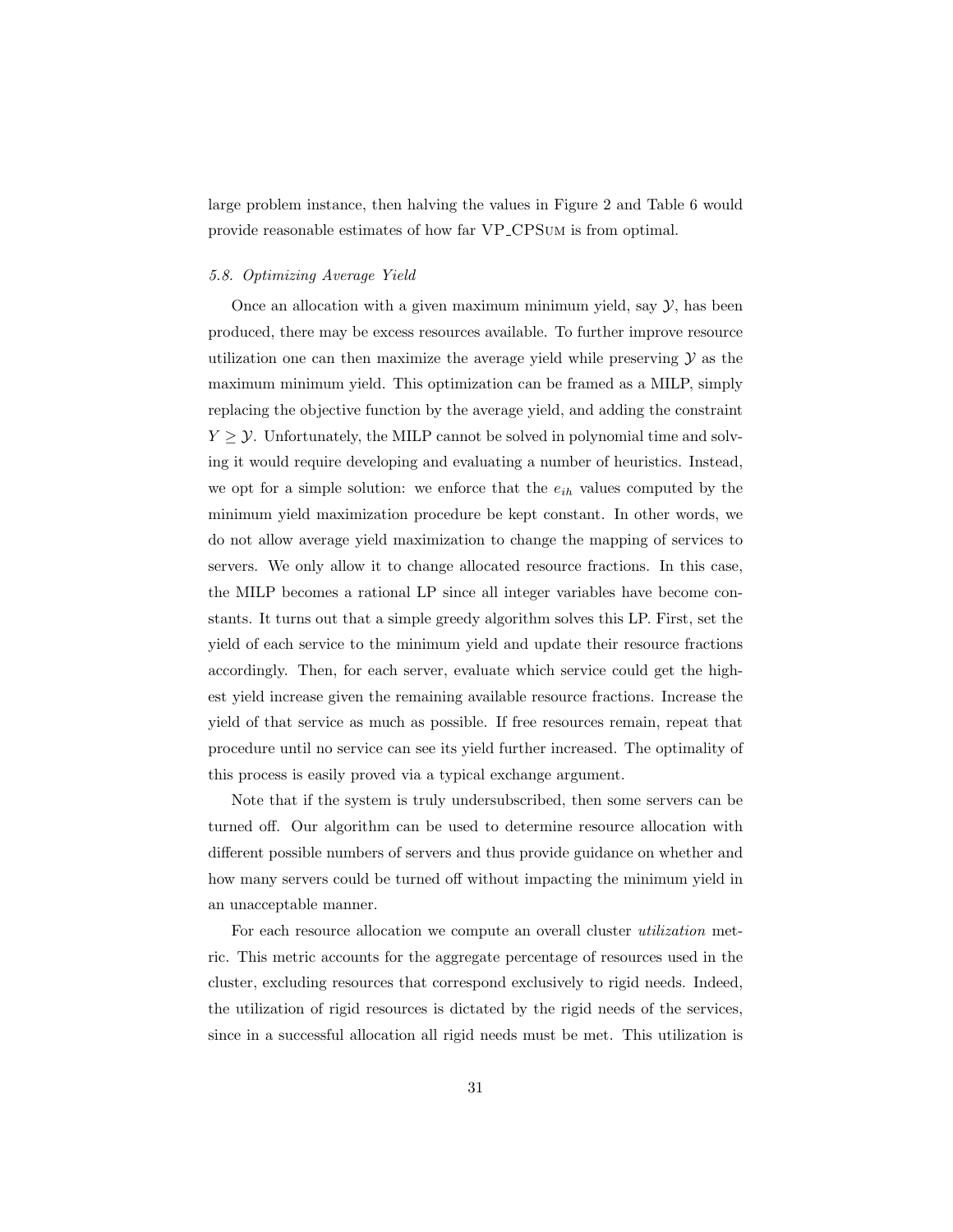large problem instance, then halving the values in Figure 2 and Table 6 would provide reasonable estimates of how far VP_CPSum is from optimal.

### *5.8. Optimizing Average Yield*

Once an allocation with a given maximum minimum yield, say $\mathcal{Y}$, has been produced, there may be excess resources available. To further improve resource utilization one can then maximize the average yield while preserving $\mathcal{Y}$ as the maximum minimum yield. This optimization can be framed as a MILP, simply replacing the objective function by the average yield, and adding the constraint $Y \geq \mathcal{Y}$. Unfortunately, the MILP cannot be solved in polynomial time and solving it would require developing and evaluating a number of heuristics. Instead, we opt for a simple solution: we enforce that the $e_{ih}$ values computed by the minimum yield maximization procedure be kept constant. In other words, we do not allow average yield maximization to change the mapping of services to servers. We only allow it to change allocated resource fractions. In this case, the MILP becomes a rational LP since all integer variables have become constants. It turns out that a simple greedy algorithm solves this LP. First, set the yield of each service to the minimum yield and update their resource fractions accordingly. Then, for each server, evaluate which service could get the highest yield increase given the remaining available resource fractions. Increase the yield of that service as much as possible. If free resources remain, repeat that procedure until no service can see its yield further increased. The optimality of this process is easily proved via a typical exchange argument.

Note that if the system is truly undersubscribed, then some servers can be turned off. Our algorithm can be used to determine resource allocation with different possible numbers of servers and thus provide guidance on whether and how many servers could be turned off without impacting the minimum yield in an unacceptable manner.

For each resource allocation we compute an overall cluster *utilization* metric. This metric accounts for the aggregate percentage of resources used in the cluster, excluding resources that correspond exclusively to rigid needs. Indeed, the utilization of rigid resources is dictated by the rigid needs of the services, since in a successful allocation all rigid needs must be met. This utilization is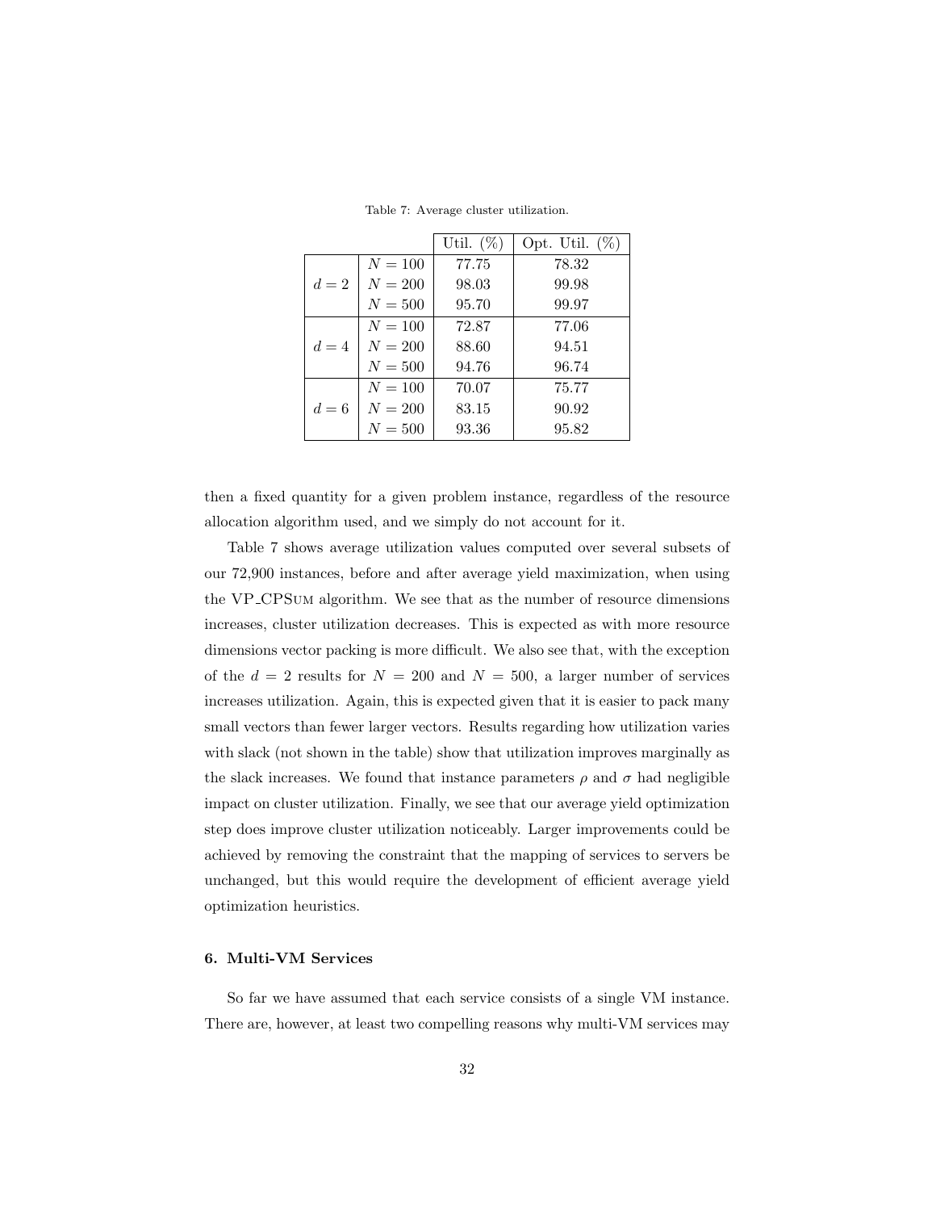Table 7: Average cluster utilization.

| | | Util. (%) | Opt. Util. (%) |
|---|---|---|---|
| $d = 2$ | $N = 100$ | 77.75 | 78.32 |
| | $N = 200$ | 98.03 | 99.98 |
| | $N = 500$ | 95.70 | 99.97 |
| $d = 4$ | $N = 100$ | 72.87 | 77.06 |
| | $N = 200$ | 88.60 | 94.51 |
| | $N = 500$ | 94.76 | 96.74 |
| $d = 6$ | $N = 100$ | 70.07 | 75.77 |
| | $N = 200$ | 83.15 | 90.92 |
| | $N = 500$ | 93.36 | 95.82 |

then a fixed quantity for a given problem instance, regardless of the resource allocation algorithm used, and we simply do not account for it.

Table 7 shows average utilization values computed over several subsets of our 72,900 instances, before and after average yield maximization, when using the VP_CPSum algorithm. We see that as the number of resource dimensions increases, cluster utilization decreases. This is expected as with more resource dimensions vector packing is more difficult. We also see that, with the exception of the $d = 2$ results for $N = 200$ and $N = 500$, a larger number of services increases utilization. Again, this is expected given that it is easier to pack many small vectors than fewer larger vectors. Results regarding how utilization varies with slack (not shown in the table) show that utilization improves marginally as the slack increases. We found that instance parameters $\rho$ and $\sigma$ had negligible impact on cluster utilization. Finally, we see that our average yield optimization step does improve cluster utilization noticeably. Larger improvements could be achieved by removing the constraint that the mapping of services to servers be unchanged, but this would require the development of efficient average yield optimization heuristics.

## 6. Multi-VM Services

So far we have assumed that each service consists of a single VM instance. There are, however, at least two compelling reasons why multi-VM services may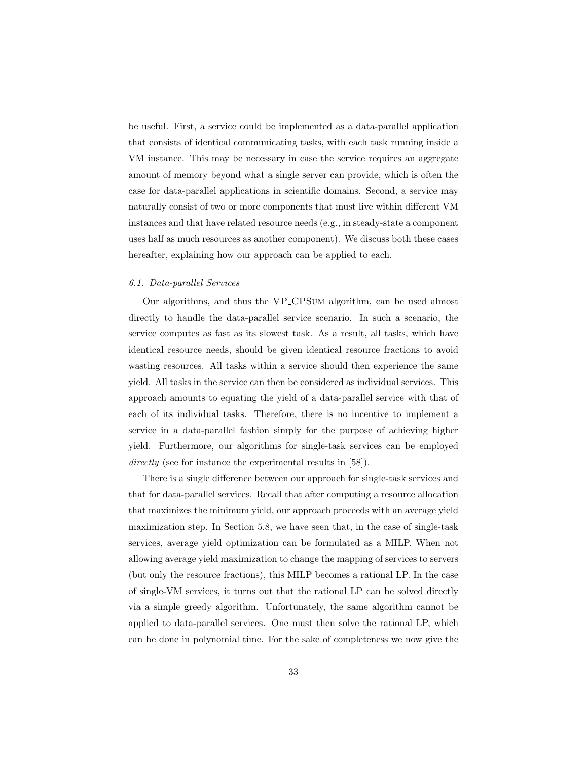be useful. First, a service could be implemented as a data-parallel application that consists of identical communicating tasks, with each task running inside a VM instance. This may be necessary in case the service requires an aggregate amount of memory beyond what a single server can provide, which is often the case for data-parallel applications in scientific domains. Second, a service may naturally consist of two or more components that must live within different VM instances and that have related resource needs (e.g., in steady-state a component uses half as much resources as another component). We discuss both these cases hereafter, explaining how our approach can be applied to each.

### 6.1. Data-parallel Services

Our algorithms, and thus the VP_CPSum algorithm, can be used almost directly to handle the data-parallel service scenario. In such a scenario, the service computes as fast as its slowest task. As a result, all tasks, which have identical resource needs, should be given identical resource fractions to avoid wasting resources. All tasks within a service should then experience the same yield. All tasks in the service can then be considered as individual services. This approach amounts to equating the yield of a data-parallel service with that of each of its individual tasks. Therefore, there is no incentive to implement a service in a data-parallel fashion simply for the purpose of achieving higher yield. Furthermore, our algorithms for single-task services can be employed *directly* (see for instance the experimental results in [58]).

There is a single difference between our approach for single-task services and that for data-parallel services. Recall that after computing a resource allocation that maximizes the minimum yield, our approach proceeds with an average yield maximization step. In Section 5.8, we have seen that, in the case of single-task services, average yield optimization can be formulated as a MILP. When not allowing average yield maximization to change the mapping of services to servers (but only the resource fractions), this MILP becomes a rational LP. In the case of single-VM services, it turns out that the rational LP can be solved directly via a simple greedy algorithm. Unfortunately, the same algorithm cannot be applied to data-parallel services. One must then solve the rational LP, which can be done in polynomial time. For the sake of completeness we now give the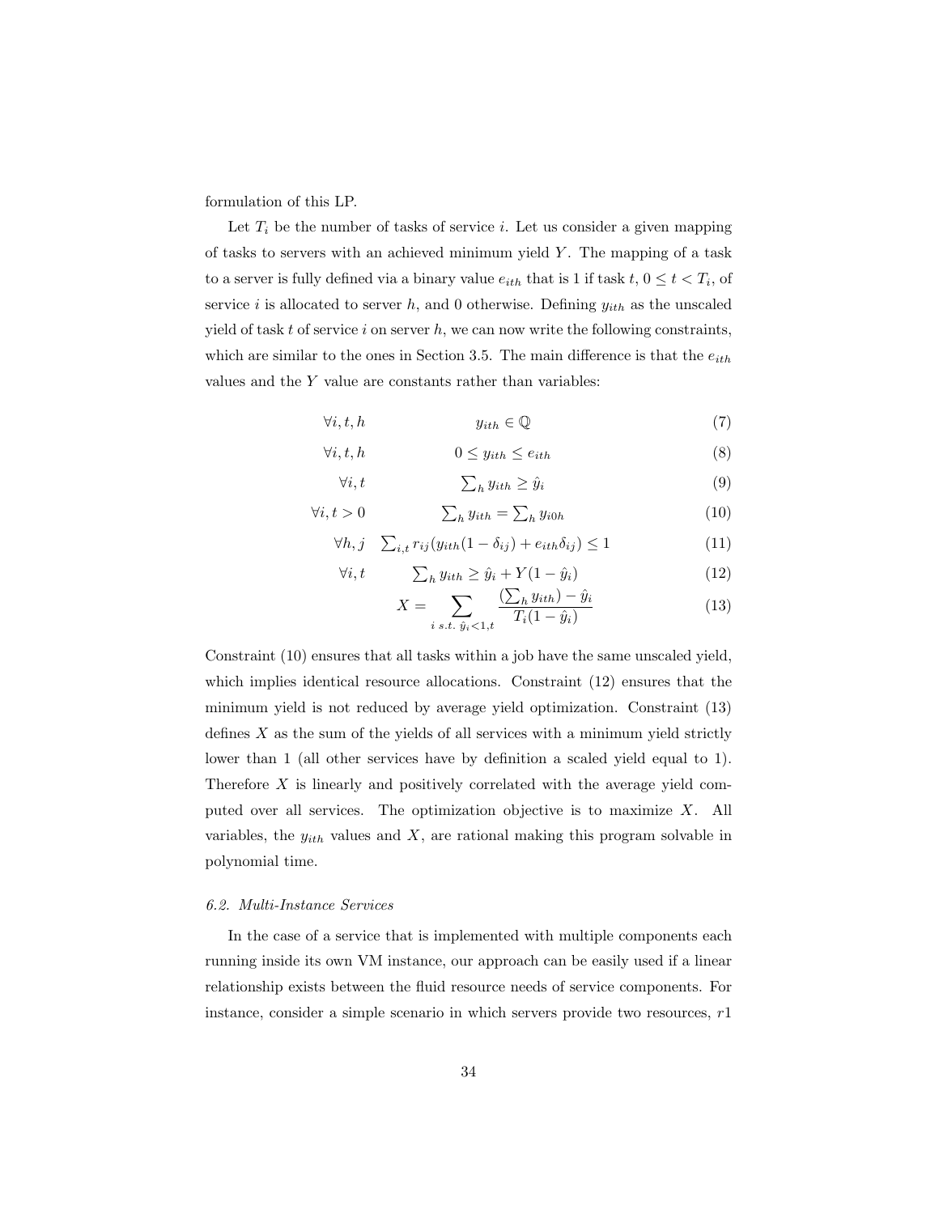formulation of this LP.

Let $T_i$ be the number of tasks of service $i$. Let us consider a given mapping of tasks to servers with an achieved minimum yield $Y$. The mapping of a task to a server is fully defined via a binary value $e_{ith}$ that is 1 if task $t$, $0 \leq t < T_i$, of service $i$ is allocated to server $h$, and 0 otherwise. Defining $y_{ith}$ as the unscaled yield of task $t$ of service $i$ on server $h$, we can now write the following constraints, which are similar to the ones in Section 3.5. The main difference is that the $e_{ith}$ values and the $Y$ value are constants rather than variables:

$$\forall i, t, h \qquad y_{ith} \in \mathbb{Q} \tag{7}$$

$$\forall i, t, h \qquad 0 \leq y_{ith} \leq e_{ith} \tag{8}$$

$$\forall i, t \qquad \textstyle\sum_h y_{ith} \geq \hat{y}_i \tag{9}$$

$$\forall i, t > 0 \qquad \textstyle\sum_h y_{ith} = \sum_h y_{i0h} \tag{10}$$

$$\forall h, j \quad \textstyle\sum_{i,t} r_{ij}(y_{ith}(1 - \delta_{ij}) + e_{ith}\delta_{ij}) \leq 1 \tag{11}$$

$$\forall i, t \qquad \textstyle\sum_h y_{ith} \geq \hat{y}_i + Y(1 - \hat{y}_i) \tag{12}$$

$$X = \sum_{i \text{ s.t. } \hat{y}_i < 1, t} \frac{(\sum_h y_{ith}) - \hat{y}_i}{T_i(1 - \hat{y}_i)} \tag{13}$$

Constraint (10) ensures that all tasks within a job have the same unscaled yield, which implies identical resource allocations. Constraint (12) ensures that the minimum yield is not reduced by average yield optimization. Constraint (13) defines $X$ as the sum of the yields of all services with a minimum yield strictly lower than 1 (all other services have by definition a scaled yield equal to 1). Therefore $X$ is linearly and positively correlated with the average yield computed over all services. The optimization objective is to maximize $X$. All variables, the $y_{ith}$ values and $X$, are rational making this program solvable in polynomial time.

### *6.2. Multi-Instance Services*

In the case of a service that is implemented with multiple components each running inside its own VM instance, our approach can be easily used if a linear relationship exists between the fluid resource needs of service components. For instance, consider a simple scenario in which servers provide two resources, $r1$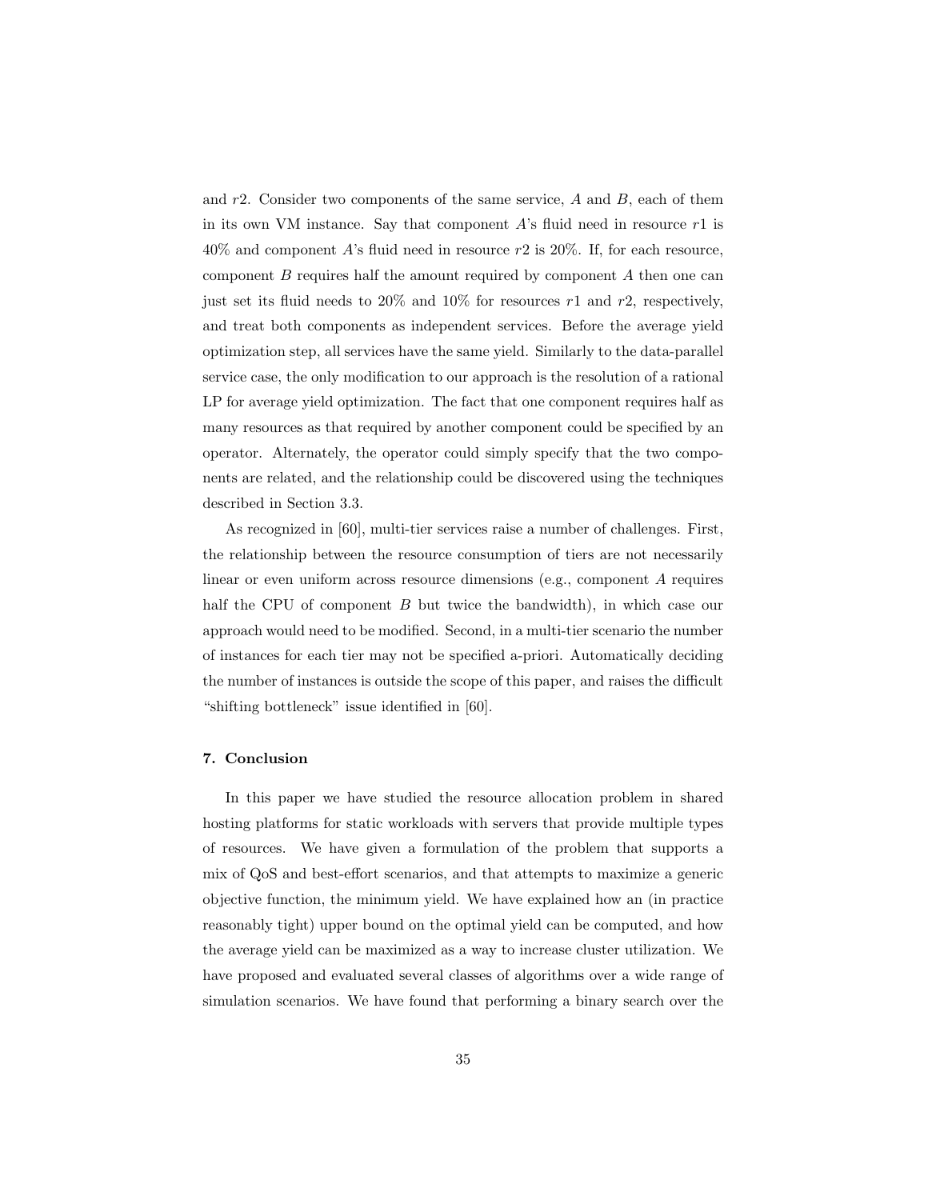and $r2$. Consider two components of the same service, $A$ and $B$, each of them in its own VM instance. Say that component $A$'s fluid need in resource $r1$ is 40% and component $A$'s fluid need in resource $r2$ is 20%. If, for each resource, component $B$ requires half the amount required by component $A$ then one can just set its fluid needs to 20% and 10% for resources $r1$ and $r2$, respectively, and treat both components as independent services. Before the average yield optimization step, all services have the same yield. Similarly to the data-parallel service case, the only modification to our approach is the resolution of a rational LP for average yield optimization. The fact that one component requires half as many resources as that required by another component could be specified by an operator. Alternately, the operator could simply specify that the two components are related, and the relationship could be discovered using the techniques described in Section 3.3.

As recognized in [60], multi-tier services raise a number of challenges. First, the relationship between the resource consumption of tiers are not necessarily linear or even uniform across resource dimensions (e.g., component $A$ requires half the CPU of component $B$ but twice the bandwidth), in which case our approach would need to be modified. Second, in a multi-tier scenario the number of instances for each tier may not be specified a-priori. Automatically deciding the number of instances is outside the scope of this paper, and raises the difficult "shifting bottleneck" issue identified in [60].

## 7. Conclusion

In this paper we have studied the resource allocation problem in shared hosting platforms for static workloads with servers that provide multiple types of resources. We have given a formulation of the problem that supports a mix of QoS and best-effort scenarios, and that attempts to maximize a generic objective function, the minimum yield. We have explained how an (in practice reasonably tight) upper bound on the optimal yield can be computed, and how the average yield can be maximized as a way to increase cluster utilization. We have proposed and evaluated several classes of algorithms over a wide range of simulation scenarios. We have found that performing a binary search over the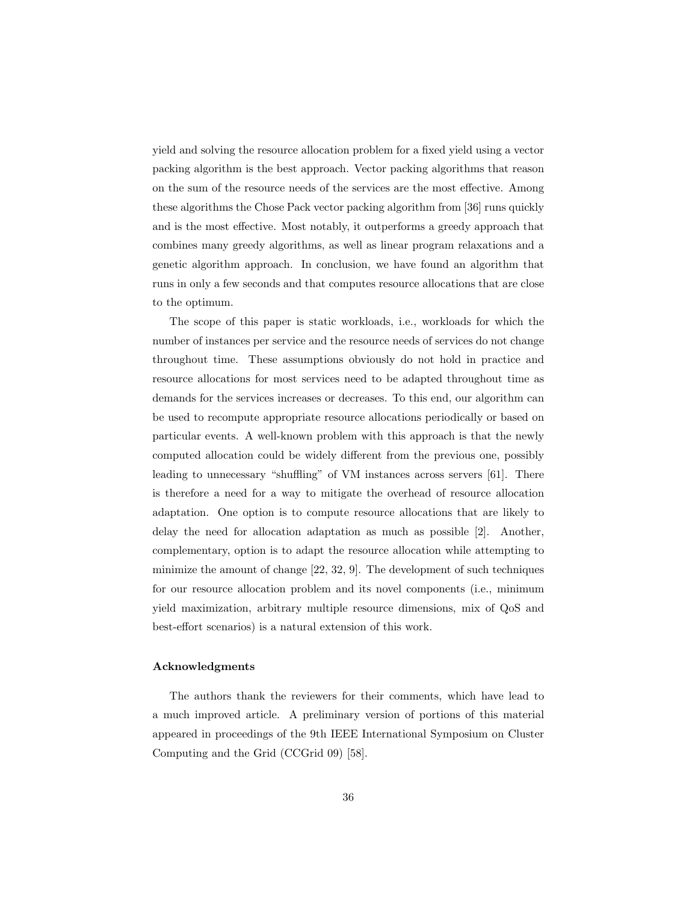yield and solving the resource allocation problem for a fixed yield using a vector packing algorithm is the best approach. Vector packing algorithms that reason on the sum of the resource needs of the services are the most effective. Among these algorithms the Chose Pack vector packing algorithm from [36] runs quickly and is the most effective. Most notably, it outperforms a greedy approach that combines many greedy algorithms, as well as linear program relaxations and a genetic algorithm approach. In conclusion, we have found an algorithm that runs in only a few seconds and that computes resource allocations that are close to the optimum.

The scope of this paper is static workloads, i.e., workloads for which the number of instances per service and the resource needs of services do not change throughout time. These assumptions obviously do not hold in practice and resource allocations for most services need to be adapted throughout time as demands for the services increases or decreases. To this end, our algorithm can be used to recompute appropriate resource allocations periodically or based on particular events. A well-known problem with this approach is that the newly computed allocation could be widely different from the previous one, possibly leading to unnecessary "shuffling" of VM instances across servers [61]. There is therefore a need for a way to mitigate the overhead of resource allocation adaptation. One option is to compute resource allocations that are likely to delay the need for allocation adaptation as much as possible [2]. Another, complementary, option is to adapt the resource allocation while attempting to minimize the amount of change [22, 32, 9]. The development of such techniques for our resource allocation problem and its novel components (i.e., minimum yield maximization, arbitrary multiple resource dimensions, mix of QoS and best-effort scenarios) is a natural extension of this work.

### Acknowledgments

The authors thank the reviewers for their comments, which have lead to a much improved article. A preliminary version of portions of this material appeared in proceedings of the 9th IEEE International Symposium on Cluster Computing and the Grid (CCGrid 09) [58].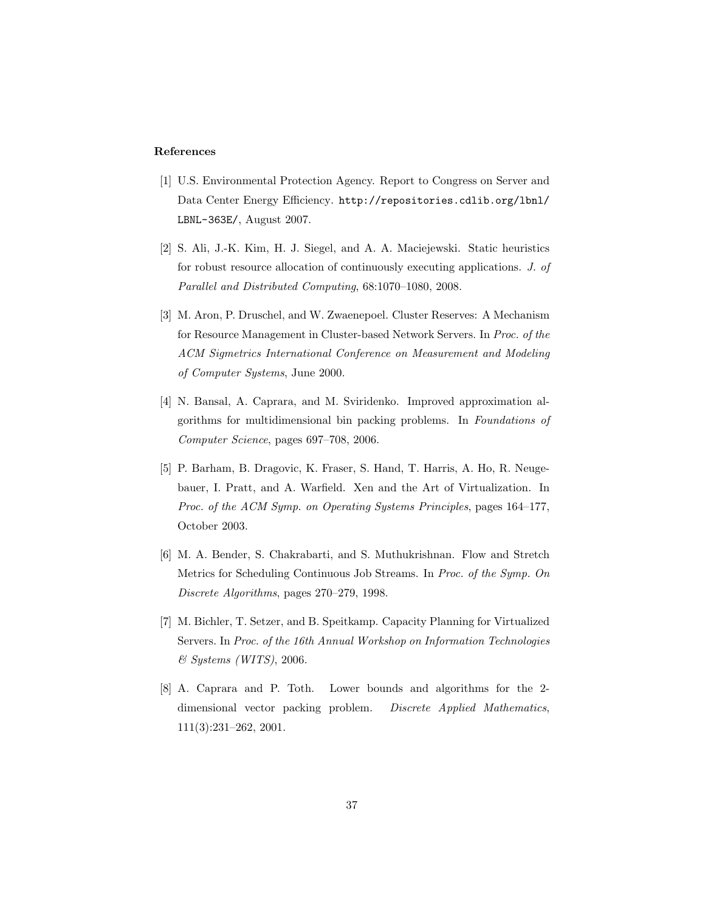**References**

[1] U.S. Environmental Protection Agency. Report to Congress on Server and Data Center Energy Efficiency. `http://repositories.cdlib.org/lbnl/LBNL-363E/`, August 2007.

[2] S. Ali, J.-K. Kim, H. J. Siegel, and A. A. Maciejewski. Static heuristics for robust resource allocation of continuously executing applications. *J. of Parallel and Distributed Computing*, 68:1070–1080, 2008.

[3] M. Aron, P. Druschel, and W. Zwaenepoel. Cluster Reserves: A Mechanism for Resource Management in Cluster-based Network Servers. In *Proc. of the ACM Sigmetrics International Conference on Measurement and Modeling of Computer Systems*, June 2000.

[4] N. Bansal, A. Caprara, and M. Sviridenko. Improved approximation algorithms for multidimensional bin packing problems. In *Foundations of Computer Science*, pages 697–708, 2006.

[5] P. Barham, B. Dragovic, K. Fraser, S. Hand, T. Harris, A. Ho, R. Neugebauer, I. Pratt, and A. Warfield. Xen and the Art of Virtualization. In *Proc. of the ACM Symp. on Operating Systems Principles*, pages 164–177, October 2003.

[6] M. A. Bender, S. Chakrabarti, and S. Muthukrishnan. Flow and Stretch Metrics for Scheduling Continuous Job Streams. In *Proc. of the Symp. On Discrete Algorithms*, pages 270–279, 1998.

[7] M. Bichler, T. Setzer, and B. Speitkamp. Capacity Planning for Virtualized Servers. In *Proc. of the 16th Annual Workshop on Information Technologies & Systems (WITS)*, 2006.

[8] A. Caprara and P. Toth. Lower bounds and algorithms for the 2-dimensional vector packing problem. *Discrete Applied Mathematics*, 111(3):231–262, 2001.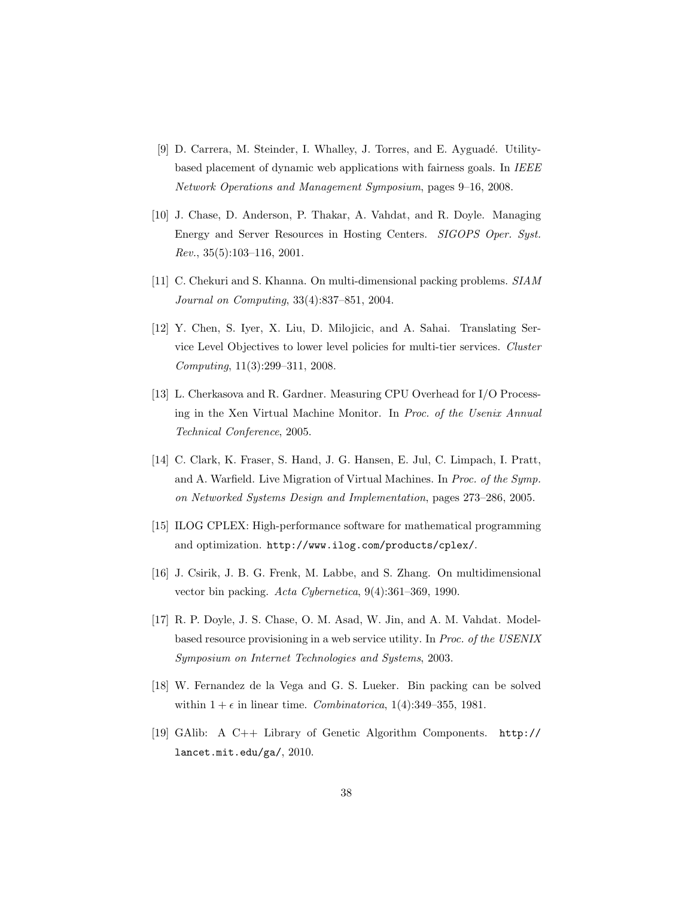[9] D. Carrera, M. Steinder, I. Whalley, J. Torres, and E. Ayguadé. Utility-based placement of dynamic web applications with fairness goals. In *IEEE Network Operations and Management Symposium*, pages 9–16, 2008.

[10] J. Chase, D. Anderson, P. Thakar, A. Vahdat, and R. Doyle. Managing Energy and Server Resources in Hosting Centers. *SIGOPS Oper. Syst. Rev.*, 35(5):103–116, 2001.

[11] C. Chekuri and S. Khanna. On multi-dimensional packing problems. *SIAM Journal on Computing*, 33(4):837–851, 2004.

[12] Y. Chen, S. Iyer, X. Liu, D. Milojicic, and A. Sahai. Translating Service Level Objectives to lower level policies for multi-tier services. *Cluster Computing*, 11(3):299–311, 2008.

[13] L. Cherkasova and R. Gardner. Measuring CPU Overhead for I/O Processing in the Xen Virtual Machine Monitor. In *Proc. of the Usenix Annual Technical Conference*, 2005.

[14] C. Clark, K. Fraser, S. Hand, J. G. Hansen, E. Jul, C. Limpach, I. Pratt, and A. Warfield. Live Migration of Virtual Machines. In *Proc. of the Symp. on Networked Systems Design and Implementation*, pages 273–286, 2005.

[15] ILOG CPLEX: High-performance software for mathematical programming and optimization. `http://www.ilog.com/products/cplex/`.

[16] J. Csirik, J. B. G. Frenk, M. Labbe, and S. Zhang. On multidimensional vector bin packing. *Acta Cybernetica*, 9(4):361–369, 1990.

[17] R. P. Doyle, J. S. Chase, O. M. Asad, W. Jin, and A. M. Vahdat. Model-based resource provisioning in a web service utility. In *Proc. of the USENIX Symposium on Internet Technologies and Systems*, 2003.

[18] W. Fernandez de la Vega and G. S. Lueker. Bin packing can be solved within $1 + \epsilon$ in linear time. *Combinatorica*, 1(4):349–355, 1981.

[19] GAlib: A C++ Library of Genetic Algorithm Components. `http://lancet.mit.edu/ga/`, 2010.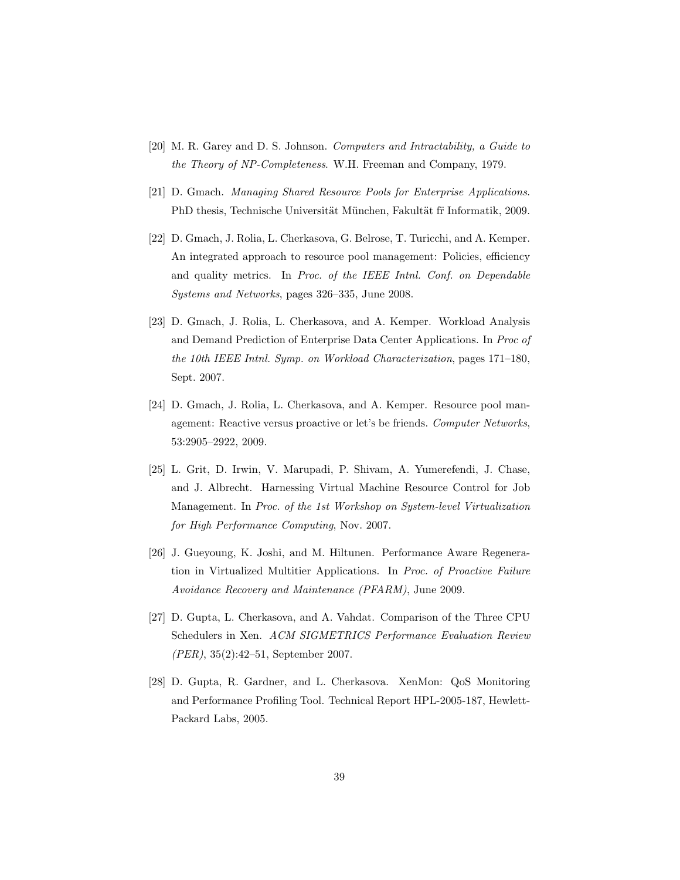[20] M. R. Garey and D. S. Johnson. *Computers and Intractability, a Guide to the Theory of NP-Completeness*. W.H. Freeman and Company, 1979.

[21] D. Gmach. *Managing Shared Resource Pools for Enterprise Applications*. PhD thesis, Technische Universität München, Fakultät fr Informatik, 2009.

[22] D. Gmach, J. Rolia, L. Cherkasova, G. Belrose, T. Turicchi, and A. Kemper. An integrated approach to resource pool management: Policies, efficiency and quality metrics. In *Proc. of the IEEE Intnl. Conf. on Dependable Systems and Networks*, pages 326–335, June 2008.

[23] D. Gmach, J. Rolia, L. Cherkasova, and A. Kemper. Workload Analysis and Demand Prediction of Enterprise Data Center Applications. In *Proc of the 10th IEEE Intnl. Symp. on Workload Characterization*, pages 171–180, Sept. 2007.

[24] D. Gmach, J. Rolia, L. Cherkasova, and A. Kemper. Resource pool management: Reactive versus proactive or let's be friends. *Computer Networks*, 53:2905–2922, 2009.

[25] L. Grit, D. Irwin, V. Marupadi, P. Shivam, A. Yumerefendi, J. Chase, and J. Albrecht. Harnessing Virtual Machine Resource Control for Job Management. In *Proc. of the 1st Workshop on System-level Virtualization for High Performance Computing*, Nov. 2007.

[26] J. Gueyoung, K. Joshi, and M. Hiltunen. Performance Aware Regeneration in Virtualized Multitier Applications. In *Proc. of Proactive Failure Avoidance Recovery and Maintenance (PFARM)*, June 2009.

[27] D. Gupta, L. Cherkasova, and A. Vahdat. Comparison of the Three CPU Schedulers in Xen. *ACM SIGMETRICS Performance Evaluation Review (PER)*, 35(2):42–51, September 2007.

[28] D. Gupta, R. Gardner, and L. Cherkasova. XenMon: QoS Monitoring and Performance Profiling Tool. Technical Report HPL-2005-187, Hewlett-Packard Labs, 2005.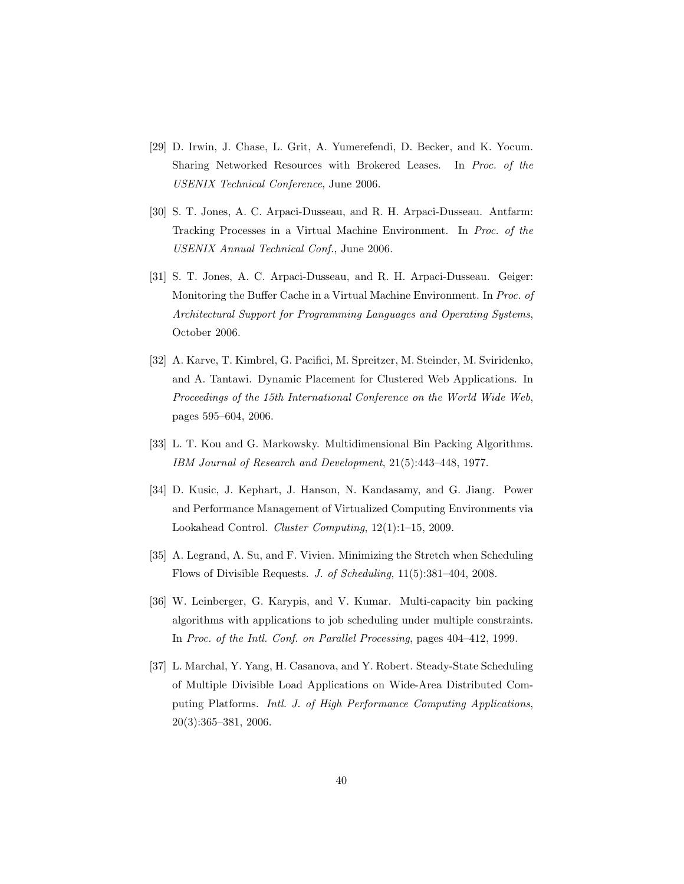[29] D. Irwin, J. Chase, L. Grit, A. Yumerefendi, D. Becker, and K. Yocum. Sharing Networked Resources with Brokered Leases. In *Proc. of the USENIX Technical Conference*, June 2006.

[30] S. T. Jones, A. C. Arpaci-Dusseau, and R. H. Arpaci-Dusseau. Antfarm: Tracking Processes in a Virtual Machine Environment. In *Proc. of the USENIX Annual Technical Conf.*, June 2006.

[31] S. T. Jones, A. C. Arpaci-Dusseau, and R. H. Arpaci-Dusseau. Geiger: Monitoring the Buffer Cache in a Virtual Machine Environment. In *Proc. of Architectural Support for Programming Languages and Operating Systems*, October 2006.

[32] A. Karve, T. Kimbrel, G. Pacifici, M. Spreitzer, M. Steinder, M. Sviridenko, and A. Tantawi. Dynamic Placement for Clustered Web Applications. In *Proceedings of the 15th International Conference on the World Wide Web*, pages 595–604, 2006.

[33] L. T. Kou and G. Markowsky. Multidimensional Bin Packing Algorithms. *IBM Journal of Research and Development*, 21(5):443–448, 1977.

[34] D. Kusic, J. Kephart, J. Hanson, N. Kandasamy, and G. Jiang. Power and Performance Management of Virtualized Computing Environments via Lookahead Control. *Cluster Computing*, 12(1):1–15, 2009.

[35] A. Legrand, A. Su, and F. Vivien. Minimizing the Stretch when Scheduling Flows of Divisible Requests. *J. of Scheduling*, 11(5):381–404, 2008.

[36] W. Leinberger, G. Karypis, and V. Kumar. Multi-capacity bin packing algorithms with applications to job scheduling under multiple constraints. In *Proc. of the Intl. Conf. on Parallel Processing*, pages 404–412, 1999.

[37] L. Marchal, Y. Yang, H. Casanova, and Y. Robert. Steady-State Scheduling of Multiple Divisible Load Applications on Wide-Area Distributed Computing Platforms. *Intl. J. of High Performance Computing Applications*, 20(3):365–381, 2006.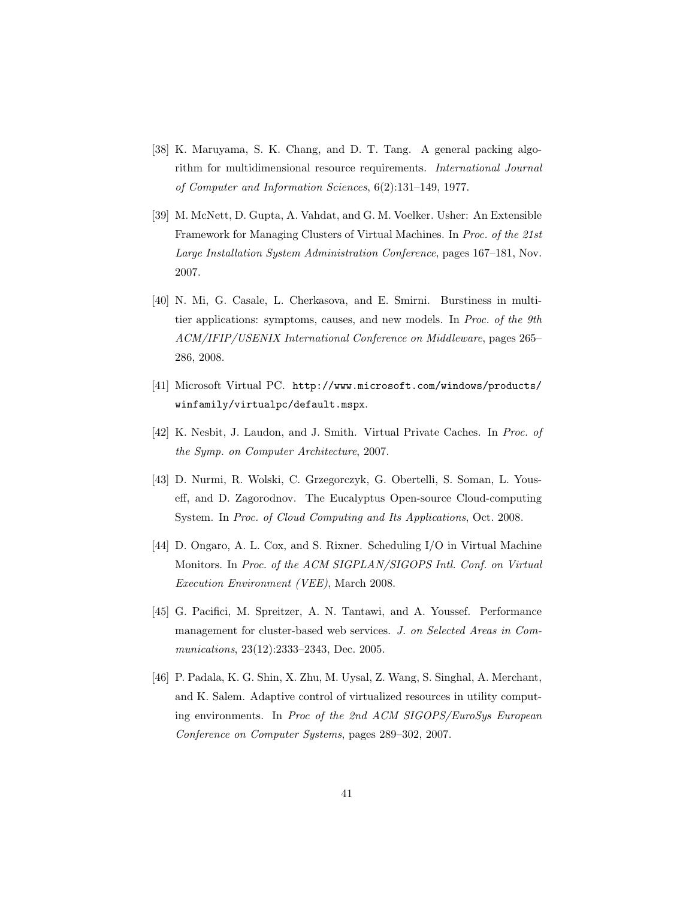[38] K. Maruyama, S. K. Chang, and D. T. Tang. A general packing algorithm for multidimensional resource requirements. *International Journal of Computer and Information Sciences*, 6(2):131–149, 1977.

[39] M. McNett, D. Gupta, A. Vahdat, and G. M. Voelker. Usher: An Extensible Framework for Managing Clusters of Virtual Machines. In *Proc. of the 21st Large Installation System Administration Conference*, pages 167–181, Nov. 2007.

[40] N. Mi, G. Casale, L. Cherkasova, and E. Smirni. Burstiness in multi-tier applications: symptoms, causes, and new models. In *Proc. of the 9th ACM/IFIP/USENIX International Conference on Middleware*, pages 265–286, 2008.

[41] Microsoft Virtual PC. `http://www.microsoft.com/windows/products/winfamily/virtualpc/default.mspx`.

[42] K. Nesbit, J. Laudon, and J. Smith. Virtual Private Caches. In *Proc. of the Symp. on Computer Architecture*, 2007.

[43] D. Nurmi, R. Wolski, C. Grzegorczyk, G. Obertelli, S. Soman, L. Youseff, and D. Zagorodnov. The Eucalyptus Open-source Cloud-computing System. In *Proc. of Cloud Computing and Its Applications*, Oct. 2008.

[44] D. Ongaro, A. L. Cox, and S. Rixner. Scheduling I/O in Virtual Machine Monitors. In *Proc. of the ACM SIGPLAN/SIGOPS Intl. Conf. on Virtual Execution Environment (VEE)*, March 2008.

[45] G. Pacifici, M. Spreitzer, A. N. Tantawi, and A. Youssef. Performance management for cluster-based web services. *J. on Selected Areas in Communications*, 23(12):2333–2343, Dec. 2005.

[46] P. Padala, K. G. Shin, X. Zhu, M. Uysal, Z. Wang, S. Singhal, A. Merchant, and K. Salem. Adaptive control of virtualized resources in utility computing environments. In *Proc of the 2nd ACM SIGOPS/EuroSys European Conference on Computer Systems*, pages 289–302, 2007.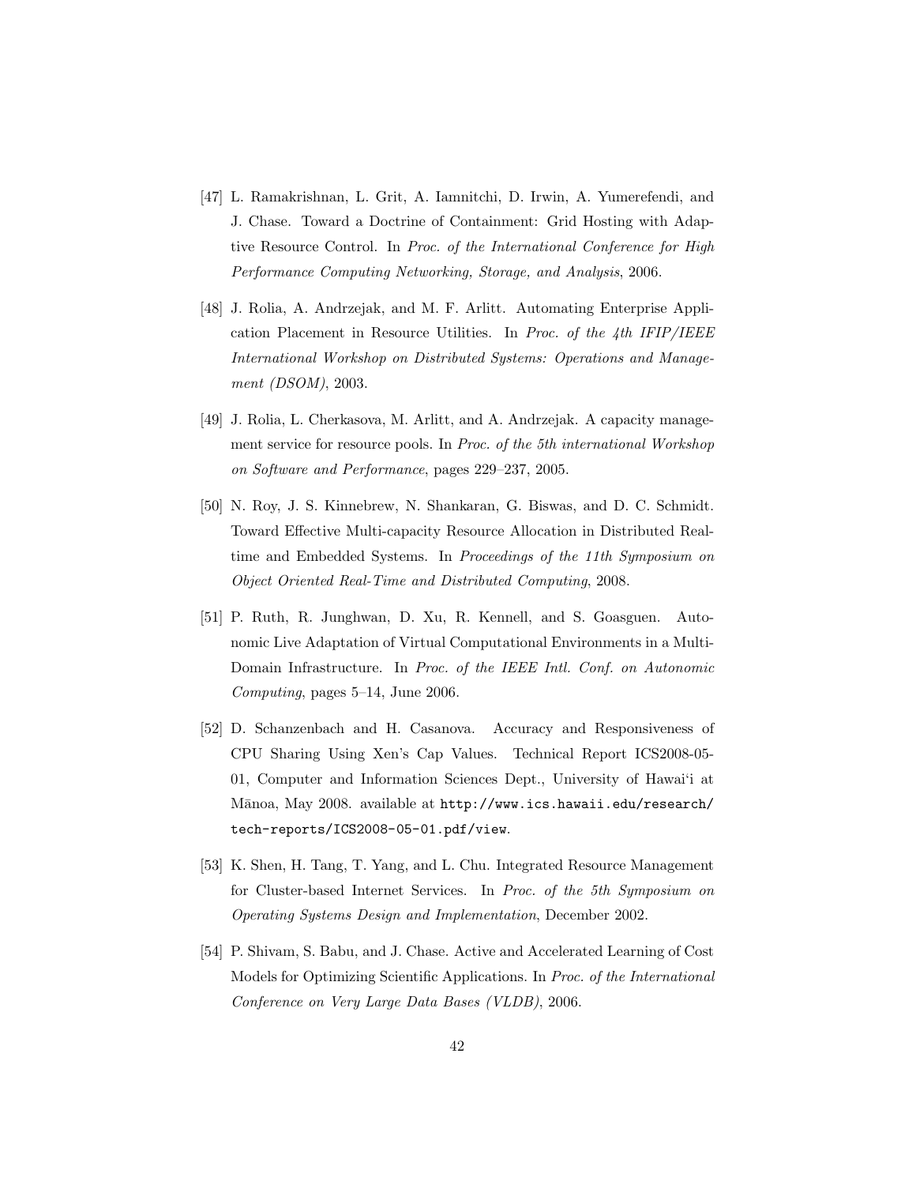[47] L. Ramakrishnan, L. Grit, A. Iamnitchi, D. Irwin, A. Yumerefendi, and J. Chase. Toward a Doctrine of Containment: Grid Hosting with Adaptive Resource Control. In *Proc. of the International Conference for High Performance Computing Networking, Storage, and Analysis*, 2006.

[48] J. Rolia, A. Andrzejak, and M. F. Arlitt. Automating Enterprise Application Placement in Resource Utilities. In *Proc. of the 4th IFIP/IEEE International Workshop on Distributed Systems: Operations and Management (DSOM)*, 2003.

[49] J. Rolia, L. Cherkasova, M. Arlitt, and A. Andrzejak. A capacity management service for resource pools. In *Proc. of the 5th international Workshop on Software and Performance*, pages 229–237, 2005.

[50] N. Roy, J. S. Kinnebrew, N. Shankaran, G. Biswas, and D. C. Schmidt. Toward Effective Multi-capacity Resource Allocation in Distributed Real-time and Embedded Systems. In *Proceedings of the 11th Symposium on Object Oriented Real-Time and Distributed Computing*, 2008.

[51] P. Ruth, R. Junghwan, D. Xu, R. Kennell, and S. Goasguen. Autonomic Live Adaptation of Virtual Computational Environments in a Multi-Domain Infrastructure. In *Proc. of the IEEE Intl. Conf. on Autonomic Computing*, pages 5–14, June 2006.

[52] D. Schanzenbach and H. Casanova. Accuracy and Responsiveness of CPU Sharing Using Xen's Cap Values. Technical Report ICS2008-05-01, Computer and Information Sciences Dept., University of Hawai'i at Mānoa, May 2008. available at `http://www.ics.hawaii.edu/research/tech-reports/ICS2008-05-01.pdf/view`.

[53] K. Shen, H. Tang, T. Yang, and L. Chu. Integrated Resource Management for Cluster-based Internet Services. In *Proc. of the 5th Symposium on Operating Systems Design and Implementation*, December 2002.

[54] P. Shivam, S. Babu, and J. Chase. Active and Accelerated Learning of Cost Models for Optimizing Scientific Applications. In *Proc. of the International Conference on Very Large Data Bases (VLDB)*, 2006.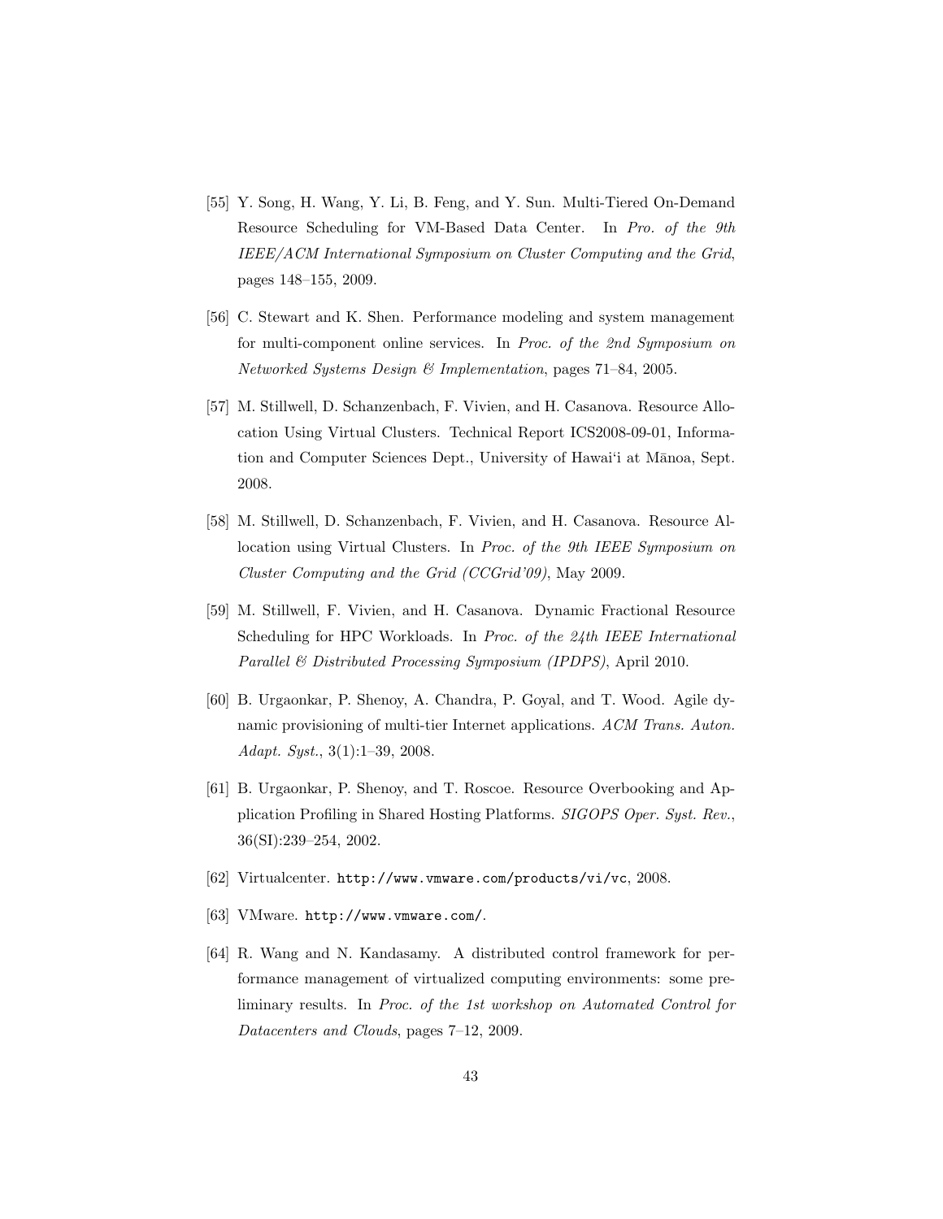[55] Y. Song, H. Wang, Y. Li, B. Feng, and Y. Sun. Multi-Tiered On-Demand Resource Scheduling for VM-Based Data Center. In *Pro. of the 9th IEEE/ACM International Symposium on Cluster Computing and the Grid*, pages 148–155, 2009.

[56] C. Stewart and K. Shen. Performance modeling and system management for multi-component online services. In *Proc. of the 2nd Symposium on Networked Systems Design & Implementation*, pages 71–84, 2005.

[57] M. Stillwell, D. Schanzenbach, F. Vivien, and H. Casanova. Resource Allocation Using Virtual Clusters. Technical Report ICS2008-09-01, Information and Computer Sciences Dept., University of Hawai'i at Mānoa, Sept. 2008.

[58] M. Stillwell, D. Schanzenbach, F. Vivien, and H. Casanova. Resource Allocation using Virtual Clusters. In *Proc. of the 9th IEEE Symposium on Cluster Computing and the Grid (CCGrid'09)*, May 2009.

[59] M. Stillwell, F. Vivien, and H. Casanova. Dynamic Fractional Resource Scheduling for HPC Workloads. In *Proc. of the 24th IEEE International Parallel & Distributed Processing Symposium (IPDPS)*, April 2010.

[60] B. Urgaonkar, P. Shenoy, A. Chandra, P. Goyal, and T. Wood. Agile dynamic provisioning of multi-tier Internet applications. *ACM Trans. Auton. Adapt. Syst.*, 3(1):1–39, 2008.

[61] B. Urgaonkar, P. Shenoy, and T. Roscoe. Resource Overbooking and Application Profiling in Shared Hosting Platforms. *SIGOPS Oper. Syst. Rev.*, 36(SI):239–254, 2002.

[62] Virtualcenter. `http://www.vmware.com/products/vi/vc`, 2008.

[63] VMware. `http://www.vmware.com/`.

[64] R. Wang and N. Kandasamy. A distributed control framework for performance management of virtualized computing environments: some preliminary results. In *Proc. of the 1st workshop on Automated Control for Datacenters and Clouds*, pages 7–12, 2009.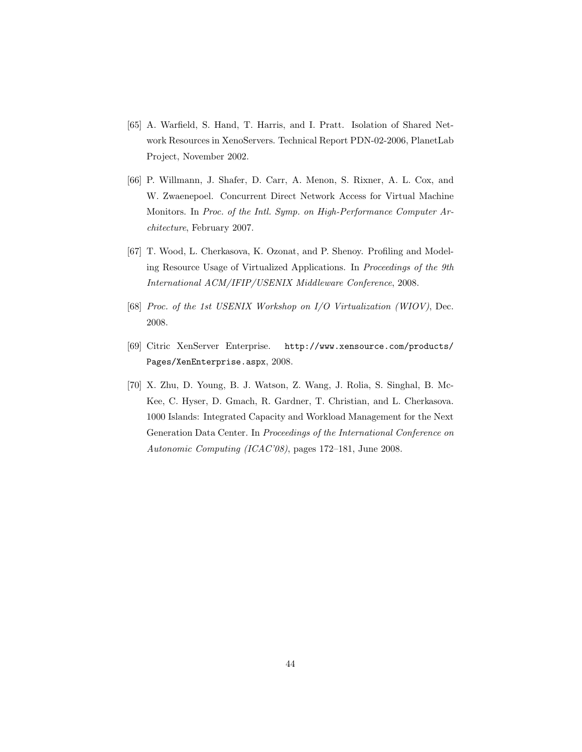[65] A. Warfield, S. Hand, T. Harris, and I. Pratt. Isolation of Shared Network Resources in XenoServers. Technical Report PDN-02-2006, PlanetLab Project, November 2002.

[66] P. Willmann, J. Shafer, D. Carr, A. Menon, S. Rixner, A. L. Cox, and W. Zwaenepoel. Concurrent Direct Network Access for Virtual Machine Monitors. In *Proc. of the Intl. Symp. on High-Performance Computer Architecture*, February 2007.

[67] T. Wood, L. Cherkasova, K. Ozonat, and P. Shenoy. Profiling and Modeling Resource Usage of Virtualized Applications. In *Proceedings of the 9th International ACM/IFIP/USENIX Middleware Conference*, 2008.

[68] *Proc. of the 1st USENIX Workshop on I/O Virtualization (WIOV)*, Dec. 2008.

[69] Citric XenServer Enterprise. `http://www.xensource.com/products/Pages/XenEnterprise.aspx`, 2008.

[70] X. Zhu, D. Young, B. J. Watson, Z. Wang, J. Rolia, S. Singhal, B. McKee, C. Hyser, D. Gmach, R. Gardner, T. Christian, and L. Cherkasova. 1000 Islands: Integrated Capacity and Workload Management for the Next Generation Data Center. In *Proceedings of the International Conference on Autonomic Computing (ICAC'08)*, pages 172–181, June 2008.